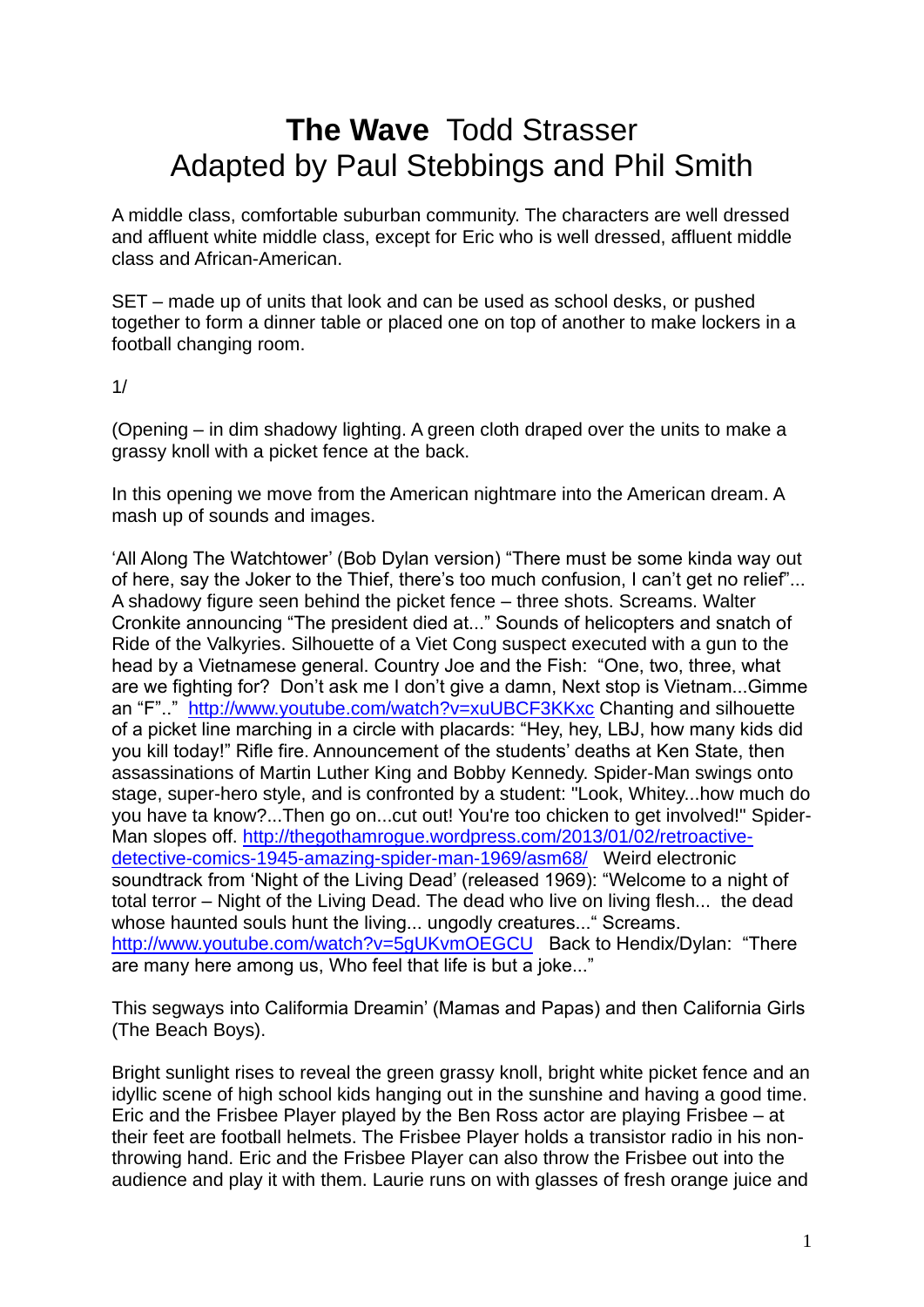# **The Wave** Todd Strasser
# Adapted by Paul Stebbings and Phil Smith

A middle class, comfortable suburban community. The characters are well dressed and affluent white middle class, except for Eric who is well dressed, affluent middle class and African-American.

SET – made up of units that look and can be used as school desks, or pushed together to form a dinner table or placed one on top of another to make lockers in a football changing room.

1/

(Opening – in dim shadowy lighting. A green cloth draped over the units to make a grassy knoll with a picket fence at the back.

In this opening we move from the American nightmare into the American dream. A mash up of sounds and images.

'All Along The Watchtower' (Bob Dylan version) "There must be some kinda way out of here, say the Joker to the Thief, there's too much confusion, I can't get no relief"... A shadowy figure seen behind the picket fence – three shots. Screams. Walter Cronkite announcing "The president died at..." Sounds of helicopters and snatch of Ride of the Valkyries. Silhouette of a Viet Cong suspect executed with a gun to the head by a Vietnamese general. Country Joe and the Fish: "One, two, three, what are we fighting for? Don't ask me I don't give a damn, Next stop is Vietnam...Gimme an "F".." http://www.youtube.com/watch?v=xuUBCF3KKxc Chanting and silhouette of a picket line marching in a circle with placards: "Hey, hey, LBJ, how many kids did you kill today!" Rifle fire. Announcement of the students' deaths at Ken State, then assassinations of Martin Luther King and Bobby Kennedy. Spider-Man swings onto stage, super-hero style, and is confronted by a student: "Look, Whitey...how much do you have ta know?...Then go on...cut out! You're too chicken to get involved!" Spider-Man slopes off. http://thegothamrogue.wordpress.com/2013/01/02/retroactive-detective-comics-1945-amazing-spider-man-1969/asm68/ Weird electronic soundtrack from 'Night of the Living Dead' (released 1969): "Welcome to a night of total terror – Night of the Living Dead. The dead who live on living flesh... the dead whose haunted souls hunt the living... ungodly creatures..." Screams. http://www.youtube.com/watch?v=5gUKvmOEGCU Back to Hendix/Dylan: "There are many here among us, Who feel that life is but a joke..."

This segways into Califormia Dreamin' (Mamas and Papas) and then California Girls (The Beach Boys).

Bright sunlight rises to reveal the green grassy knoll, bright white picket fence and an idyllic scene of high school kids hanging out in the sunshine and having a good time. Eric and the Frisbee Player played by the Ben Ross actor are playing Frisbee – at their feet are football helmets. The Frisbee Player holds a transistor radio in his non-throwing hand. Eric and the Frisbee Player can also throw the Frisbee out into the audience and play it with them. Laurie runs on with glasses of fresh orange juice and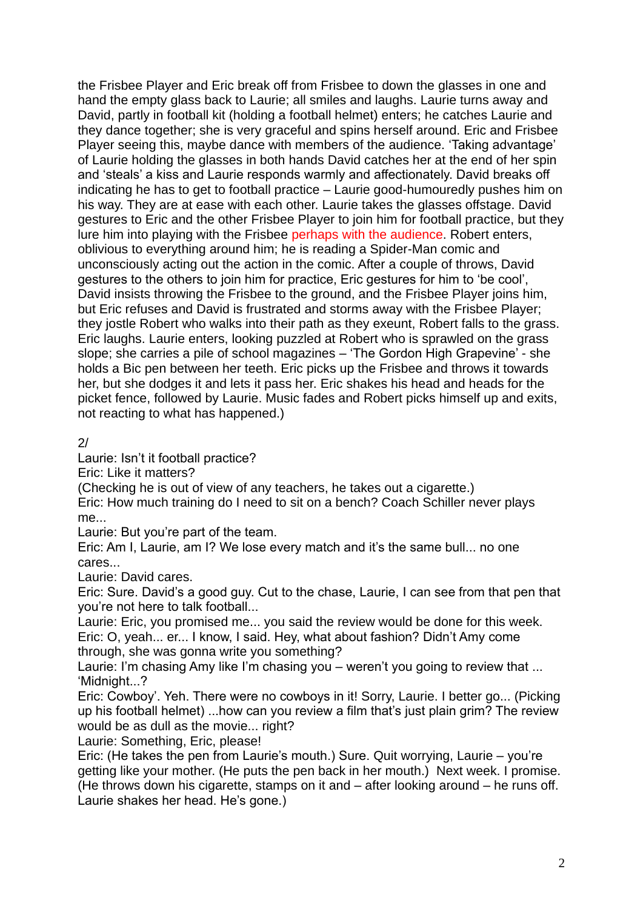the Frisbee Player and Eric break off from Frisbee to down the glasses in one and hand the empty glass back to Laurie; all smiles and laughs. Laurie turns away and David, partly in football kit (holding a football helmet) enters; he catches Laurie and they dance together; she is very graceful and spins herself around. Eric and Frisbee Player seeing this, maybe dance with members of the audience. 'Taking advantage' of Laurie holding the glasses in both hands David catches her at the end of her spin and 'steals' a kiss and Laurie responds warmly and affectionately. David breaks off indicating he has to get to football practice – Laurie good-humouredly pushes him on his way. They are at ease with each other. Laurie takes the glasses offstage. David gestures to Eric and the other Frisbee Player to join him for football practice, but they lure him into playing with the Frisbee perhaps with the audience. Robert enters, oblivious to everything around him; he is reading a Spider-Man comic and unconsciously acting out the action in the comic. After a couple of throws, David gestures to the others to join him for practice, Eric gestures for him to 'be cool', David insists throwing the Frisbee to the ground, and the Frisbee Player joins him, but Eric refuses and David is frustrated and storms away with the Frisbee Player; they jostle Robert who walks into their path as they exeunt, Robert falls to the grass. Eric laughs. Laurie enters, looking puzzled at Robert who is sprawled on the grass slope; she carries a pile of school magazines – 'The Gordon High Grapevine' - she holds a Bic pen between her teeth. Eric picks up the Frisbee and throws it towards her, but she dodges it and lets it pass her. Eric shakes his head and heads for the picket fence, followed by Laurie. Music fades and Robert picks himself up and exits, not reacting to what has happened.)

2/

Laurie: Isn't it football practice?

Eric: Like it matters?

(Checking he is out of view of any teachers, he takes out a cigarette.)

Eric: How much training do I need to sit on a bench? Coach Schiller never plays me...

Laurie: But you're part of the team.

Eric: Am I, Laurie, am I? We lose every match and it's the same bull... no one cares...

Laurie: David cares.

Eric: Sure. David's a good guy. Cut to the chase, Laurie, I can see from that pen that you're not here to talk football...

Laurie: Eric, you promised me... you said the review would be done for this week.

Eric: O, yeah... er... I know, I said. Hey, what about fashion? Didn't Amy come through, she was gonna write you something?

Laurie: I'm chasing Amy like I'm chasing you – weren't you going to review that ... 'Midnight...?

Eric: Cowboy'. Yeh. There were no cowboys in it! Sorry, Laurie. I better go... (Picking up his football helmet) ...how can you review a film that's just plain grim? The review would be as dull as the movie... right?

Laurie: Something, Eric, please!

Eric: (He takes the pen from Laurie's mouth.) Sure. Quit worrying, Laurie – you're getting like your mother. (He puts the pen back in her mouth.) Next week. I promise. (He throws down his cigarette, stamps on it and – after looking around – he runs off. Laurie shakes her head. He's gone.)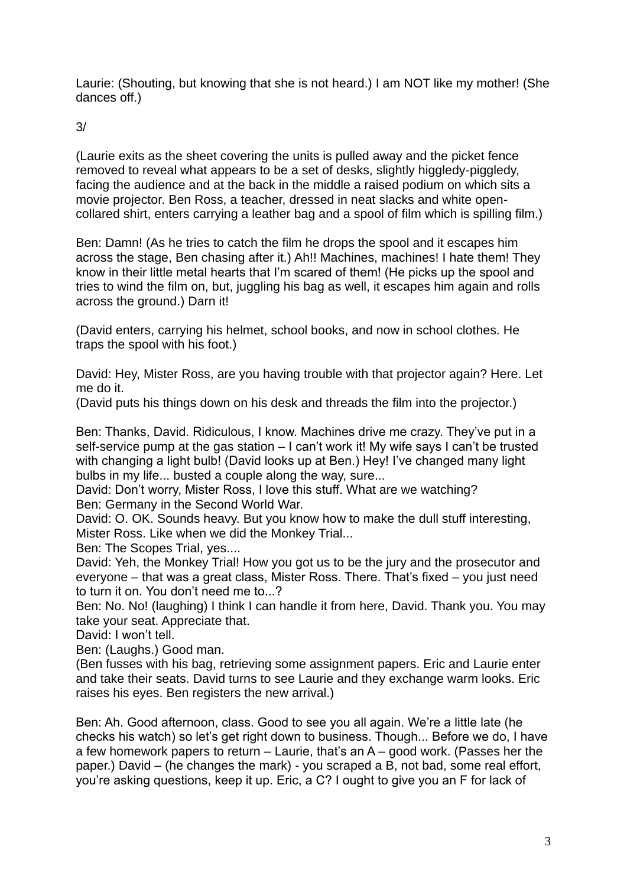Laurie: (Shouting, but knowing that she is not heard.) I am NOT like my mother! (She dances off.)

3/

(Laurie exits as the sheet covering the units is pulled away and the picket fence removed to reveal what appears to be a set of desks, slightly higgledy-piggledy, facing the audience and at the back in the middle a raised podium on which sits a movie projector. Ben Ross, a teacher, dressed in neat slacks and white open-collared shirt, enters carrying a leather bag and a spool of film which is spilling film.)

Ben: Damn! (As he tries to catch the film he drops the spool and it escapes him across the stage, Ben chasing after it.) Ah!! Machines, machines! I hate them! They know in their little metal hearts that I'm scared of them! (He picks up the spool and tries to wind the film on, but, juggling his bag as well, it escapes him again and rolls across the ground.) Darn it!

(David enters, carrying his helmet, school books, and now in school clothes. He traps the spool with his foot.)

David: Hey, Mister Ross, are you having trouble with that projector again? Here. Let me do it.
(David puts his things down on his desk and threads the film into the projector.)

Ben: Thanks, David. Ridiculous, I know. Machines drive me crazy. They've put in a self-service pump at the gas station – I can't work it! My wife says I can't be trusted with changing a light bulb! (David looks up at Ben.) Hey! I've changed many light bulbs in my life... busted a couple along the way, sure...
David: Don't worry, Mister Ross, I love this stuff. What are we watching?
Ben: Germany in the Second World War.
David: O. OK. Sounds heavy. But you know how to make the dull stuff interesting, Mister Ross. Like when we did the Monkey Trial...
Ben: The Scopes Trial, yes....
David: Yeh, the Monkey Trial! How you got us to be the jury and the prosecutor and everyone – that was a great class, Mister Ross. There. That's fixed – you just need to turn it on. You don't need me to...?
Ben: No. No! (laughing) I think I can handle it from here, David. Thank you. You may take your seat. Appreciate that.
David: I won't tell.
Ben: (Laughs.) Good man.
(Ben fusses with his bag, retrieving some assignment papers. Eric and Laurie enter and take their seats. David turns to see Laurie and they exchange warm looks. Eric raises his eyes. Ben registers the new arrival.)

Ben: Ah. Good afternoon, class. Good to see you all again. We're a little late (he checks his watch) so let's get right down to business. Though... Before we do, I have a few homework papers to return – Laurie, that's an A – good work. (Passes her the paper.) David – (he changes the mark) - you scraped a B, not bad, some real effort, you're asking questions, keep it up. Eric, a C? I ought to give you an F for lack of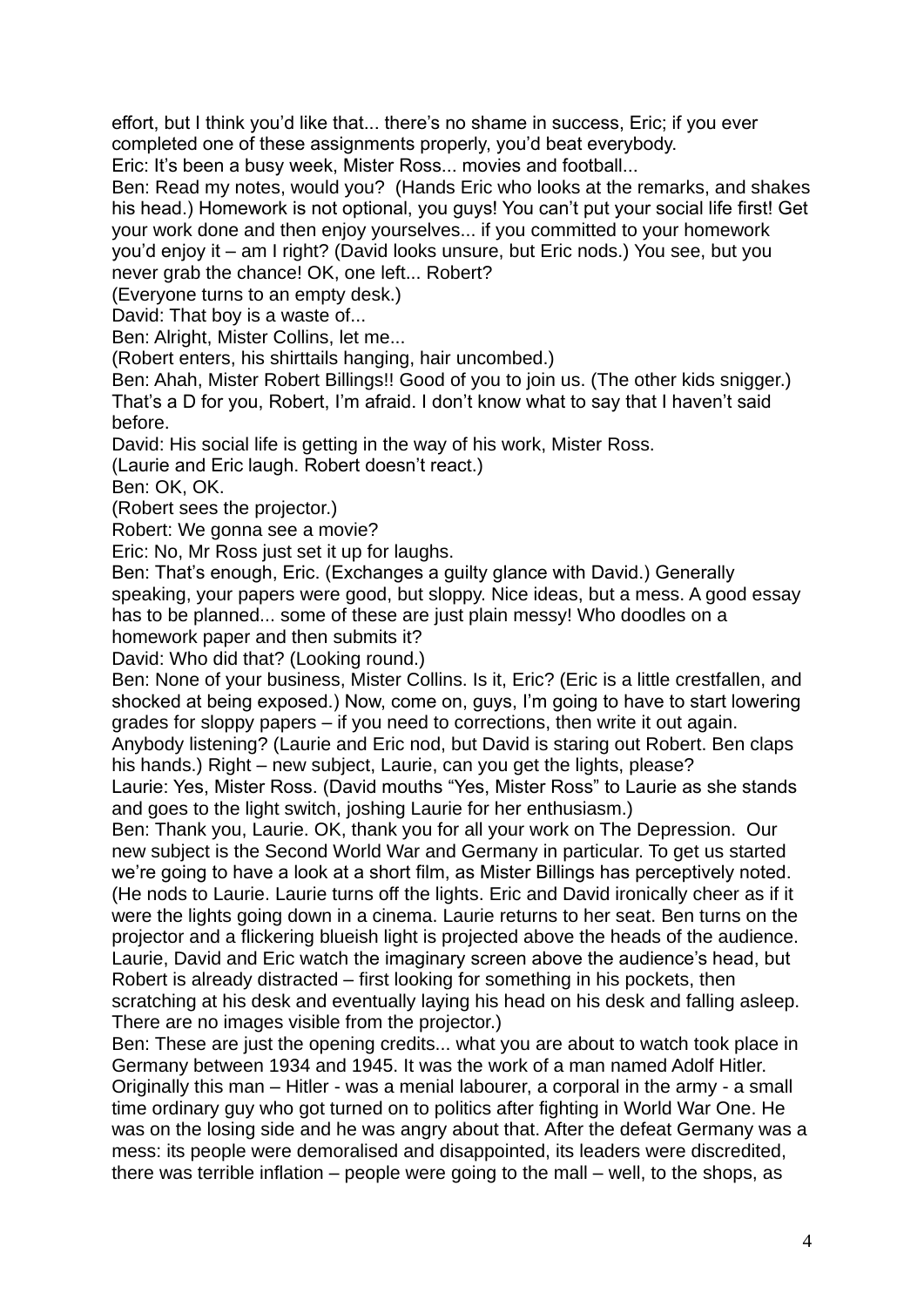effort, but I think you'd like that... there's no shame in success, Eric; if you ever completed one of these assignments properly, you'd beat everybody.

Eric: It's been a busy week, Mister Ross... movies and football...

Ben: Read my notes, would you? (Hands Eric who looks at the remarks, and shakes his head.) Homework is not optional, you guys! You can't put your social life first! Get your work done and then enjoy yourselves... if you committed to your homework you'd enjoy it – am I right? (David looks unsure, but Eric nods.) You see, but you never grab the chance! OK, one left... Robert?

(Everyone turns to an empty desk.)

David: That boy is a waste of...

Ben: Alright, Mister Collins, let me...

(Robert enters, his shirttails hanging, hair uncombed.)

Ben: Ahah, Mister Robert Billings!! Good of you to join us. (The other kids snigger.) That's a D for you, Robert, I'm afraid. I don't know what to say that I haven't said before.

David: His social life is getting in the way of his work, Mister Ross.

(Laurie and Eric laugh. Robert doesn't react.)

Ben: OK, OK.

(Robert sees the projector.)

Robert: We gonna see a movie?

Eric: No, Mr Ross just set it up for laughs.

Ben: That's enough, Eric. (Exchanges a guilty glance with David.) Generally speaking, your papers were good, but sloppy. Nice ideas, but a mess. A good essay has to be planned... some of these are just plain messy! Who doodles on a homework paper and then submits it?

David: Who did that? (Looking round.)

Ben: None of your business, Mister Collins. Is it, Eric? (Eric is a little crestfallen, and shocked at being exposed.) Now, come on, guys, I'm going to have to start lowering grades for sloppy papers – if you need to corrections, then write it out again. Anybody listening? (Laurie and Eric nod, but David is staring out Robert. Ben claps his hands.) Right – new subject, Laurie, can you get the lights, please?

Laurie: Yes, Mister Ross. (David mouths "Yes, Mister Ross" to Laurie as she stands and goes to the light switch, joshing Laurie for her enthusiasm.)

Ben: Thank you, Laurie. OK, thank you for all your work on The Depression. Our new subject is the Second World War and Germany in particular. To get us started we're going to have a look at a short film, as Mister Billings has perceptively noted. (He nods to Laurie. Laurie turns off the lights. Eric and David ironically cheer as if it were the lights going down in a cinema. Laurie returns to her seat. Ben turns on the projector and a flickering blueish light is projected above the heads of the audience. Laurie, David and Eric watch the imaginary screen above the audience's head, but Robert is already distracted – first looking for something in his pockets, then scratching at his desk and eventually laying his head on his desk and falling asleep. There are no images visible from the projector.)

Ben: These are just the opening credits... what you are about to watch took place in Germany between 1934 and 1945. It was the work of a man named Adolf Hitler. Originally this man – Hitler - was a menial labourer, a corporal in the army - a small time ordinary guy who got turned on to politics after fighting in World War One. He was on the losing side and he was angry about that. After the defeat Germany was a mess: its people were demoralised and disappointed, its leaders were discredited, there was terrible inflation – people were going to the mall – well, to the shops, as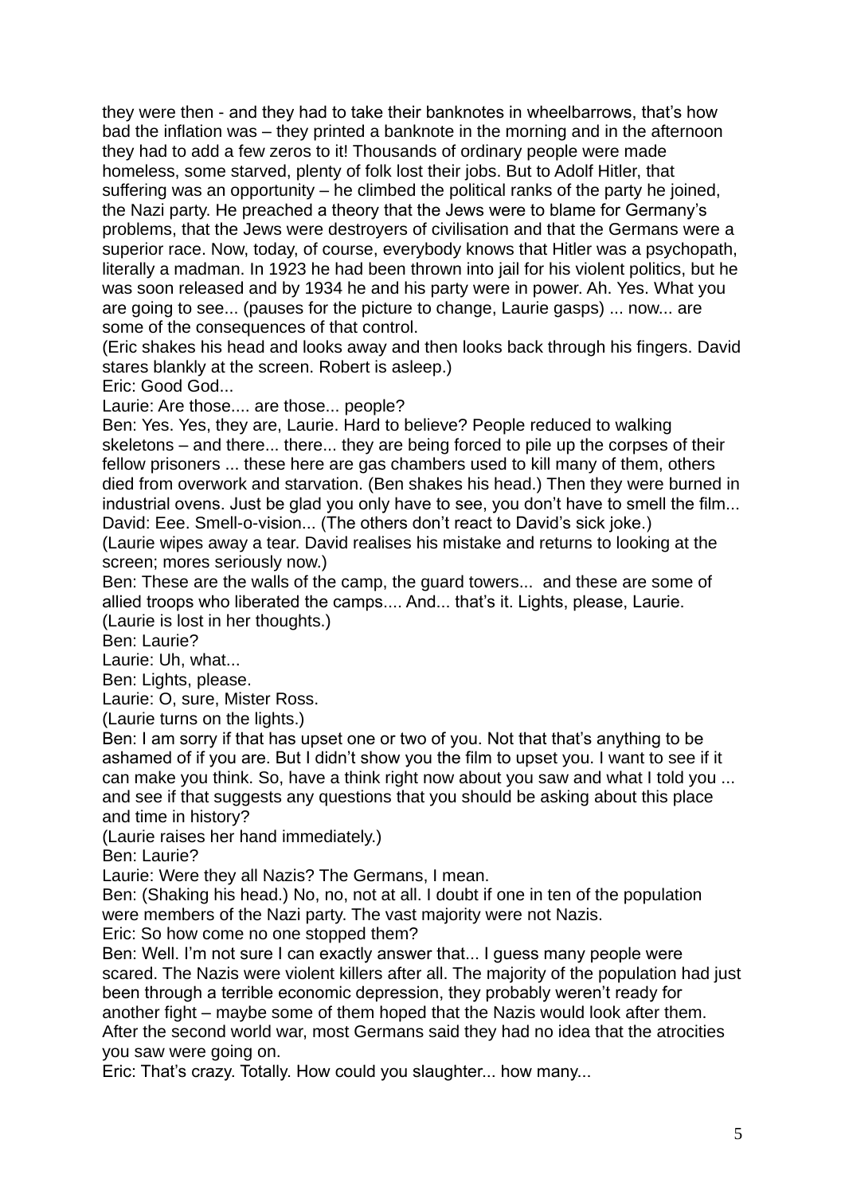they were then - and they had to take their banknotes in wheelbarrows, that's how bad the inflation was – they printed a banknote in the morning and in the afternoon they had to add a few zeros to it! Thousands of ordinary people were made homeless, some starved, plenty of folk lost their jobs. But to Adolf Hitler, that suffering was an opportunity – he climbed the political ranks of the party he joined, the Nazi party. He preached a theory that the Jews were to blame for Germany's problems, that the Jews were destroyers of civilisation and that the Germans were a superior race. Now, today, of course, everybody knows that Hitler was a psychopath, literally a madman. In 1923 he had been thrown into jail for his violent politics, but he was soon released and by 1934 he and his party were in power. Ah. Yes. What you are going to see... (pauses for the picture to change, Laurie gasps) ... now... are some of the consequences of that control.

(Eric shakes his head and looks away and then looks back through his fingers. David stares blankly at the screen. Robert is asleep.)

Eric: Good God...

Laurie: Are those.... are those... people?

Ben: Yes. Yes, they are, Laurie. Hard to believe? People reduced to walking skeletons – and there... there... they are being forced to pile up the corpses of their fellow prisoners ... these here are gas chambers used to kill many of them, others died from overwork and starvation. (Ben shakes his head.) Then they were burned in industrial ovens. Just be glad you only have to see, you don't have to smell the film...

David: Eee. Smell-o-vision... (The others don't react to David's sick joke.)

(Laurie wipes away a tear. David realises his mistake and returns to looking at the screen; mores seriously now.)

Ben: These are the walls of the camp, the guard towers... and these are some of allied troops who liberated the camps.... And... that's it. Lights, please, Laurie.

(Laurie is lost in her thoughts.)

Ben: Laurie?

Laurie: Uh, what...

Ben: Lights, please.

Laurie: O, sure, Mister Ross.

(Laurie turns on the lights.)

Ben: I am sorry if that has upset one or two of you. Not that that's anything to be ashamed of if you are. But I didn't show you the film to upset you. I want to see if it can make you think. So, have a think right now about you saw and what I told you ... and see if that suggests any questions that you should be asking about this place and time in history?

(Laurie raises her hand immediately.)

Ben: Laurie?

Laurie: Were they all Nazis? The Germans, I mean.

Ben: (Shaking his head.) No, no, not at all. I doubt if one in ten of the population were members of the Nazi party. The vast majority were not Nazis.

Eric: So how come no one stopped them?

Ben: Well. I'm not sure I can exactly answer that... I guess many people were scared. The Nazis were violent killers after all. The majority of the population had just been through a terrible economic depression, they probably weren't ready for another fight – maybe some of them hoped that the Nazis would look after them. After the second world war, most Germans said they had no idea that the atrocities you saw were going on.

Eric: That's crazy. Totally. How could you slaughter... how many...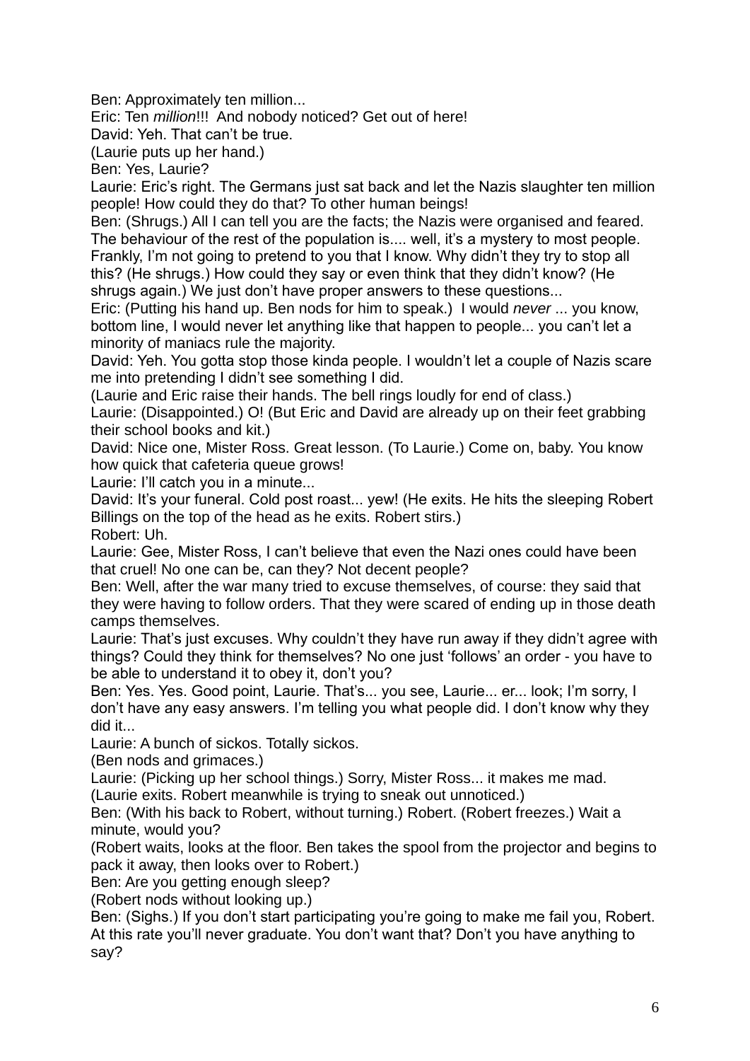Ben: Approximately ten million...

Eric: Ten *million*!!! And nobody noticed? Get out of here!

David: Yeh. That can't be true.

(Laurie puts up her hand.)

Ben: Yes, Laurie?

Laurie: Eric's right. The Germans just sat back and let the Nazis slaughter ten million people! How could they do that? To other human beings!

Ben: (Shrugs.) All I can tell you are the facts; the Nazis were organised and feared. The behaviour of the rest of the population is.... well, it's a mystery to most people. Frankly, I'm not going to pretend to you that I know. Why didn't they try to stop all this? (He shrugs.) How could they say or even think that they didn't know? (He shrugs again.) We just don't have proper answers to these questions...

Eric: (Putting his hand up. Ben nods for him to speak.) I would *never* ... you know, bottom line, I would never let anything like that happen to people... you can't let a minority of maniacs rule the majority.

David: Yeh. You gotta stop those kinda people. I wouldn't let a couple of Nazis scare me into pretending I didn't see something I did.

(Laurie and Eric raise their hands. The bell rings loudly for end of class.)

Laurie: (Disappointed.) O! (But Eric and David are already up on their feet grabbing their school books and kit.)

David: Nice one, Mister Ross. Great lesson. (To Laurie.) Come on, baby. You know how quick that cafeteria queue grows!

Laurie: I'll catch you in a minute...

David: It's your funeral. Cold post roast... yew! (He exits. He hits the sleeping Robert Billings on the top of the head as he exits. Robert stirs.)

Robert: Uh.

Laurie: Gee, Mister Ross, I can't believe that even the Nazi ones could have been that cruel! No one can be, can they? Not decent people?

Ben: Well, after the war many tried to excuse themselves, of course: they said that they were having to follow orders. That they were scared of ending up in those death camps themselves.

Laurie: That's just excuses. Why couldn't they have run away if they didn't agree with things? Could they think for themselves? No one just 'follows' an order - you have to be able to understand it to obey it, don't you?

Ben: Yes. Yes. Good point, Laurie. That's... you see, Laurie... er... look; I'm sorry, I don't have any easy answers. I'm telling you what people did. I don't know why they did it...

Laurie: A bunch of sickos. Totally sickos.

(Ben nods and grimaces.)

Laurie: (Picking up her school things.) Sorry, Mister Ross... it makes me mad.

(Laurie exits. Robert meanwhile is trying to sneak out unnoticed.)

Ben: (With his back to Robert, without turning.) Robert. (Robert freezes.) Wait a minute, would you?

(Robert waits, looks at the floor. Ben takes the spool from the projector and begins to pack it away, then looks over to Robert.)

Ben: Are you getting enough sleep?

(Robert nods without looking up.)

Ben: (Sighs.) If you don't start participating you're going to make me fail you, Robert. At this rate you'll never graduate. You don't want that? Don't you have anything to say?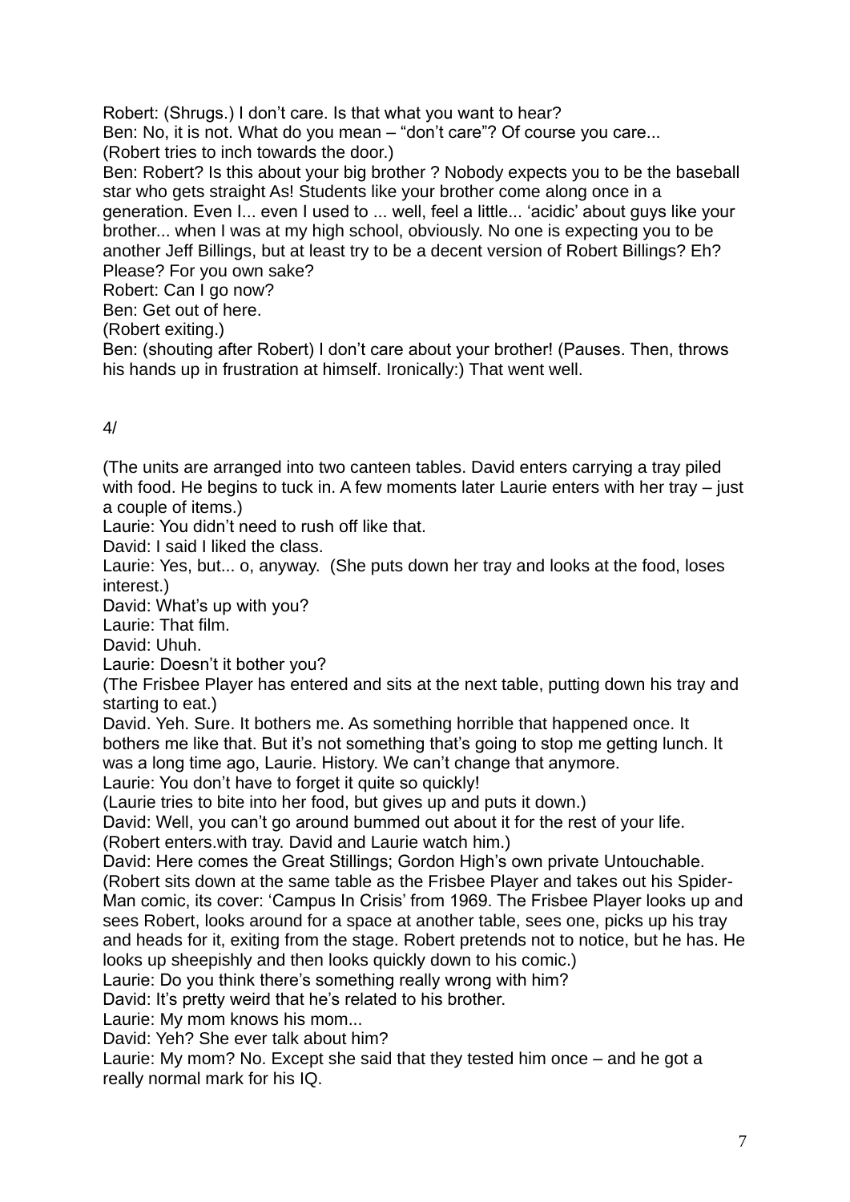Robert: (Shrugs.) I don't care. Is that what you want to hear?
Ben: No, it is not. What do you mean – "don't care"? Of course you care...
(Robert tries to inch towards the door.)
Ben: Robert? Is this about your big brother ? Nobody expects you to be the baseball star who gets straight As! Students like your brother come along once in a generation. Even I... even I used to ... well, feel a little... 'acidic' about guys like your brother... when I was at my high school, obviously. No one is expecting you to be another Jeff Billings, but at least try to be a decent version of Robert Billings? Eh? Please? For you own sake?
Robert: Can I go now?
Ben: Get out of here.
(Robert exiting.)
Ben: (shouting after Robert) I don't care about your brother! (Pauses. Then, throws his hands up in frustration at himself. Ironically:) That went well.

4/

(The units are arranged into two canteen tables. David enters carrying a tray piled with food. He begins to tuck in. A few moments later Laurie enters with her tray – just a couple of items.)
Laurie: You didn't need to rush off like that.
David: I said I liked the class.
Laurie: Yes, but... o, anyway. (She puts down her tray and looks at the food, loses interest.)
David: What's up with you?
Laurie: That film.
David: Uhuh.
Laurie: Doesn't it bother you?
(The Frisbee Player has entered and sits at the next table, putting down his tray and starting to eat.)
David. Yeh. Sure. It bothers me. As something horrible that happened once. It bothers me like that. But it's not something that's going to stop me getting lunch. It was a long time ago, Laurie. History. We can't change that anymore.
Laurie: You don't have to forget it quite so quickly!
(Laurie tries to bite into her food, but gives up and puts it down.)
David: Well, you can't go around bummed out about it for the rest of your life.
(Robert enters.with tray. David and Laurie watch him.)
David: Here comes the Great Stillings; Gordon High's own private Untouchable.
(Robert sits down at the same table as the Frisbee Player and takes out his Spider-Man comic, its cover: 'Campus In Crisis' from 1969. The Frisbee Player looks up and sees Robert, looks around for a space at another table, sees one, picks up his tray and heads for it, exiting from the stage. Robert pretends not to notice, but he has. He looks up sheepishly and then looks quickly down to his comic.)
Laurie: Do you think there's something really wrong with him?
David: It's pretty weird that he's related to his brother.
Laurie: My mom knows his mom...
David: Yeh? She ever talk about him?
Laurie: My mom? No. Except she said that they tested him once – and he got a really normal mark for his IQ.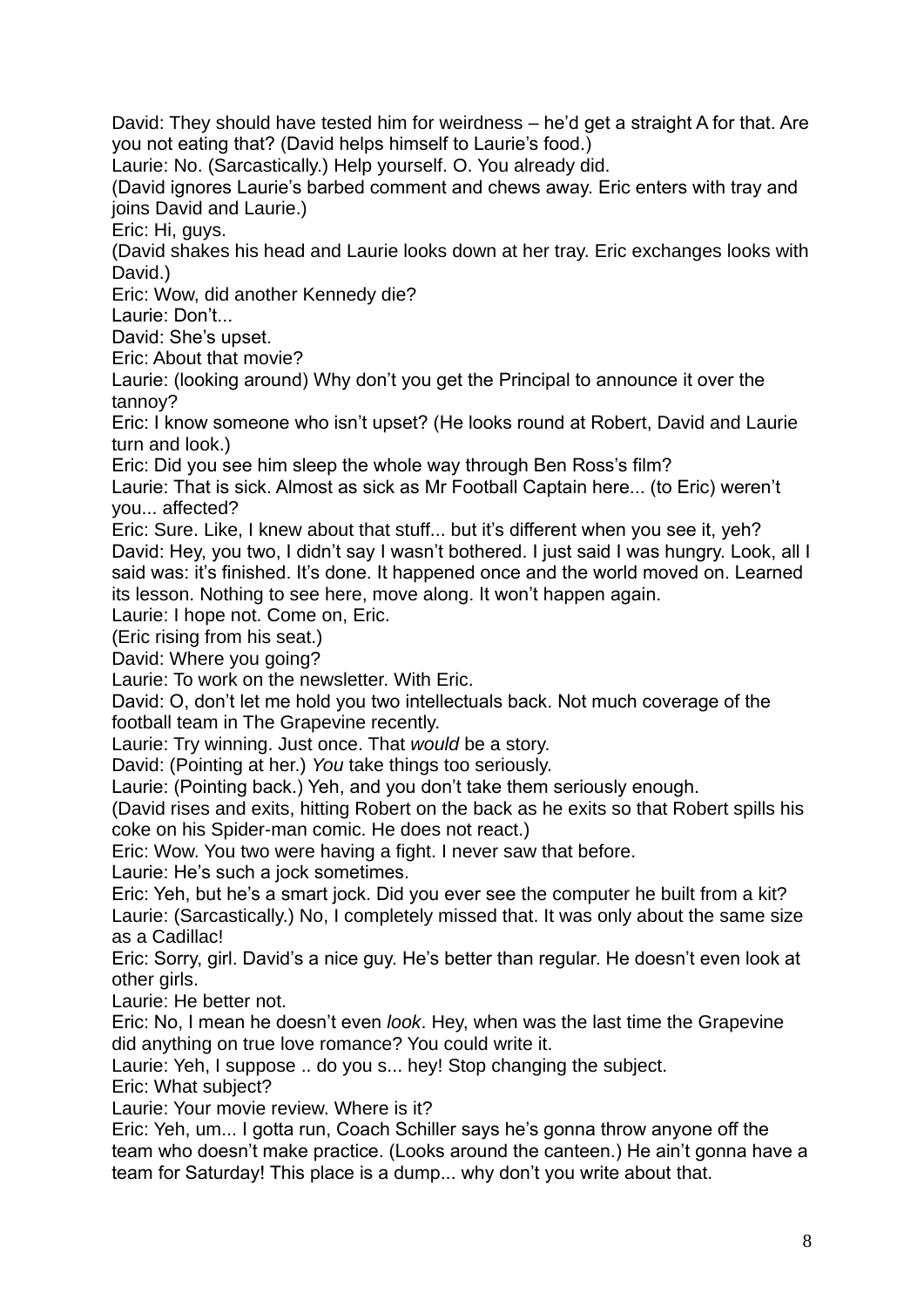David: They should have tested him for weirdness – he'd get a straight A for that. Are you not eating that? (David helps himself to Laurie's food.)

Laurie: No. (Sarcastically.) Help yourself. O. You already did.

(David ignores Laurie's barbed comment and chews away. Eric enters with tray and joins David and Laurie.)

Eric: Hi, guys.

(David shakes his head and Laurie looks down at her tray. Eric exchanges looks with David.)

Eric: Wow, did another Kennedy die?

Laurie: Don't...

David: She's upset.

Eric: About that movie?

Laurie: (looking around) Why don't you get the Principal to announce it over the tannoy?

Eric: I know someone who isn't upset? (He looks round at Robert, David and Laurie turn and look.)

Eric: Did you see him sleep the whole way through Ben Ross's film?

Laurie: That is sick. Almost as sick as Mr Football Captain here... (to Eric) weren't you... affected?

Eric: Sure. Like, I knew about that stuff... but it's different when you see it, yeh?

David: Hey, you two, I didn't say I wasn't bothered. I just said I was hungry. Look, all I said was: it's finished. It's done. It happened once and the world moved on. Learned its lesson. Nothing to see here, move along. It won't happen again.

Laurie: I hope not. Come on, Eric.

(Eric rising from his seat.)

David: Where you going?

Laurie: To work on the newsletter. With Eric.

David: O, don't let me hold you two intellectuals back. Not much coverage of the football team in The Grapevine recently.

Laurie: Try winning. Just once. That *would* be a story.

David: (Pointing at her.) *You* take things too seriously.

Laurie: (Pointing back.) Yeh, and you don't take them seriously enough.

(David rises and exits, hitting Robert on the back as he exits so that Robert spills his coke on his Spider-man comic. He does not react.)

Eric: Wow. You two were having a fight. I never saw that before.

Laurie: He's such a jock sometimes.

Eric: Yeh, but he's a smart jock. Did you ever see the computer he built from a kit?

Laurie: (Sarcastically.) No, I completely missed that. It was only about the same size as a Cadillac!

Eric: Sorry, girl. David's a nice guy. He's better than regular. He doesn't even look at other girls.

Laurie: He better not.

Eric: No, I mean he doesn't even *look*. Hey, when was the last time the Grapevine did anything on true love romance? You could write it.

Laurie: Yeh, I suppose .. do you s... hey! Stop changing the subject.

Eric: What subject?

Laurie: Your movie review. Where is it?

Eric: Yeh, um... I gotta run, Coach Schiller says he's gonna throw anyone off the team who doesn't make practice. (Looks around the canteen.) He ain't gonna have a team for Saturday! This place is a dump... why don't you write about that.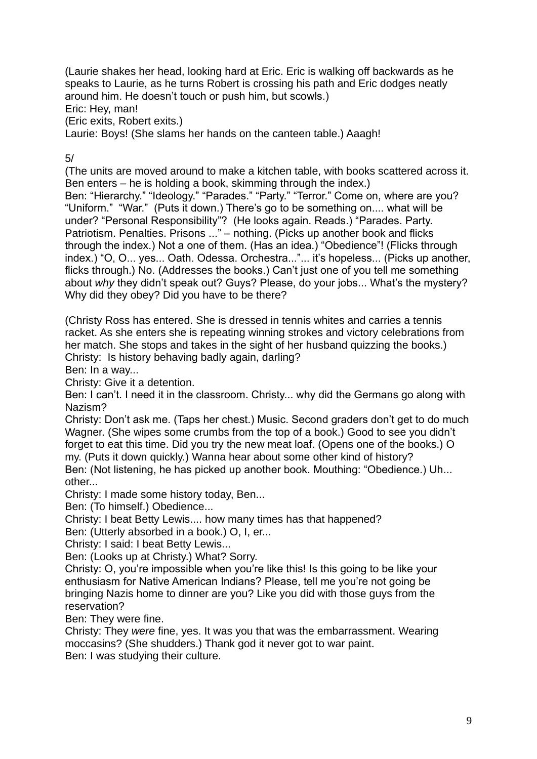(Laurie shakes her head, looking hard at Eric. Eric is walking off backwards as he speaks to Laurie, as he turns Robert is crossing his path and Eric dodges neatly around him. He doesn't touch or push him, but scowls.)
Eric: Hey, man!
(Eric exits, Robert exits.)
Laurie: Boys! (She slams her hands on the canteen table.) Aaagh!

5/
(The units are moved around to make a kitchen table, with books scattered across it. Ben enters – he is holding a book, skimming through the index.)
Ben: "Hierarchy." "Ideology." "Parades." "Party." "Terror." Come on, where are you? "Uniform." "War." (Puts it down.) There's go to be something on.... what will be under? "Personal Responsibility"? (He looks again. Reads.) "Parades. Party. Patriotism. Penalties. Prisons ..." – nothing. (Picks up another book and flicks through the index.) Not a one of them. (Has an idea.) "Obedience"! (Flicks through index.) "O, O... yes... Oath. Odessa. Orchestra..."... it's hopeless... (Picks up another, flicks through.) No. (Addresses the books.) Can't just one of you tell me something about *why* they didn't speak out? Guys? Please, do your jobs... What's the mystery? Why did they obey? Did you have to be there?

(Christy Ross has entered. She is dressed in tennis whites and carries a tennis racket. As she enters she is repeating winning strokes and victory celebrations from her match. She stops and takes in the sight of her husband quizzing the books.)
Christy: Is history behaving badly again, darling?
Ben: In a way...
Christy: Give it a detention.
Ben: I can't. I need it in the classroom. Christy... why did the Germans go along with Nazism?
Christy: Don't ask me. (Taps her chest.) Music. Second graders don't get to do much Wagner. (She wipes some crumbs from the top of a book.) Good to see you didn't forget to eat this time. Did you try the new meat loaf. (Opens one of the books.) O my. (Puts it down quickly.) Wanna hear about some other kind of history?
Ben: (Not listening, he has picked up another book. Mouthing: "Obedience.) Uh... other...
Christy: I made some history today, Ben...
Ben: (To himself.) Obedience...
Christy: I beat Betty Lewis.... how many times has that happened?
Ben: (Utterly absorbed in a book.) O, I, er...
Christy: I said: I beat Betty Lewis...
Ben: (Looks up at Christy.) What? Sorry.
Christy: O, you're impossible when you're like this! Is this going to be like your enthusiasm for Native American Indians? Please, tell me you're not going be bringing Nazis home to dinner are you? Like you did with those guys from the reservation?
Ben: They were fine.
Christy: They *were* fine, yes. It was you that was the embarrassment. Wearing moccasins? (She shudders.) Thank god it never got to war paint.
Ben: I was studying their culture.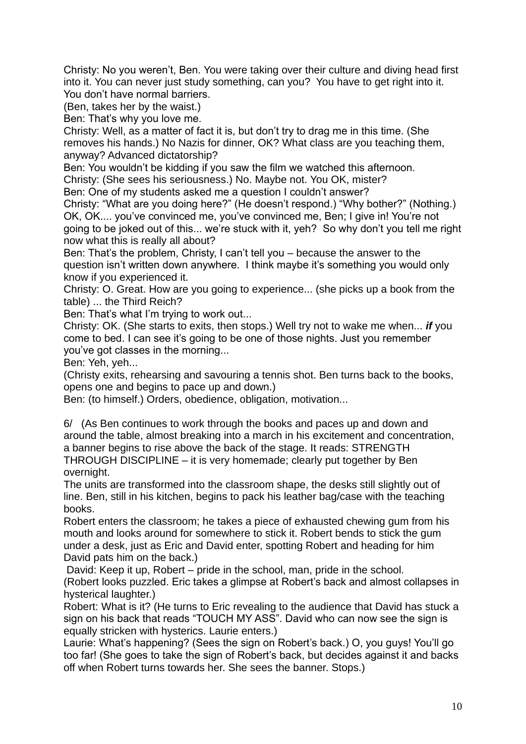Christy: No you weren't, Ben. You were taking over their culture and diving head first into it. You can never just study something, can you? You have to get right into it. You don't have normal barriers.

(Ben, takes her by the waist.)

Ben: That's why you love me.

Christy: Well, as a matter of fact it is, but don't try to drag me in this time. (She removes his hands.) No Nazis for dinner, OK? What class are you teaching them, anyway? Advanced dictatorship?

Ben: You wouldn't be kidding if you saw the film we watched this afternoon.

Christy: (She sees his seriousness.) No. Maybe not. You OK, mister?

Ben: One of my students asked me a question I couldn't answer?

Christy: "What are you doing here?" (He doesn't respond.) "Why bother?" (Nothing.) OK, OK.... you've convinced me, you've convinced me, Ben; I give in! You're not going to be joked out of this... we're stuck with it, yeh? So why don't you tell me right now what this is really all about?

Ben: That's the problem, Christy, I can't tell you – because the answer to the question isn't written down anywhere. I think maybe it's something you would only know if you experienced it.

Christy: O. Great. How are you going to experience... (she picks up a book from the table) ... the Third Reich?

Ben: That's what I'm trying to work out...

Christy: OK. (She starts to exits, then stops.) Well try not to wake me when... ***if*** you come to bed. I can see it's going to be one of those nights. Just you remember you've got classes in the morning...

Ben: Yeh, yeh...

(Christy exits, rehearsing and savouring a tennis shot. Ben turns back to the books, opens one and begins to pace up and down.)

Ben: (to himself.) Orders, obedience, obligation, motivation...

6/ (As Ben continues to work through the books and paces up and down and around the table, almost breaking into a march in his excitement and concentration, a banner begins to rise above the back of the stage. It reads: STRENGTH THROUGH DISCIPLINE – it is very homemade; clearly put together by Ben overnight.

The units are transformed into the classroom shape, the desks still slightly out of line. Ben, still in his kitchen, begins to pack his leather bag/case with the teaching books.

Robert enters the classroom; he takes a piece of exhausted chewing gum from his mouth and looks around for somewhere to stick it. Robert bends to stick the gum under a desk, just as Eric and David enter, spotting Robert and heading for him David pats him on the back.)

David: Keep it up, Robert – pride in the school, man, pride in the school.

(Robert looks puzzled. Eric takes a glimpse at Robert's back and almost collapses in hysterical laughter.)

Robert: What is it? (He turns to Eric revealing to the audience that David has stuck a sign on his back that reads "TOUCH MY ASS". David who can now see the sign is equally stricken with hysterics. Laurie enters.)

Laurie: What's happening? (Sees the sign on Robert's back.) O, you guys! You'll go too far! (She goes to take the sign of Robert's back, but decides against it and backs off when Robert turns towards her. She sees the banner. Stops.)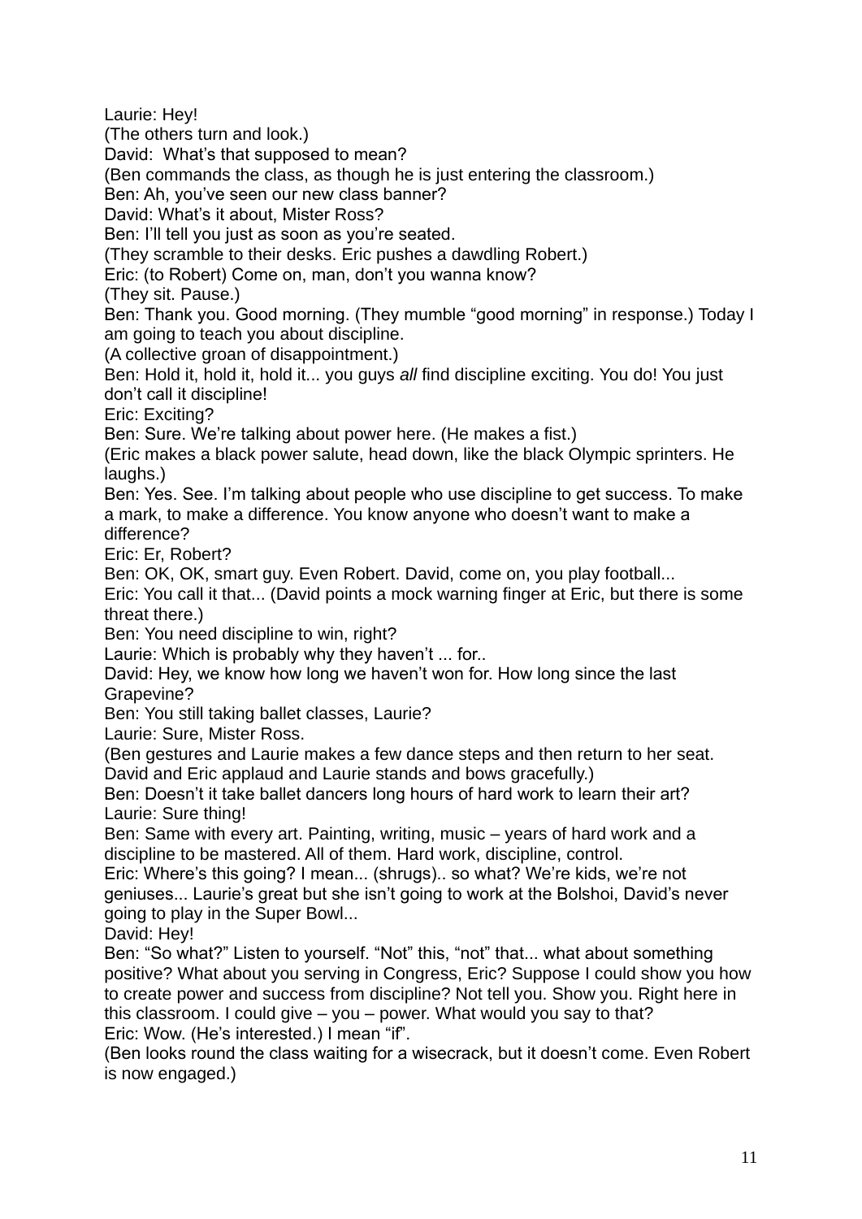Laurie: Hey!

(The others turn and look.)

David: What's that supposed to mean?

(Ben commands the class, as though he is just entering the classroom.)

Ben: Ah, you've seen our new class banner?

David: What's it about, Mister Ross?

Ben: I'll tell you just as soon as you're seated.

(They scramble to their desks. Eric pushes a dawdling Robert.)

Eric: (to Robert) Come on, man, don't you wanna know?

(They sit. Pause.)

Ben: Thank you. Good morning. (They mumble "good morning" in response.) Today I am going to teach you about discipline.

(A collective groan of disappointment.)

Ben: Hold it, hold it, hold it... you guys *all* find discipline exciting. You do! You just don't call it discipline!

Eric: Exciting?

Ben: Sure. We're talking about power here. (He makes a fist.)

(Eric makes a black power salute, head down, like the black Olympic sprinters. He laughs.)

Ben: Yes. See. I'm talking about people who use discipline to get success. To make a mark, to make a difference. You know anyone who doesn't want to make a difference?

Eric: Er, Robert?

Ben: OK, OK, smart guy. Even Robert. David, come on, you play football...

Eric: You call it that... (David points a mock warning finger at Eric, but there is some threat there.)

Ben: You need discipline to win, right?

Laurie: Which is probably why they haven't ... for..

David: Hey, we know how long we haven't won for. How long since the last Grapevine?

Ben: You still taking ballet classes, Laurie?

Laurie: Sure, Mister Ross.

(Ben gestures and Laurie makes a few dance steps and then return to her seat. David and Eric applaud and Laurie stands and bows gracefully.)

Ben: Doesn't it take ballet dancers long hours of hard work to learn their art?

Laurie: Sure thing!

Ben: Same with every art. Painting, writing, music – years of hard work and a discipline to be mastered. All of them. Hard work, discipline, control.

Eric: Where's this going? I mean... (shrugs).. so what? We're kids, we're not geniuses... Laurie's great but she isn't going to work at the Bolshoi, David's never going to play in the Super Bowl...

David: Hey!

Ben: "So what?" Listen to yourself. "Not" this, "not" that... what about something positive? What about you serving in Congress, Eric? Suppose I could show you how to create power and success from discipline? Not tell you. Show you. Right here in this classroom. I could give – you – power. What would you say to that?

Eric: Wow. (He's interested.) I mean "if".

(Ben looks round the class waiting for a wisecrack, but it doesn't come. Even Robert is now engaged.)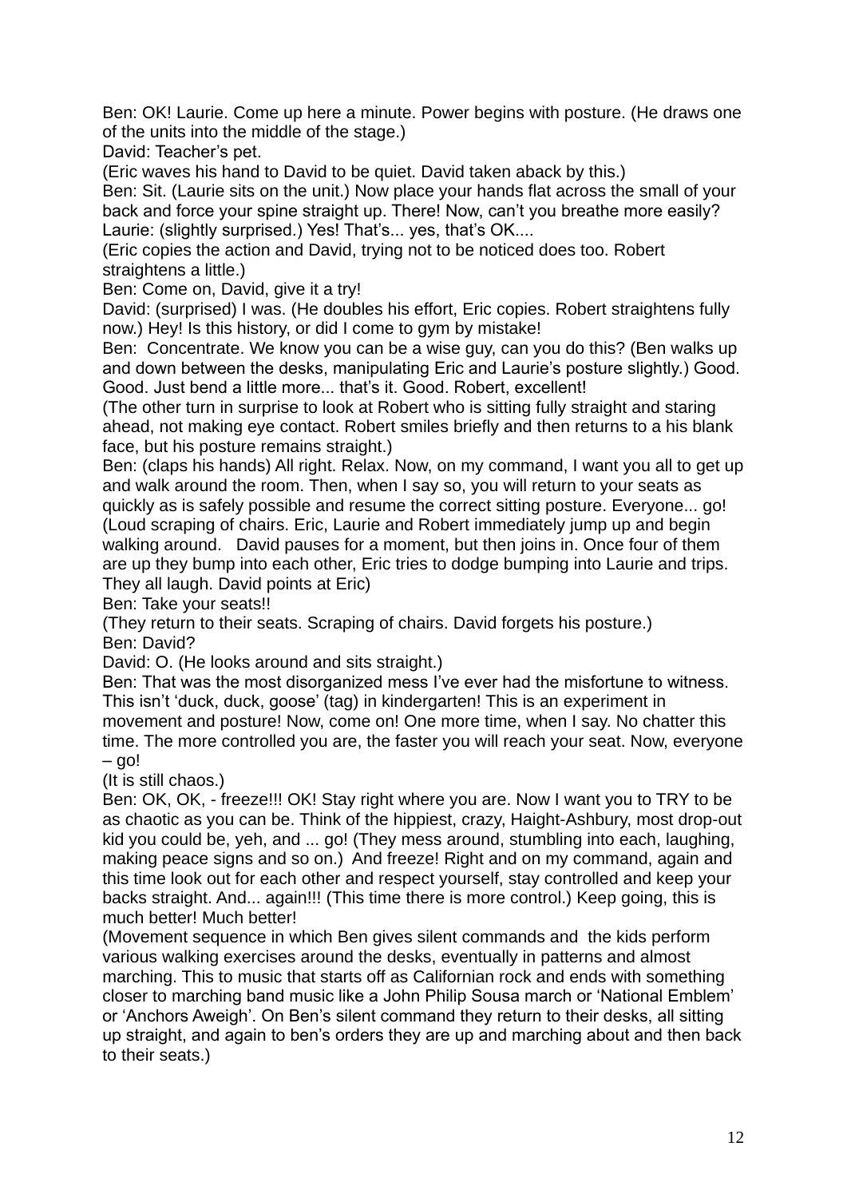Ben: OK! Laurie. Come up here a minute. Power begins with posture. (He draws one of the units into the middle of the stage.)

David: Teacher's pet.

(Eric waves his hand to David to be quiet. David taken aback by this.)

Ben: Sit. (Laurie sits on the unit.) Now place your hands flat across the small of your back and force your spine straight up. There! Now, can't you breathe more easily?

Laurie: (slightly surprised.) Yes! That's... yes, that's OK....

(Eric copies the action and David, trying not to be noticed does too. Robert straightens a little.)

Ben: Come on, David, give it a try!

David: (surprised) I was. (He doubles his effort, Eric copies. Robert straightens fully now.) Hey! Is this history, or did I come to gym by mistake!

Ben: Concentrate. We know you can be a wise guy, can you do this? (Ben walks up and down between the desks, manipulating Eric and Laurie's posture slightly.) Good. Good. Just bend a little more... that's it. Good. Robert, excellent!

(The other turn in surprise to look at Robert who is sitting fully straight and staring ahead, not making eye contact. Robert smiles briefly and then returns to a his blank face, but his posture remains straight.)

Ben: (claps his hands) All right. Relax. Now, on my command, I want you all to get up and walk around the room. Then, when I say so, you will return to your seats as quickly as is safely possible and resume the correct sitting posture. Everyone... go!

(Loud scraping of chairs. Eric, Laurie and Robert immediately jump up and begin walking around. David pauses for a moment, but then joins in. Once four of them are up they bump into each other, Eric tries to dodge bumping into Laurie and trips. They all laugh. David points at Eric)

Ben: Take your seats!!

(They return to their seats. Scraping of chairs. David forgets his posture.)

Ben: David?

David: O. (He looks around and sits straight.)

Ben: That was the most disorganized mess I've ever had the misfortune to witness. This isn't 'duck, duck, goose' (tag) in kindergarten! This is an experiment in movement and posture! Now, come on! One more time, when I say. No chatter this time. The more controlled you are, the faster you will reach your seat. Now, everyone – go!

(It is still chaos.)

Ben: OK, OK, - freeze!!! OK! Stay right where you are. Now I want you to TRY to be as chaotic as you can be. Think of the hippiest, crazy, Haight-Ashbury, most drop-out kid you could be, yeh, and ... go! (They mess around, stumbling into each, laughing, making peace signs and so on.) And freeze! Right and on my command, again and this time look out for each other and respect yourself, stay controlled and keep your backs straight. And... again!!! (This time there is more control.) Keep going, this is much better! Much better!

(Movement sequence in which Ben gives silent commands and the kids perform various walking exercises around the desks, eventually in patterns and almost marching. This to music that starts off as Californian rock and ends with something closer to marching band music like a John Philip Sousa march or 'National Emblem' or 'Anchors Aweigh'. On Ben's silent command they return to their desks, all sitting up straight, and again to ben's orders they are up and marching about and then back to their seats.)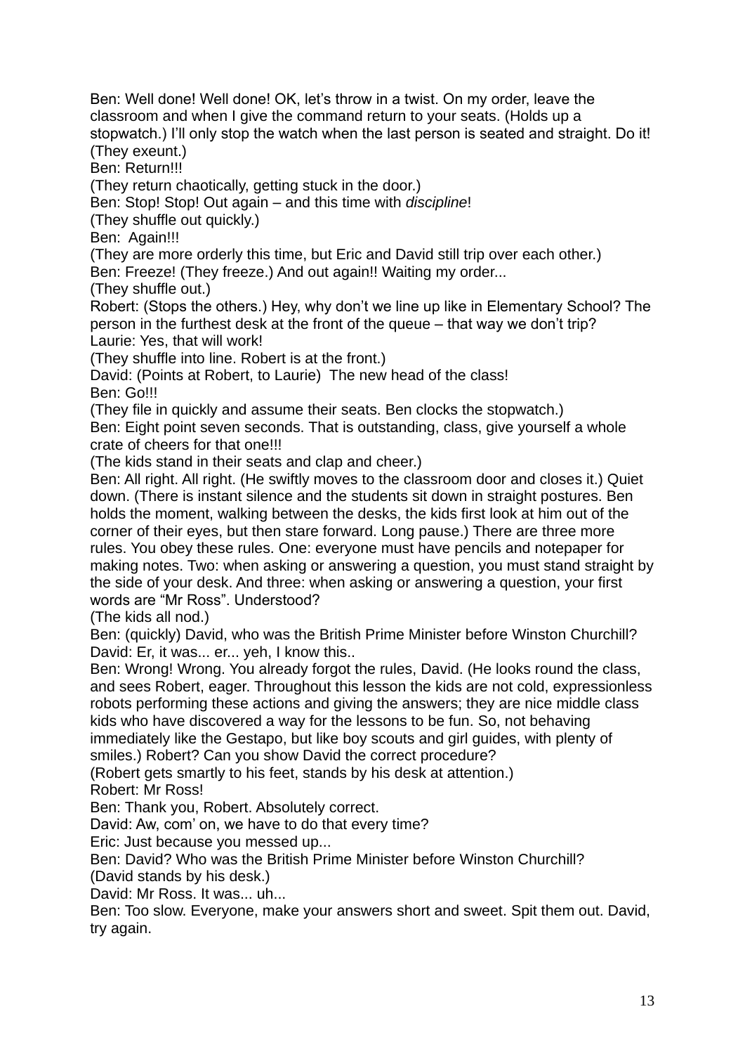Ben: Well done! Well done! OK, let's throw in a twist. On my order, leave the classroom and when I give the command return to your seats. (Holds up a stopwatch.) I'll only stop the watch when the last person is seated and straight. Do it! (They exeunt.)

Ben: Return!!!

(They return chaotically, getting stuck in the door.)

Ben: Stop! Stop! Out again – and this time with *discipline*!

(They shuffle out quickly.)

Ben: Again!!!

(They are more orderly this time, but Eric and David still trip over each other.)

Ben: Freeze! (They freeze.) And out again!! Waiting my order...

(They shuffle out.)

Robert: (Stops the others.) Hey, why don't we line up like in Elementary School? The person in the furthest desk at the front of the queue – that way we don't trip?

Laurie: Yes, that will work!

(They shuffle into line. Robert is at the front.)

David: (Points at Robert, to Laurie) The new head of the class!

Ben: Go!!!

(They file in quickly and assume their seats. Ben clocks the stopwatch.)

Ben: Eight point seven seconds. That is outstanding, class, give yourself a whole crate of cheers for that one!!!

(The kids stand in their seats and clap and cheer.)

Ben: All right. All right. (He swiftly moves to the classroom door and closes it.) Quiet down. (There is instant silence and the students sit down in straight postures. Ben holds the moment, walking between the desks, the kids first look at him out of the corner of their eyes, but then stare forward. Long pause.) There are three more rules. You obey these rules. One: everyone must have pencils and notepaper for making notes. Two: when asking or answering a question, you must stand straight by the side of your desk. And three: when asking or answering a question, your first words are "Mr Ross". Understood?

(The kids all nod.)

Ben: (quickly) David, who was the British Prime Minister before Winston Churchill?

David: Er, it was... er... yeh, I know this..

Ben: Wrong! Wrong. You already forgot the rules, David. (He looks round the class, and sees Robert, eager. Throughout this lesson the kids are not cold, expressionless robots performing these actions and giving the answers; they are nice middle class kids who have discovered a way for the lessons to be fun. So, not behaving immediately like the Gestapo, but like boy scouts and girl guides, with plenty of smiles.) Robert? Can you show David the correct procedure?

(Robert gets smartly to his feet, stands by his desk at attention.)

Robert: Mr Ross!

Ben: Thank you, Robert. Absolutely correct.

David: Aw, com' on, we have to do that every time?

Eric: Just because you messed up...

Ben: David? Who was the British Prime Minister before Winston Churchill?

(David stands by his desk.)

David: Mr Ross. It was... uh...

Ben: Too slow. Everyone, make your answers short and sweet. Spit them out. David, try again.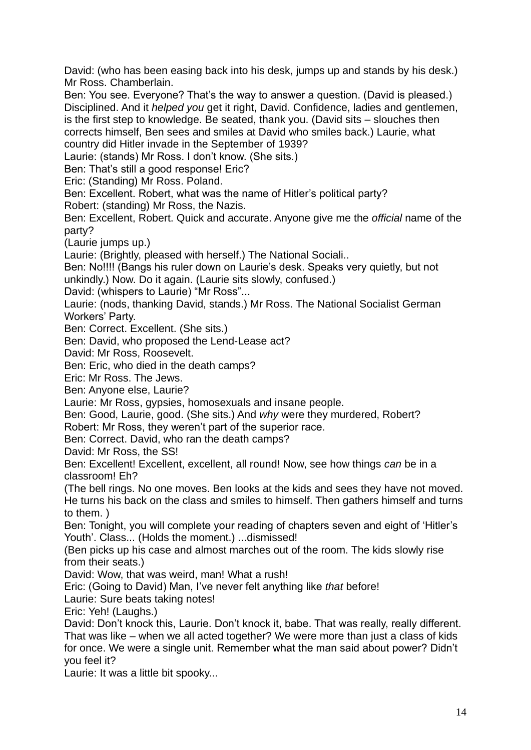David: (who has been easing back into his desk, jumps up and stands by his desk.) Mr Ross. Chamberlain.

Ben: You see. Everyone? That's the way to answer a question. (David is pleased.) Disciplined. And it *helped you* get it right, David. Confidence, ladies and gentlemen, is the first step to knowledge. Be seated, thank you. (David sits – slouches then corrects himself, Ben sees and smiles at David who smiles back.) Laurie, what country did Hitler invade in the September of 1939?

Laurie: (stands) Mr Ross. I don't know. (She sits.)

Ben: That's still a good response! Eric?

Eric: (Standing) Mr Ross. Poland.

Ben: Excellent. Robert, what was the name of Hitler's political party?

Robert: (standing) Mr Ross, the Nazis.

Ben: Excellent, Robert. Quick and accurate. Anyone give me the *official* name of the party?

(Laurie jumps up.)

Laurie: (Brightly, pleased with herself.) The National Sociali..

Ben: No!!!! (Bangs his ruler down on Laurie's desk. Speaks very quietly, but not unkindly.) Now. Do it again. (Laurie sits slowly, confused.)

David: (whispers to Laurie) "Mr Ross"...

Laurie: (nods, thanking David, stands.) Mr Ross. The National Socialist German Workers' Party.

Ben: Correct. Excellent. (She sits.)

Ben: David, who proposed the Lend-Lease act?

David: Mr Ross, Roosevelt.

Ben: Eric, who died in the death camps?

Eric: Mr Ross. The Jews.

Ben: Anyone else, Laurie?

Laurie: Mr Ross, gypsies, homosexuals and insane people.

Ben: Good, Laurie, good. (She sits.) And *why* were they murdered, Robert?

Robert: Mr Ross, they weren't part of the superior race.

Ben: Correct. David, who ran the death camps?

David: Mr Ross, the SS!

Ben: Excellent! Excellent, excellent, all round! Now, see how things *can* be in a classroom! Eh?

(The bell rings. No one moves. Ben looks at the kids and sees they have not moved. He turns his back on the class and smiles to himself. Then gathers himself and turns to them. )

Ben: Tonight, you will complete your reading of chapters seven and eight of 'Hitler's Youth'. Class... (Holds the moment.) ...dismissed!

(Ben picks up his case and almost marches out of the room. The kids slowly rise from their seats.)

David: Wow, that was weird, man! What a rush!

Eric: (Going to David) Man, I've never felt anything like *that* before!

Laurie: Sure beats taking notes!

Eric: Yeh! (Laughs.)

David: Don't knock this, Laurie. Don't knock it, babe. That was really, really different. That was like – when we all acted together? We were more than just a class of kids for once. We were a single unit. Remember what the man said about power? Didn't you feel it?

Laurie: It was a little bit spooky...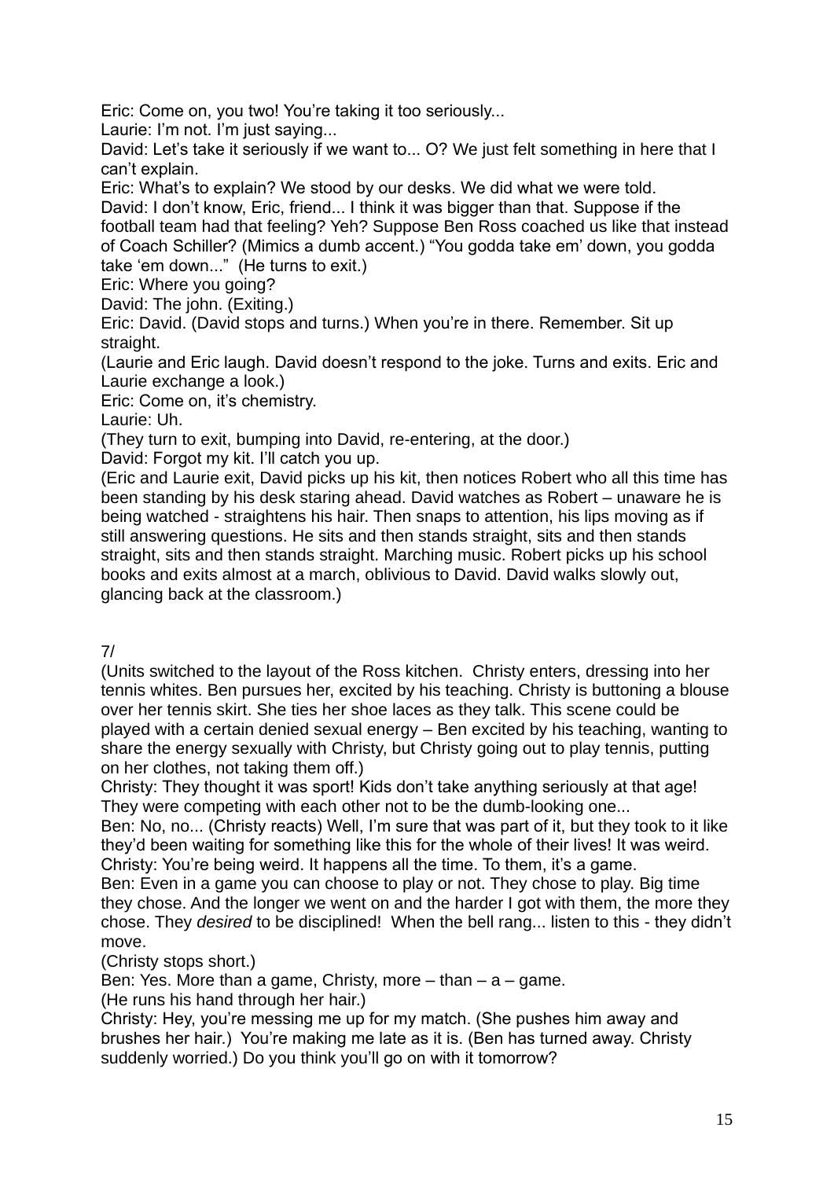Eric: Come on, you two! You're taking it too seriously...

Laurie: I'm not. I'm just saying...

David: Let's take it seriously if we want to... O? We just felt something in here that I can't explain.

Eric: What's to explain? We stood by our desks. We did what we were told.

David: I don't know, Eric, friend... I think it was bigger than that. Suppose if the football team had that feeling? Yeh? Suppose Ben Ross coached us like that instead of Coach Schiller? (Mimics a dumb accent.) "You godda take em' down, you godda take 'em down..." (He turns to exit.)

Eric: Where you going?

David: The john. (Exiting.)

Eric: David. (David stops and turns.) When you're in there. Remember. Sit up straight.

(Laurie and Eric laugh. David doesn't respond to the joke. Turns and exits. Eric and Laurie exchange a look.)

Eric: Come on, it's chemistry.

Laurie: Uh.

(They turn to exit, bumping into David, re-entering, at the door.)

David: Forgot my kit. I'll catch you up.

(Eric and Laurie exit, David picks up his kit, then notices Robert who all this time has been standing by his desk staring ahead. David watches as Robert – unaware he is being watched - straightens his hair. Then snaps to attention, his lips moving as if still answering questions. He sits and then stands straight, sits and then stands straight, sits and then stands straight. Marching music. Robert picks up his school books and exits almost at a march, oblivious to David. David walks slowly out, glancing back at the classroom.)

7/

(Units switched to the layout of the Ross kitchen. Christy enters, dressing into her tennis whites. Ben pursues her, excited by his teaching. Christy is buttoning a blouse over her tennis skirt. She ties her shoe laces as they talk. This scene could be played with a certain denied sexual energy – Ben excited by his teaching, wanting to share the energy sexually with Christy, but Christy going out to play tennis, putting on her clothes, not taking them off.)

Christy: They thought it was sport! Kids don't take anything seriously at that age! They were competing with each other not to be the dumb-looking one...

Ben: No, no... (Christy reacts) Well, I'm sure that was part of it, but they took to it like they'd been waiting for something like this for the whole of their lives! It was weird.

Christy: You're being weird. It happens all the time. To them, it's a game.

Ben: Even in a game you can choose to play or not. They chose to play. Big time they chose. And the longer we went on and the harder I got with them, the more they chose. They *desired* to be disciplined! When the bell rang... listen to this - they didn't move.

(Christy stops short.)

Ben: Yes. More than a game, Christy, more – than – a – game.

(He runs his hand through her hair.)

Christy: Hey, you're messing me up for my match. (She pushes him away and brushes her hair.) You're making me late as it is. (Ben has turned away. Christy suddenly worried.) Do you think you'll go on with it tomorrow?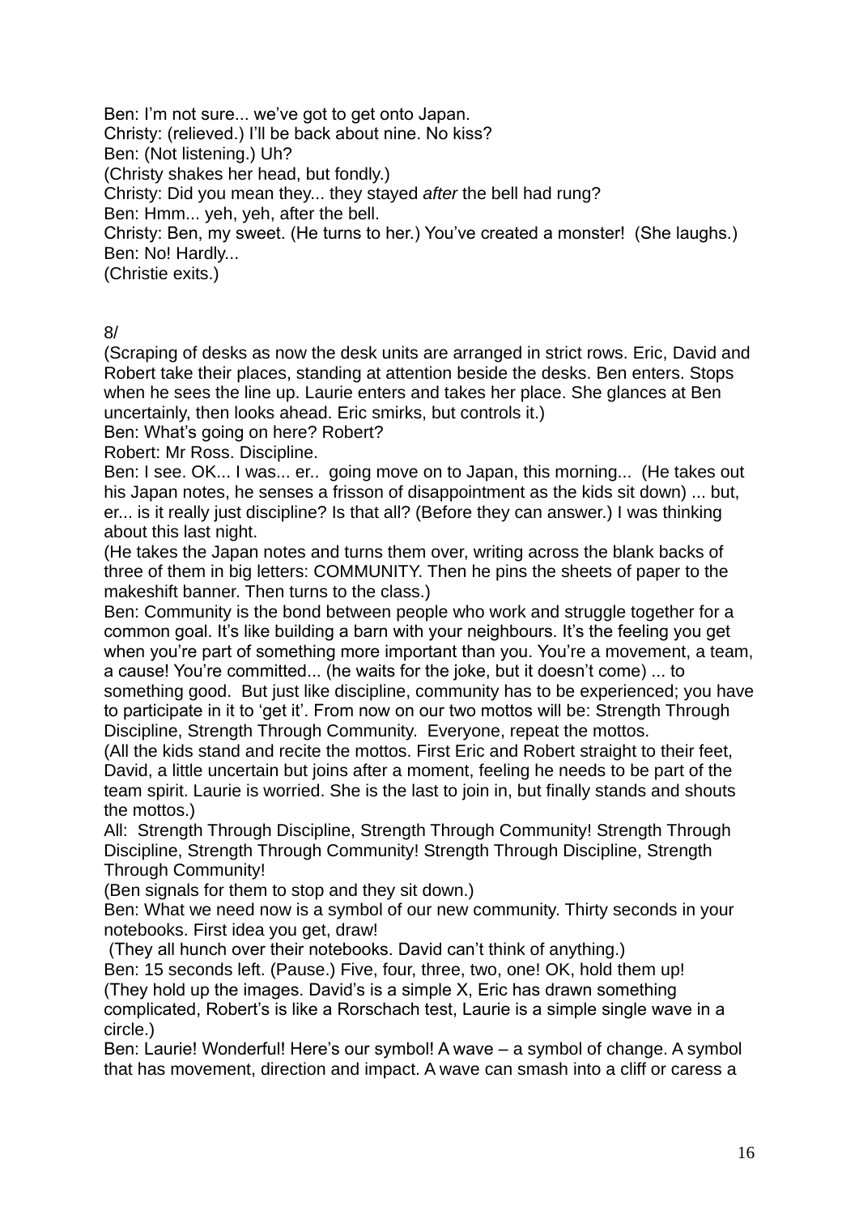Ben: I'm not sure... we've got to get onto Japan.
Christy: (relieved.) I'll be back about nine. No kiss?
Ben: (Not listening.) Uh?
(Christy shakes her head, but fondly.)
Christy: Did you mean they... they stayed *after* the bell had rung?
Ben: Hmm... yeh, yeh, after the bell.
Christy: Ben, my sweet. (He turns to her.) You've created a monster! (She laughs.)
Ben: No! Hardly...
(Christie exits.)

8/

(Scraping of desks as now the desk units are arranged in strict rows. Eric, David and Robert take their places, standing at attention beside the desks. Ben enters. Stops when he sees the line up. Laurie enters and takes her place. She glances at Ben uncertainly, then looks ahead. Eric smirks, but controls it.)
Ben: What's going on here? Robert?
Robert: Mr Ross. Discipline.
Ben: I see. OK... I was... er.. going move on to Japan, this morning... (He takes out his Japan notes, he senses a frisson of disappointment as the kids sit down) ... but, er... is it really just discipline? Is that all? (Before they can answer.) I was thinking about this last night.
(He takes the Japan notes and turns them over, writing across the blank backs of three of them in big letters: COMMUNITY. Then he pins the sheets of paper to the makeshift banner. Then turns to the class.)
Ben: Community is the bond between people who work and struggle together for a common goal. It's like building a barn with your neighbours. It's the feeling you get when you're part of something more important than you. You're a movement, a team, a cause! You're committed... (he waits for the joke, but it doesn't come) ... to something good. But just like discipline, community has to be experienced; you have to participate in it to 'get it'. From now on our two mottos will be: Strength Through Discipline, Strength Through Community. Everyone, repeat the mottos.
(All the kids stand and recite the mottos. First Eric and Robert straight to their feet, David, a little uncertain but joins after a moment, feeling he needs to be part of the team spirit. Laurie is worried. She is the last to join in, but finally stands and shouts the mottos.)
All: Strength Through Discipline, Strength Through Community! Strength Through Discipline, Strength Through Community! Strength Through Discipline, Strength Through Community!
(Ben signals for them to stop and they sit down.)
Ben: What we need now is a symbol of our new community. Thirty seconds in your notebooks. First idea you get, draw!
(They all hunch over their notebooks. David can't think of anything.)
Ben: 15 seconds left. (Pause.) Five, four, three, two, one! OK, hold them up!
(They hold up the images. David's is a simple X, Eric has drawn something complicated, Robert's is like a Rorschach test, Laurie is a simple single wave in a circle.)
Ben: Laurie! Wonderful! Here's our symbol! A wave – a symbol of change. A symbol that has movement, direction and impact. A wave can smash into a cliff or caress a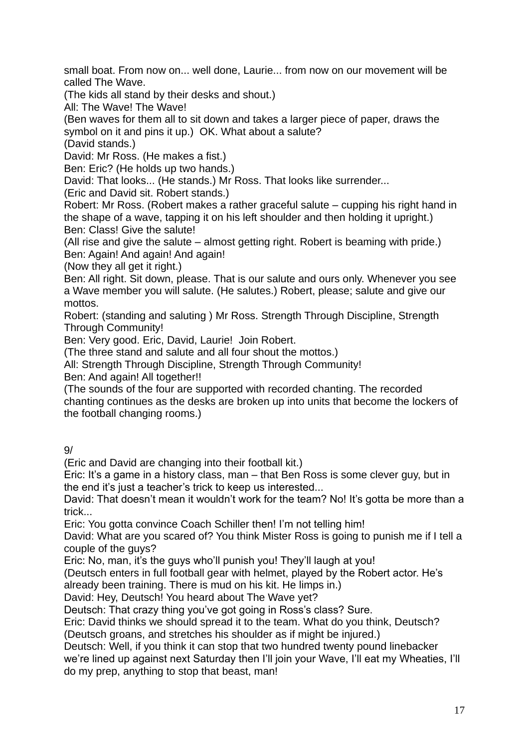small boat. From now on... well done, Laurie... from now on our movement will be called The Wave.

(The kids all stand by their desks and shout.)

All: The Wave! The Wave!

(Ben waves for them all to sit down and takes a larger piece of paper, draws the symbol on it and pins it up.) OK. What about a salute?

(David stands.)

David: Mr Ross. (He makes a fist.)

Ben: Eric? (He holds up two hands.)

David: That looks... (He stands.) Mr Ross. That looks like surrender...

(Eric and David sit. Robert stands.)

Robert: Mr Ross. (Robert makes a rather graceful salute – cupping his right hand in the shape of a wave, tapping it on his left shoulder and then holding it upright.)

Ben: Class! Give the salute!

(All rise and give the salute – almost getting right. Robert is beaming with pride.)

Ben: Again! And again! And again!

(Now they all get it right.)

Ben: All right. Sit down, please. That is our salute and ours only. Whenever you see a Wave member you will salute. (He salutes.) Robert, please; salute and give our mottos.

Robert: (standing and saluting ) Mr Ross. Strength Through Discipline, Strength Through Community!

Ben: Very good. Eric, David, Laurie! Join Robert.

(The three stand and salute and all four shout the mottos.)

All: Strength Through Discipline, Strength Through Community!

Ben: And again! All together!!

(The sounds of the four are supported with recorded chanting. The recorded chanting continues as the desks are broken up into units that become the lockers of the football changing rooms.)

9/

(Eric and David are changing into their football kit.)

Eric: It's a game in a history class, man – that Ben Ross is some clever guy, but in the end it's just a teacher's trick to keep us interested...

David: That doesn't mean it wouldn't work for the team? No! It's gotta be more than a trick...

Eric: You gotta convince Coach Schiller then! I'm not telling him!

David: What are you scared of? You think Mister Ross is going to punish me if I tell a couple of the guys?

Eric: No, man, it's the guys who'll punish you! They'll laugh at you!

(Deutsch enters in full football gear with helmet, played by the Robert actor. He's already been training. There is mud on his kit. He limps in.)

David: Hey, Deutsch! You heard about The Wave yet?

Deutsch: That crazy thing you've got going in Ross's class? Sure.

Eric: David thinks we should spread it to the team. What do you think, Deutsch?

(Deutsch groans, and stretches his shoulder as if might be injured.)

Deutsch: Well, if you think it can stop that two hundred twenty pound linebacker we're lined up against next Saturday then I'll join your Wave, I'll eat my Wheaties, I'll do my prep, anything to stop that beast, man!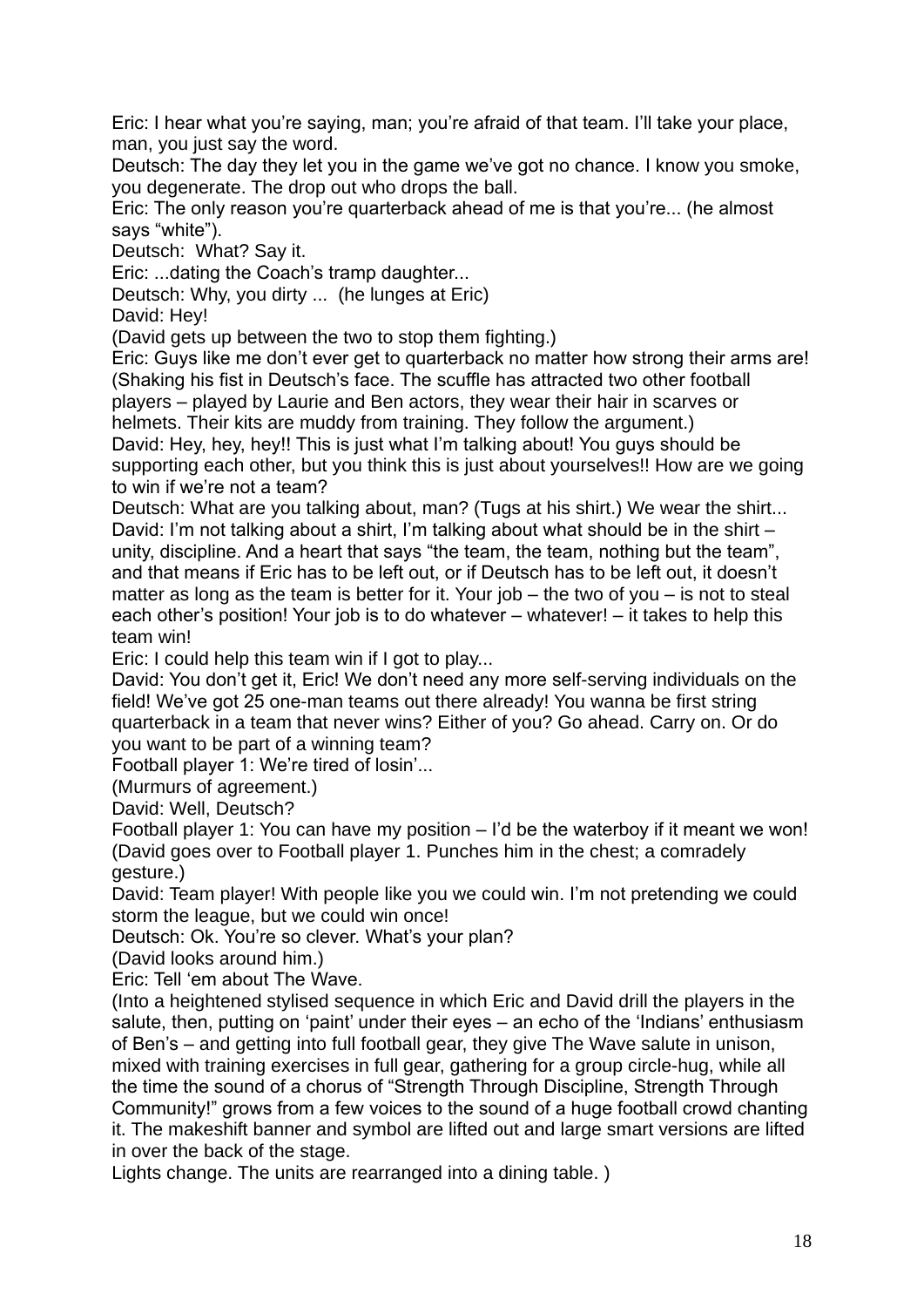Eric: I hear what you're saying, man; you're afraid of that team. I'll take your place, man, you just say the word.

Deutsch: The day they let you in the game we've got no chance. I know you smoke, you degenerate. The drop out who drops the ball.

Eric: The only reason you're quarterback ahead of me is that you're... (he almost says "white").

Deutsch: What? Say it.

Eric: ...dating the Coach's tramp daughter...

Deutsch: Why, you dirty ... (he lunges at Eric)

David: Hey!

(David gets up between the two to stop them fighting.)

Eric: Guys like me don't ever get to quarterback no matter how strong their arms are! (Shaking his fist in Deutsch's face. The scuffle has attracted two other football players – played by Laurie and Ben actors, they wear their hair in scarves or helmets. Their kits are muddy from training. They follow the argument.)

David: Hey, hey, hey!! This is just what I'm talking about! You guys should be supporting each other, but you think this is just about yourselves!! How are we going to win if we're not a team?

Deutsch: What are you talking about, man? (Tugs at his shirt.) We wear the shirt...

David: I'm not talking about a shirt, I'm talking about what should be in the shirt – unity, discipline. And a heart that says "the team, the team, nothing but the team", and that means if Eric has to be left out, or if Deutsch has to be left out, it doesn't matter as long as the team is better for it. Your job – the two of you – is not to steal each other's position! Your job is to do whatever – whatever! – it takes to help this team win!

Eric: I could help this team win if I got to play...

David: You don't get it, Eric! We don't need any more self-serving individuals on the field! We've got 25 one-man teams out there already! You wanna be first string quarterback in a team that never wins? Either of you? Go ahead. Carry on. Or do you want to be part of a winning team?

Football player 1: We're tired of losin'...

(Murmurs of agreement.)

David: Well, Deutsch?

Football player 1: You can have my position – I'd be the waterboy if it meant we won! (David goes over to Football player 1. Punches him in the chest; a comradely gesture.)

David: Team player! With people like you we could win. I'm not pretending we could storm the league, but we could win once!

Deutsch: Ok. You're so clever. What's your plan?

(David looks around him.)

Eric: Tell 'em about The Wave.

(Into a heightened stylised sequence in which Eric and David drill the players in the salute, then, putting on 'paint' under their eyes – an echo of the 'Indians' enthusiasm of Ben's – and getting into full football gear, they give The Wave salute in unison, mixed with training exercises in full gear, gathering for a group circle-hug, while all the time the sound of a chorus of "Strength Through Discipline, Strength Through Community!" grows from a few voices to the sound of a huge football crowd chanting it. The makeshift banner and symbol are lifted out and large smart versions are lifted in over the back of the stage.

Lights change. The units are rearranged into a dining table. )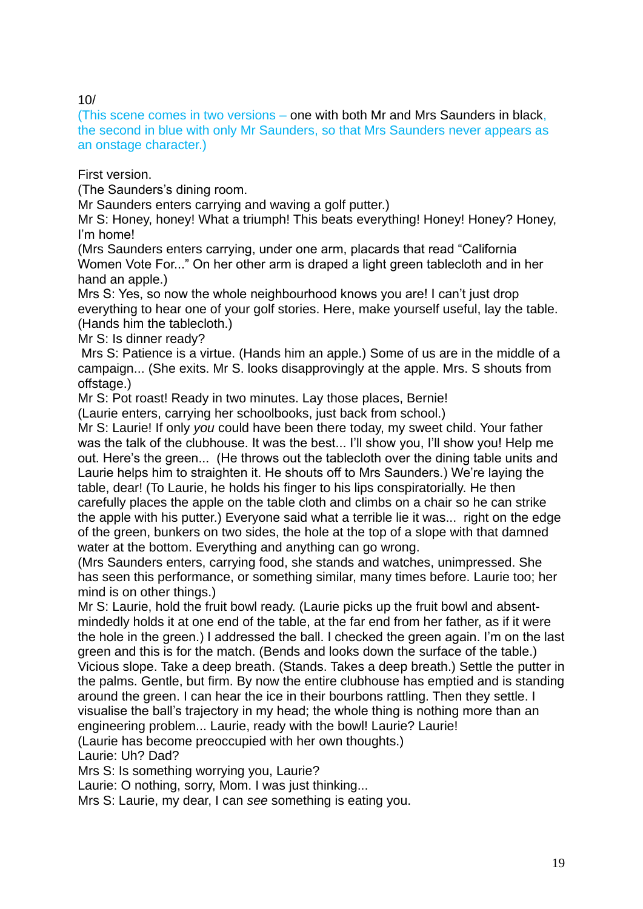10/

(This scene comes in two versions – one with both Mr and Mrs Saunders in black, the second in blue with only Mr Saunders, so that Mrs Saunders never appears as an onstage character.)

First version.

(The Saunders's dining room.
Mr Saunders enters carrying and waving a golf putter.)
Mr S: Honey, honey! What a triumph! This beats everything! Honey! Honey? Honey, I'm home!
(Mrs Saunders enters carrying, under one arm, placards that read "California Women Vote For..." On her other arm is draped a light green tablecloth and in her hand an apple.)
Mrs S: Yes, so now the whole neighbourhood knows you are! I can't just drop everything to hear one of your golf stories. Here, make yourself useful, lay the table. (Hands him the tablecloth.)
Mr S: Is dinner ready?
Mrs S: Patience is a virtue. (Hands him an apple.) Some of us are in the middle of a campaign... (She exits. Mr S. looks disapprovingly at the apple. Mrs. S shouts from offstage.)
Mr S: Pot roast! Ready in two minutes. Lay those places, Bernie!
(Laurie enters, carrying her schoolbooks, just back from school.)
Mr S: Laurie! If only *you* could have been there today, my sweet child. Your father was the talk of the clubhouse. It was the best... I'll show you, I'll show you! Help me out. Here's the green... (He throws out the tablecloth over the dining table units and Laurie helps him to straighten it. He shouts off to Mrs Saunders.) We're laying the table, dear! (To Laurie, he holds his finger to his lips conspiratorially. He then carefully places the apple on the table cloth and climbs on a chair so he can strike the apple with his putter.) Everyone said what a terrible lie it was... right on the edge of the green, bunkers on two sides, the hole at the top of a slope with that damned water at the bottom. Everything and anything can go wrong.
(Mrs Saunders enters, carrying food, she stands and watches, unimpressed. She has seen this performance, or something similar, many times before. Laurie too; her mind is on other things.)
Mr S: Laurie, hold the fruit bowl ready. (Laurie picks up the fruit bowl and absent-mindedly holds it at one end of the table, at the far end from her father, as if it were the hole in the green.) I addressed the ball. I checked the green again. I'm on the last green and this is for the match. (Bends and looks down the surface of the table.) Vicious slope. Take a deep breath. (Stands. Takes a deep breath.) Settle the putter in the palms. Gentle, but firm. By now the entire clubhouse has emptied and is standing around the green. I can hear the ice in their bourbons rattling. Then they settle. I visualise the ball's trajectory in my head; the whole thing is nothing more than an engineering problem... Laurie, ready with the bowl! Laurie? Laurie!
(Laurie has become preoccupied with her own thoughts.)
Laurie: Uh? Dad?
Mrs S: Is something worrying you, Laurie?
Laurie: O nothing, sorry, Mom. I was just thinking...
Mrs S: Laurie, my dear, I can *see* something is eating you.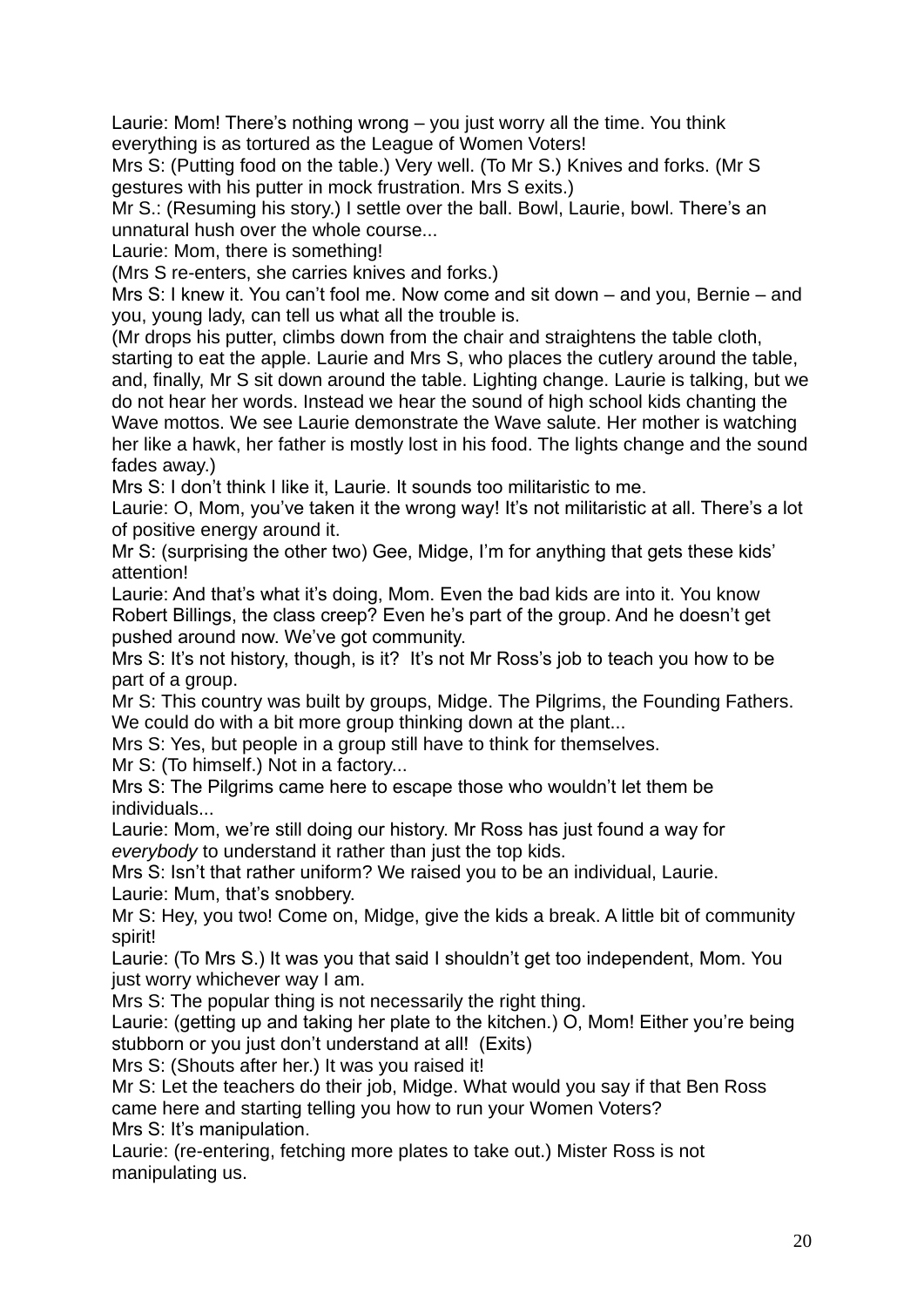Laurie: Mom! There's nothing wrong – you just worry all the time. You think everything is as tortured as the League of Women Voters!

Mrs S: (Putting food on the table.) Very well. (To Mr S.) Knives and forks. (Mr S gestures with his putter in mock frustration. Mrs S exits.)

Mr S.: (Resuming his story.) I settle over the ball. Bowl, Laurie, bowl. There's an unnatural hush over the whole course...

Laurie: Mom, there is something!

(Mrs S re-enters, she carries knives and forks.)

Mrs S: I knew it. You can't fool me. Now come and sit down – and you, Bernie – and you, young lady, can tell us what all the trouble is.

(Mr drops his putter, climbs down from the chair and straightens the table cloth, starting to eat the apple. Laurie and Mrs S, who places the cutlery around the table, and, finally, Mr S sit down around the table. Lighting change. Laurie is talking, but we do not hear her words. Instead we hear the sound of high school kids chanting the Wave mottos. We see Laurie demonstrate the Wave salute. Her mother is watching her like a hawk, her father is mostly lost in his food. The lights change and the sound fades away.)

Mrs S: I don't think I like it, Laurie. It sounds too militaristic to me.

Laurie: O, Mom, you've taken it the wrong way! It's not militaristic at all. There's a lot of positive energy around it.

Mr S: (surprising the other two) Gee, Midge, I'm for anything that gets these kids' attention!

Laurie: And that's what it's doing, Mom. Even the bad kids are into it. You know Robert Billings, the class creep? Even he's part of the group. And he doesn't get pushed around now. We've got community.

Mrs S: It's not history, though, is it? It's not Mr Ross's job to teach you how to be part of a group.

Mr S: This country was built by groups, Midge. The Pilgrims, the Founding Fathers. We could do with a bit more group thinking down at the plant...

Mrs S: Yes, but people in a group still have to think for themselves.

Mr S: (To himself.) Not in a factory...

Mrs S: The Pilgrims came here to escape those who wouldn't let them be individuals...

Laurie: Mom, we're still doing our history. Mr Ross has just found a way for *everybody* to understand it rather than just the top kids.

Mrs S: Isn't that rather uniform? We raised you to be an individual, Laurie.

Laurie: Mum, that's snobbery.

Mr S: Hey, you two! Come on, Midge, give the kids a break. A little bit of community spirit!

Laurie: (To Mrs S.) It was you that said I shouldn't get too independent, Mom. You just worry whichever way I am.

Mrs S: The popular thing is not necessarily the right thing.

Laurie: (getting up and taking her plate to the kitchen.) O, Mom! Either you're being stubborn or you just don't understand at all! (Exits)

Mrs S: (Shouts after her.) It was you raised it!

Mr S: Let the teachers do their job, Midge. What would you say if that Ben Ross came here and starting telling you how to run your Women Voters?

Mrs S: It's manipulation.

Laurie: (re-entering, fetching more plates to take out.) Mister Ross is not manipulating us.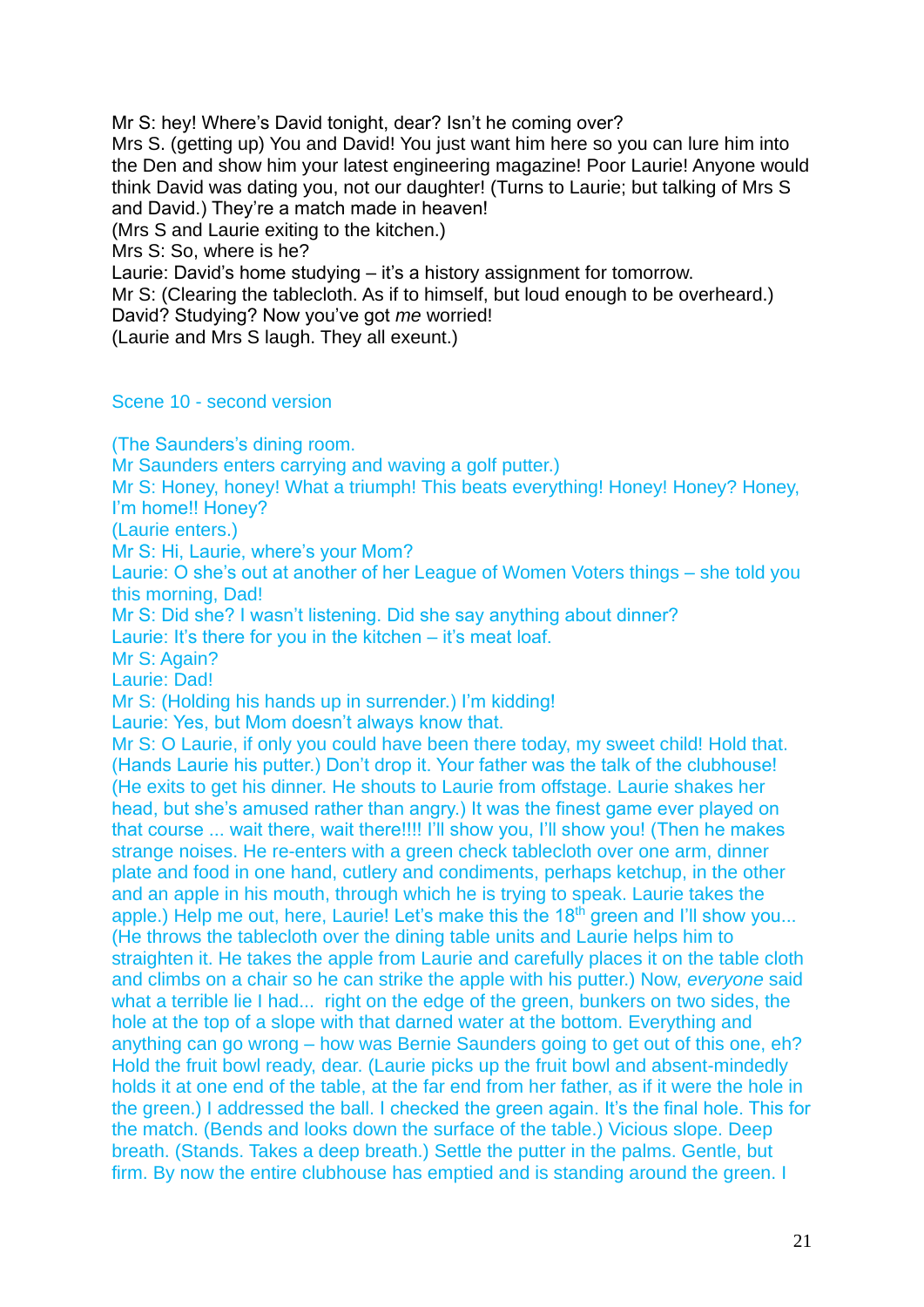Mr S: hey! Where's David tonight, dear? Isn't he coming over?
Mrs S. (getting up) You and David! You just want him here so you can lure him into the Den and show him your latest engineering magazine! Poor Laurie! Anyone would think David was dating you, not our daughter! (Turns to Laurie; but talking of Mrs S and David.) They're a match made in heaven!
(Mrs S and Laurie exiting to the kitchen.)
Mrs S: So, where is he?
Laurie: David's home studying – it's a history assignment for tomorrow.
Mr S: (Clearing the tablecloth. As if to himself, but loud enough to be overheard.) David? Studying? Now you've got *me* worried!
(Laurie and Mrs S laugh. They all exeunt.)

## Scene 10 - second version

(The Saunders's dining room.
Mr Saunders enters carrying and waving a golf putter.)
Mr S: Honey, honey! What a triumph! This beats everything! Honey! Honey? Honey, I'm home!! Honey?
(Laurie enters.)
Mr S: Hi, Laurie, where's your Mom?
Laurie: O she's out at another of her League of Women Voters things – she told you this morning, Dad!
Mr S: Did she? I wasn't listening. Did she say anything about dinner?
Laurie: It's there for you in the kitchen – it's meat loaf.
Mr S: Again?
Laurie: Dad!
Mr S: (Holding his hands up in surrender.) I'm kidding!
Laurie: Yes, but Mom doesn't always know that.
Mr S: O Laurie, if only you could have been there today, my sweet child! Hold that. (Hands Laurie his putter.) Don't drop it. Your father was the talk of the clubhouse! (He exits to get his dinner. He shouts to Laurie from offstage. Laurie shakes her head, but she's amused rather than angry.) It was the finest game ever played on that course ... wait there, wait there!!!! I'll show you, I'll show you! (Then he makes strange noises. He re-enters with a green check tablecloth over one arm, dinner plate and food in one hand, cutlery and condiments, perhaps ketchup, in the other and an apple in his mouth, through which he is trying to speak. Laurie takes the apple.) Help me out, here, Laurie! Let's make this the 18th green and I'll show you... (He throws the tablecloth over the dining table units and Laurie helps him to straighten it. He takes the apple from Laurie and carefully places it on the table cloth and climbs on a chair so he can strike the apple with his putter.) Now, *everyone* said what a terrible lie I had... right on the edge of the green, bunkers on two sides, the hole at the top of a slope with that darned water at the bottom. Everything and anything can go wrong – how was Bernie Saunders going to get out of this one, eh? Hold the fruit bowl ready, dear. (Laurie picks up the fruit bowl and absent-mindedly holds it at one end of the table, at the far end from her father, as if it were the hole in the green.) I addressed the ball. I checked the green again. It's the final hole. This for the match. (Bends and looks down the surface of the table.) Vicious slope. Deep breath. (Stands. Takes a deep breath.) Settle the putter in the palms. Gentle, but firm. By now the entire clubhouse has emptied and is standing around the green. I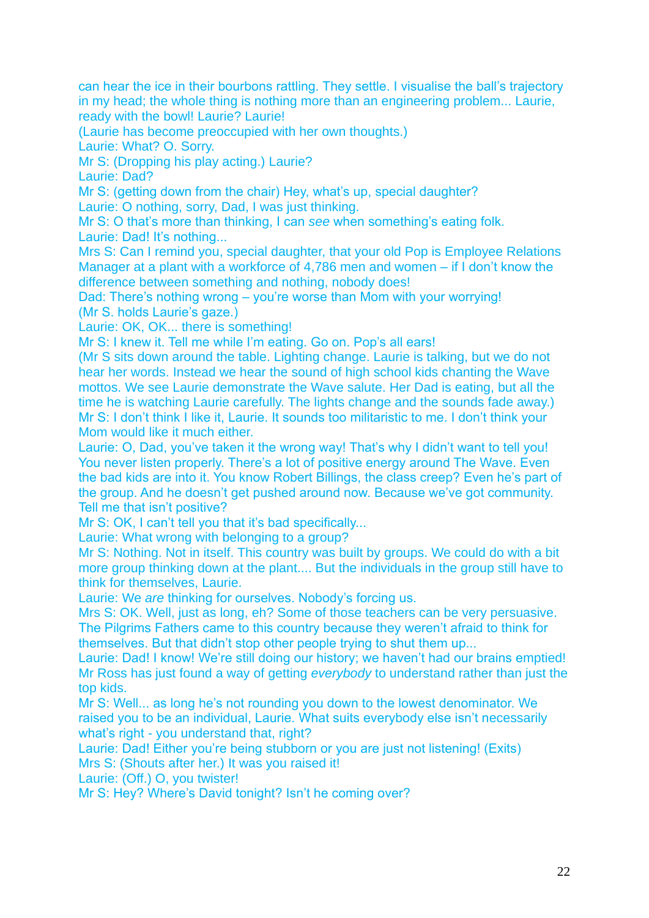can hear the ice in their bourbons rattling. They settle. I visualise the ball's trajectory in my head; the whole thing is nothing more than an engineering problem... Laurie, ready with the bowl! Laurie? Laurie!

(Laurie has become preoccupied with her own thoughts.)

Laurie: What? O. Sorry.

Mr S: (Dropping his play acting.) Laurie?

Laurie: Dad?

Mr S: (getting down from the chair) Hey, what's up, special daughter?

Laurie: O nothing, sorry, Dad, I was just thinking.

Mr S: O that's more than thinking, I can *see* when something's eating folk.

Laurie: Dad! It's nothing...

Mrs S: Can I remind you, special daughter, that your old Pop is Employee Relations Manager at a plant with a workforce of 4,786 men and women – if I don't know the difference between something and nothing, nobody does!

Dad: There's nothing wrong – you're worse than Mom with your worrying!

(Mr S. holds Laurie's gaze.)

Laurie: OK, OK... there is something!

Mr S: I knew it. Tell me while I'm eating. Go on. Pop's all ears!

(Mr S sits down around the table. Lighting change. Laurie is talking, but we do not hear her words. Instead we hear the sound of high school kids chanting the Wave mottos. We see Laurie demonstrate the Wave salute. Her Dad is eating, but all the time he is watching Laurie carefully. The lights change and the sounds fade away.)

Mr S: I don't think I like it, Laurie. It sounds too militaristic to me. I don't think your Mom would like it much either.

Laurie: O, Dad, you've taken it the wrong way! That's why I didn't want to tell you! You never listen properly. There's a lot of positive energy around The Wave. Even the bad kids are into it. You know Robert Billings, the class creep? Even he's part of the group. And he doesn't get pushed around now. Because we've got community. Tell me that isn't positive?

Mr S: OK, I can't tell you that it's bad specifically...

Laurie: What wrong with belonging to a group?

Mr S: Nothing. Not in itself. This country was built by groups. We could do with a bit more group thinking down at the plant.... But the individuals in the group still have to think for themselves, Laurie.

Laurie: We *are* thinking for ourselves. Nobody's forcing us.

Mrs S: OK. Well, just as long, eh? Some of those teachers can be very persuasive. The Pilgrims Fathers came to this country because they weren't afraid to think for themselves. But that didn't stop other people trying to shut them up...

Laurie: Dad! I know! We're still doing our history; we haven't had our brains emptied! Mr Ross has just found a way of getting *everybody* to understand rather than just the top kids.

Mr S: Well... as long as he's not rounding you down to the lowest denominator. We raised you to be an individual, Laurie. What suits everybody else isn't necessarily what's right - you understand that, right?

Laurie: Dad! Either you're being stubborn or you are just not listening! (Exits)

Mrs S: (Shouts after her.) It was you raised it!

Laurie: (Off.) O, you twister!

Mr S: Hey? Where's David tonight? Isn't he coming over?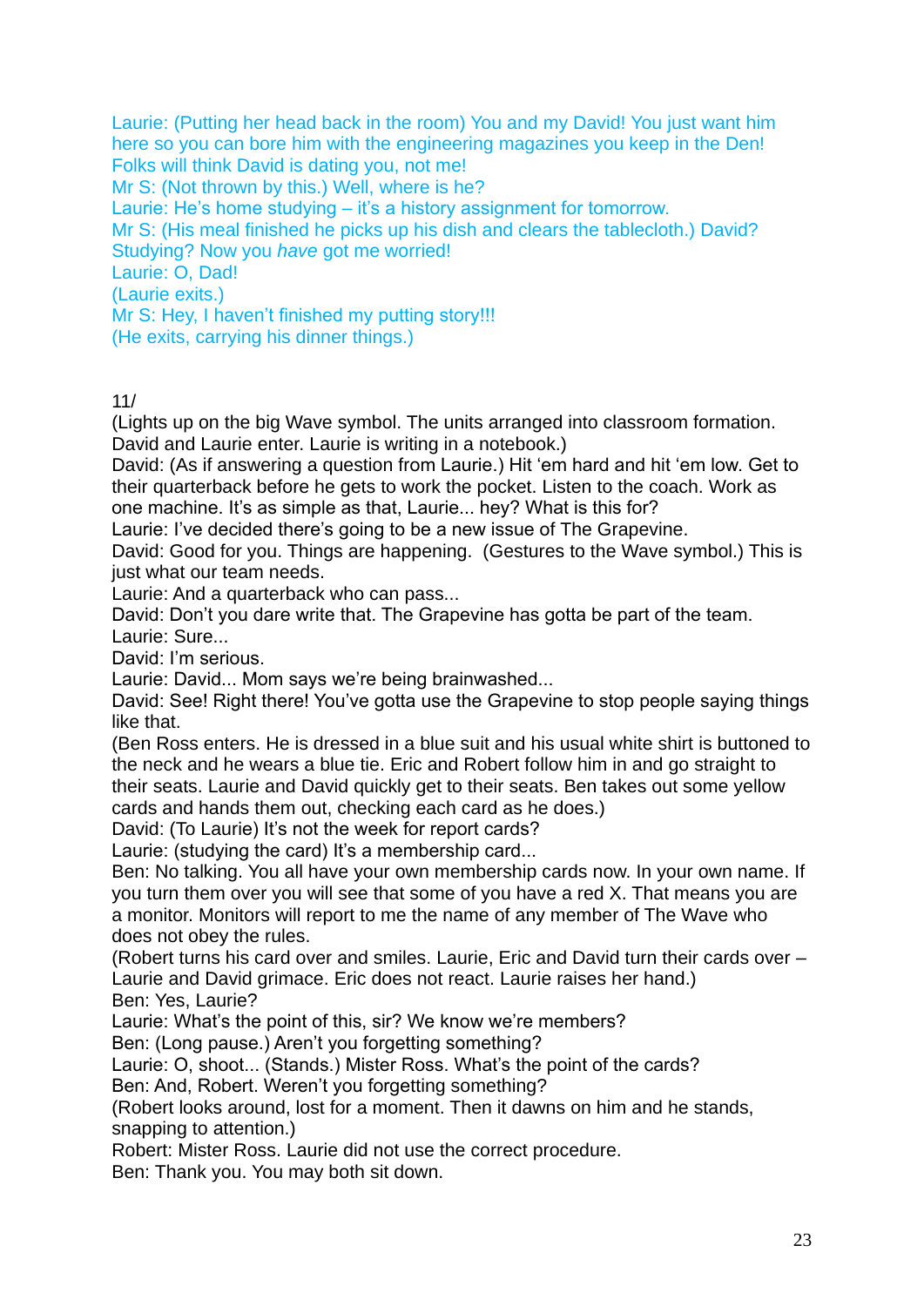Laurie: (Putting her head back in the room) You and my David! You just want him here so you can bore him with the engineering magazines you keep in the Den! Folks will think David is dating you, not me!
Mr S: (Not thrown by this.) Well, where is he?
Laurie: He's home studying – it's a history assignment for tomorrow.
Mr S: (His meal finished he picks up his dish and clears the tablecloth.) David? Studying? Now you *have* got me worried!
Laurie: O, Dad!
(Laurie exits.)
Mr S: Hey, I haven't finished my putting story!!!
(He exits, carrying his dinner things.)

11/
(Lights up on the big Wave symbol. The units arranged into classroom formation. David and Laurie enter. Laurie is writing in a notebook.)
David: (As if answering a question from Laurie.) Hit 'em hard and hit 'em low. Get to their quarterback before he gets to work the pocket. Listen to the coach. Work as one machine. It's as simple as that, Laurie... hey? What is this for?
Laurie: I've decided there's going to be a new issue of The Grapevine.
David: Good for you. Things are happening. (Gestures to the Wave symbol.) This is just what our team needs.
Laurie: And a quarterback who can pass...
David: Don't you dare write that. The Grapevine has gotta be part of the team.
Laurie: Sure...
David: I'm serious.
Laurie: David... Mom says we're being brainwashed...
David: See! Right there! You've gotta use the Grapevine to stop people saying things like that.
(Ben Ross enters. He is dressed in a blue suit and his usual white shirt is buttoned to the neck and he wears a blue tie. Eric and Robert follow him in and go straight to their seats. Laurie and David quickly get to their seats. Ben takes out some yellow cards and hands them out, checking each card as he does.)
David: (To Laurie) It's not the week for report cards?
Laurie: (studying the card) It's a membership card...
Ben: No talking. You all have your own membership cards now. In your own name. If you turn them over you will see that some of you have a red X. That means you are a monitor. Monitors will report to me the name of any member of The Wave who does not obey the rules.
(Robert turns his card over and smiles. Laurie, Eric and David turn their cards over – Laurie and David grimace. Eric does not react. Laurie raises her hand.)
Ben: Yes, Laurie?
Laurie: What's the point of this, sir? We know we're members?
Ben: (Long pause.) Aren't you forgetting something?
Laurie: O, shoot... (Stands.) Mister Ross. What's the point of the cards?
Ben: And, Robert. Weren't you forgetting something?
(Robert looks around, lost for a moment. Then it dawns on him and he stands, snapping to attention.)
Robert: Mister Ross. Laurie did not use the correct procedure.
Ben: Thank you. You may both sit down.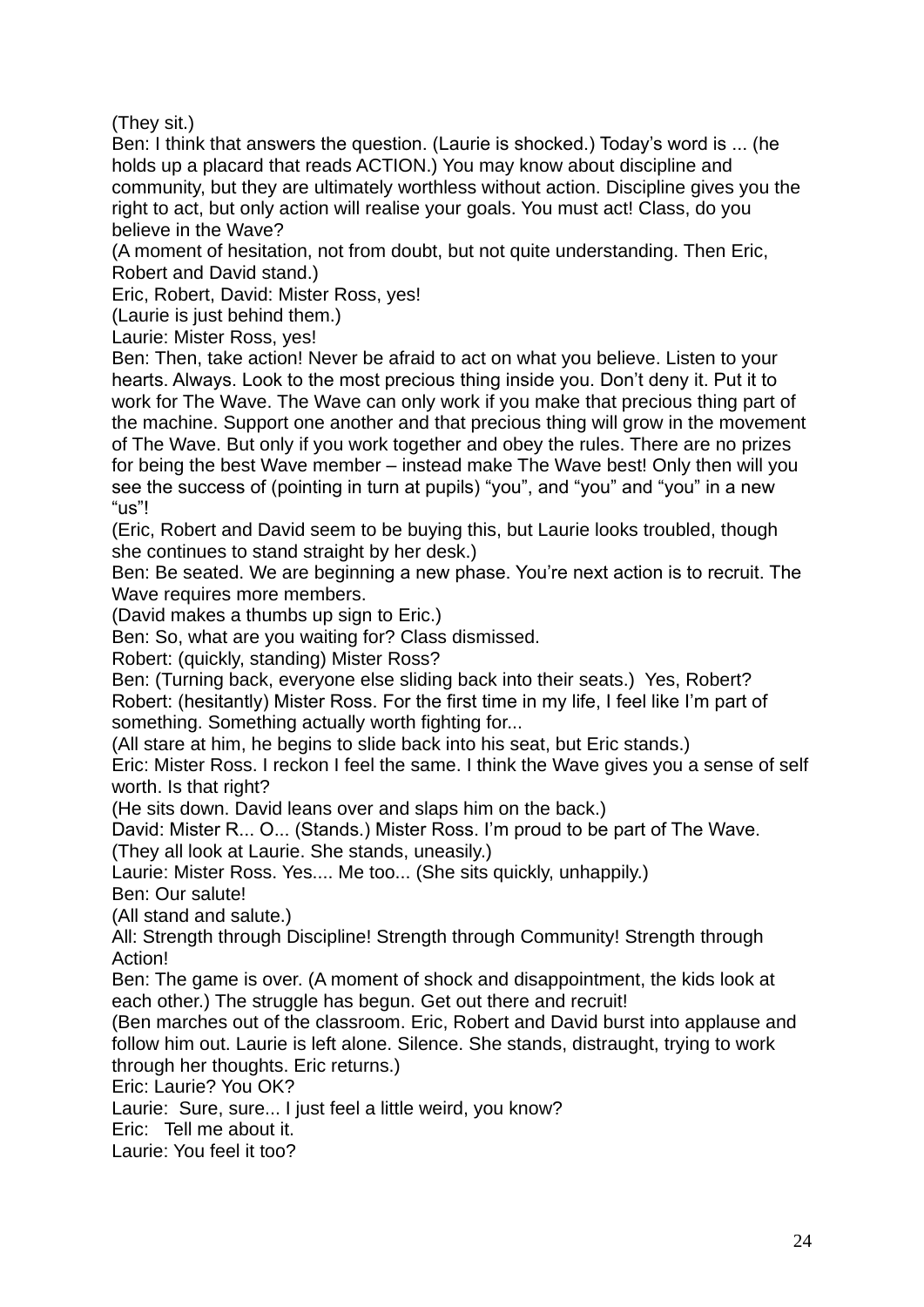(They sit.)

Ben: I think that answers the question. (Laurie is shocked.) Today's word is ... (he holds up a placard that reads ACTION.) You may know about discipline and community, but they are ultimately worthless without action. Discipline gives you the right to act, but only action will realise your goals. You must act! Class, do you believe in the Wave?

(A moment of hesitation, not from doubt, but not quite understanding. Then Eric, Robert and David stand.)

Eric, Robert, David: Mister Ross, yes!

(Laurie is just behind them.)

Laurie: Mister Ross, yes!

Ben: Then, take action! Never be afraid to act on what you believe. Listen to your hearts. Always. Look to the most precious thing inside you. Don't deny it. Put it to work for The Wave. The Wave can only work if you make that precious thing part of the machine. Support one another and that precious thing will grow in the movement of The Wave. But only if you work together and obey the rules. There are no prizes for being the best Wave member – instead make The Wave best! Only then will you see the success of (pointing in turn at pupils) "you", and "you" and "you" in a new "us"!

(Eric, Robert and David seem to be buying this, but Laurie looks troubled, though she continues to stand straight by her desk.)

Ben: Be seated. We are beginning a new phase. You're next action is to recruit. The Wave requires more members.

(David makes a thumbs up sign to Eric.)

Ben: So, what are you waiting for? Class dismissed.

Robert: (quickly, standing) Mister Ross?

Ben: (Turning back, everyone else sliding back into their seats.) Yes, Robert?

Robert: (hesitantly) Mister Ross. For the first time in my life, I feel like I'm part of something. Something actually worth fighting for...

(All stare at him, he begins to slide back into his seat, but Eric stands.)

Eric: Mister Ross. I reckon I feel the same. I think the Wave gives you a sense of self worth. Is that right?

(He sits down. David leans over and slaps him on the back.)

David: Mister R... O... (Stands.) Mister Ross. I'm proud to be part of The Wave.

(They all look at Laurie. She stands, uneasily.)

Laurie: Mister Ross. Yes.... Me too... (She sits quickly, unhappily.)

Ben: Our salute!

(All stand and salute.)

All: Strength through Discipline! Strength through Community! Strength through Action!

Ben: The game is over. (A moment of shock and disappointment, the kids look at each other.) The struggle has begun. Get out there and recruit!

(Ben marches out of the classroom. Eric, Robert and David burst into applause and follow him out. Laurie is left alone. Silence. She stands, distraught, trying to work through her thoughts. Eric returns.)

Eric: Laurie? You OK?

Laurie: Sure, sure... I just feel a little weird, you know?

Eric: Tell me about it.

Laurie: You feel it too?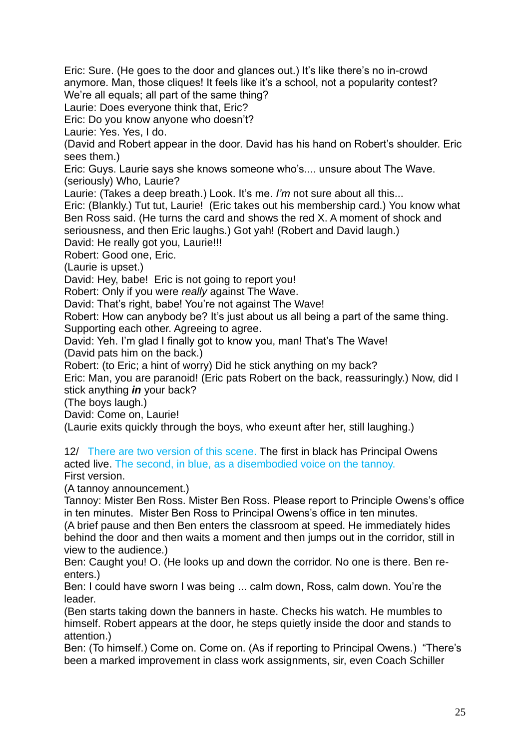Eric: Sure. (He goes to the door and glances out.) It's like there's no in-crowd anymore. Man, those cliques! It feels like it's a school, not a popularity contest? We're all equals; all part of the same thing?
Laurie: Does everyone think that, Eric?
Eric: Do you know anyone who doesn't?
Laurie: Yes. Yes, I do.
(David and Robert appear in the door. David has his hand on Robert's shoulder. Eric sees them.)
Eric: Guys. Laurie says she knows someone who's.... unsure about The Wave. (seriously) Who, Laurie?
Laurie: (Takes a deep breath.) Look. It's me. *I'm* not sure about all this...
Eric: (Blankly.) Tut tut, Laurie! (Eric takes out his membership card.) You know what Ben Ross said. (He turns the card and shows the red X. A moment of shock and seriousness, and then Eric laughs.) Got yah! (Robert and David laugh.)
David: He really got you, Laurie!!!
Robert: Good one, Eric.
(Laurie is upset.)
David: Hey, babe! Eric is not going to report you!
Robert: Only if you were *really* against The Wave.
David: That's right, babe! You're not against The Wave!
Robert: How can anybody be? It's just about us all being a part of the same thing. Supporting each other. Agreeing to agree.
David: Yeh. I'm glad I finally got to know you, man! That's The Wave!
(David pats him on the back.)
Robert: (to Eric; a hint of worry) Did he stick anything on my back?
Eric: Man, you are paranoid! (Eric pats Robert on the back, reassuringly.) Now, did I stick anything ***in*** your back?
(The boys laugh.)
David: Come on, Laurie!
(Laurie exits quickly through the boys, who exeunt after her, still laughing.)

12/ There are two version of this scene. The first in black has Principal Owens acted live. The second, in blue, as a disembodied voice on the tannoy.
First version.
(A tannoy announcement.)
Tannoy: Mister Ben Ross. Mister Ben Ross. Please report to Principle Owens's office in ten minutes. Mister Ben Ross to Principal Owens's office in ten minutes.
(A brief pause and then Ben enters the classroom at speed. He immediately hides behind the door and then waits a moment and then jumps out in the corridor, still in view to the audience.)
Ben: Caught you! O. (He looks up and down the corridor. No one is there. Ben re-enters.)
Ben: I could have sworn I was being ... calm down, Ross, calm down. You're the leader.
(Ben starts taking down the banners in haste. Checks his watch. He mumbles to himself. Robert appears at the door, he steps quietly inside the door and stands to attention.)
Ben: (To himself.) Come on. Come on. (As if reporting to Principal Owens.) "There's been a marked improvement in class work assignments, sir, even Coach Schiller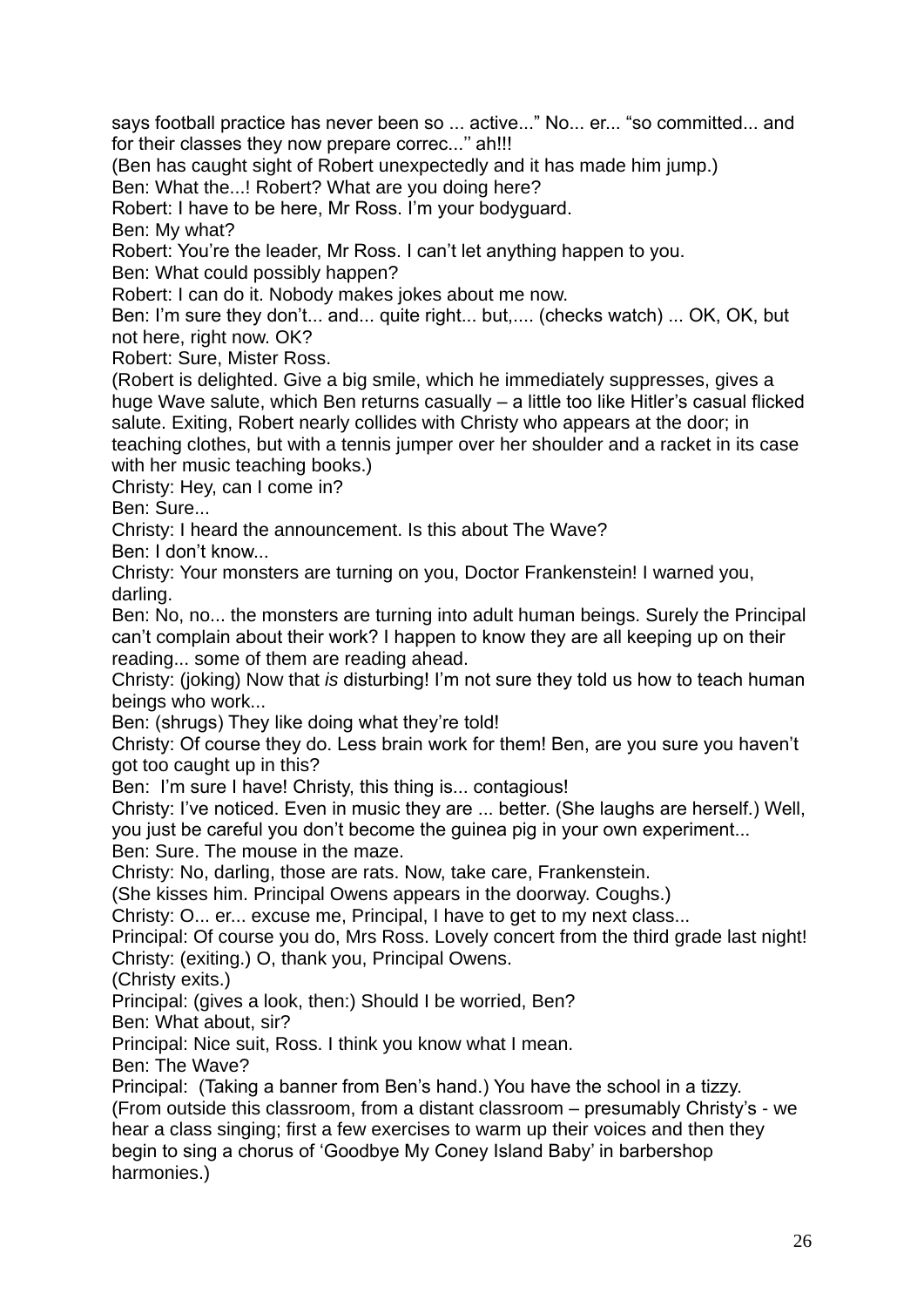says football practice has never been so ... active..." No... er... "so committed... and for their classes they now prepare correc...'' ah!!!

(Ben has caught sight of Robert unexpectedly and it has made him jump.)

Ben: What the...! Robert? What are you doing here?

Robert: I have to be here, Mr Ross. I'm your bodyguard.

Ben: My what?

Robert: You're the leader, Mr Ross. I can't let anything happen to you.

Ben: What could possibly happen?

Robert: I can do it. Nobody makes jokes about me now.

Ben: I'm sure they don't... and... quite right... but,.... (checks watch) ... OK, OK, but not here, right now. OK?

Robert: Sure, Mister Ross.

(Robert is delighted. Give a big smile, which he immediately suppresses, gives a huge Wave salute, which Ben returns casually – a little too like Hitler's casual flicked salute. Exiting, Robert nearly collides with Christy who appears at the door; in teaching clothes, but with a tennis jumper over her shoulder and a racket in its case with her music teaching books.)

Christy: Hey, can I come in?

Ben: Sure...

Christy: I heard the announcement. Is this about The Wave?

Ben: I don't know...

Christy: Your monsters are turning on you, Doctor Frankenstein! I warned you, darling.

Ben: No, no... the monsters are turning into adult human beings. Surely the Principal can't complain about their work? I happen to know they are all keeping up on their reading... some of them are reading ahead.

Christy: (joking) Now that *is* disturbing! I'm not sure they told us how to teach human beings who work...

Ben: (shrugs) They like doing what they're told!

Christy: Of course they do. Less brain work for them! Ben, are you sure you haven't got too caught up in this?

Ben: I'm sure I have! Christy, this thing is... contagious!

Christy: I've noticed. Even in music they are ... better. (She laughs are herself.) Well, you just be careful you don't become the guinea pig in your own experiment...

Ben: Sure. The mouse in the maze.

Christy: No, darling, those are rats. Now, take care, Frankenstein.

(She kisses him. Principal Owens appears in the doorway. Coughs.)

Christy: O... er... excuse me, Principal, I have to get to my next class...

Principal: Of course you do, Mrs Ross. Lovely concert from the third grade last night!

Christy: (exiting.) O, thank you, Principal Owens.

(Christy exits.)

Principal: (gives a look, then:) Should I be worried, Ben?

Ben: What about, sir?

Principal: Nice suit, Ross. I think you know what I mean.

Ben: The Wave?

Principal: (Taking a banner from Ben's hand.) You have the school in a tizzy.

(From outside this classroom, from a distant classroom – presumably Christy's - we hear a class singing; first a few exercises to warm up their voices and then they begin to sing a chorus of 'Goodbye My Coney Island Baby' in barbershop harmonies.)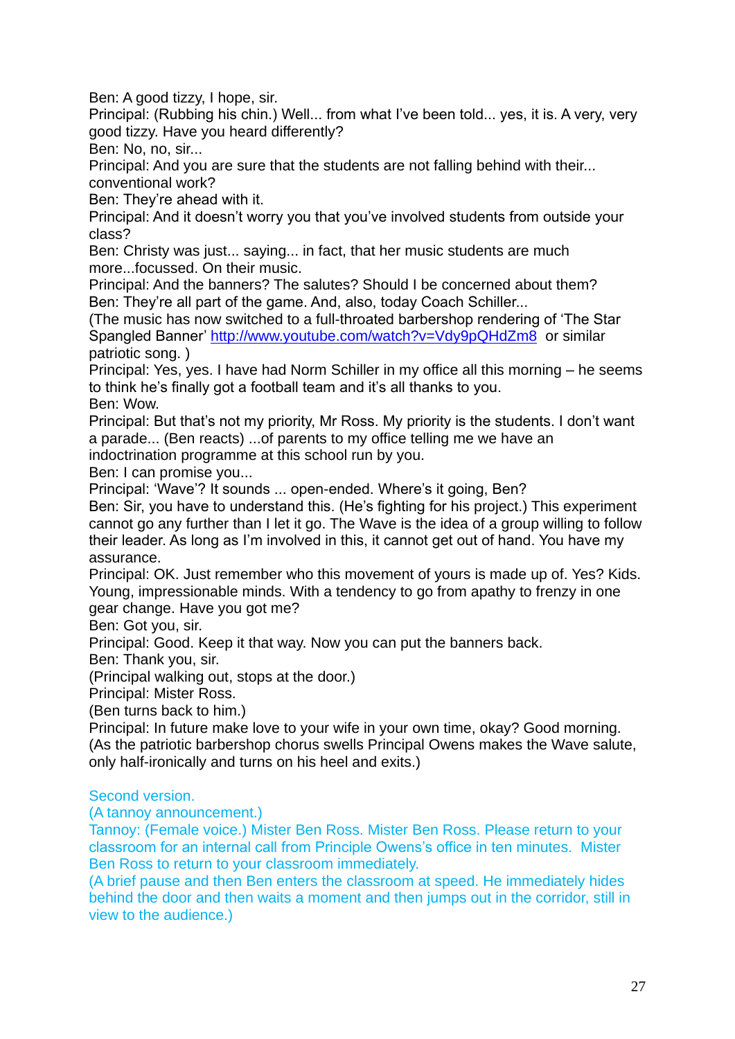Ben: A good tizzy, I hope, sir.
Principal: (Rubbing his chin.) Well... from what I've been told... yes, it is. A very, very good tizzy. Have you heard differently?
Ben: No, no, sir...
Principal: And you are sure that the students are not falling behind with their... conventional work?
Ben: They're ahead with it.
Principal: And it doesn't worry you that you've involved students from outside your class?
Ben: Christy was just... saying... in fact, that her music students are much more...focussed. On their music.
Principal: And the banners? The salutes? Should I be concerned about them?
Ben: They're all part of the game. And, also, today Coach Schiller...
(The music has now switched to a full-throated barbershop rendering of 'The Star Spangled Banner' [http://www.youtube.com/watch?v=Vdy9pQHdZm8](http://www.youtube.com/watch?v=Vdy9pQHdZm8) or similar patriotic song. )
Principal: Yes, yes. I have had Norm Schiller in my office all this morning – he seems to think he's finally got a football team and it's all thanks to you.
Ben: Wow.
Principal: But that's not my priority, Mr Ross. My priority is the students. I don't want a parade... (Ben reacts) ...of parents to my office telling me we have an indoctrination programme at this school run by you.
Ben: I can promise you...
Principal: 'Wave'? It sounds ... open-ended. Where's it going, Ben?
Ben: Sir, you have to understand this. (He's fighting for his project.) This experiment cannot go any further than I let it go. The Wave is the idea of a group willing to follow their leader. As long as I'm involved in this, it cannot get out of hand. You have my assurance.
Principal: OK. Just remember who this movement of yours is made up of. Yes? Kids. Young, impressionable minds. With a tendency to go from apathy to frenzy in one gear change. Have you got me?
Ben: Got you, sir.
Principal: Good. Keep it that way. Now you can put the banners back.
Ben: Thank you, sir.
(Principal walking out, stops at the door.)
Principal: Mister Ross.
(Ben turns back to him.)
Principal: In future make love to your wife in your own time, okay? Good morning.
(As the patriotic barbershop chorus swells Principal Owens makes the Wave salute, only half-ironically and turns on his heel and exits.)

Second version.
(A tannoy announcement.)
Tannoy: (Female voice.) Mister Ben Ross. Mister Ben Ross. Please return to your classroom for an internal call from Principle Owens's office in ten minutes. Mister Ben Ross to return to your classroom immediately.
(A brief pause and then Ben enters the classroom at speed. He immediately hides behind the door and then waits a moment and then jumps out in the corridor, still in view to the audience.)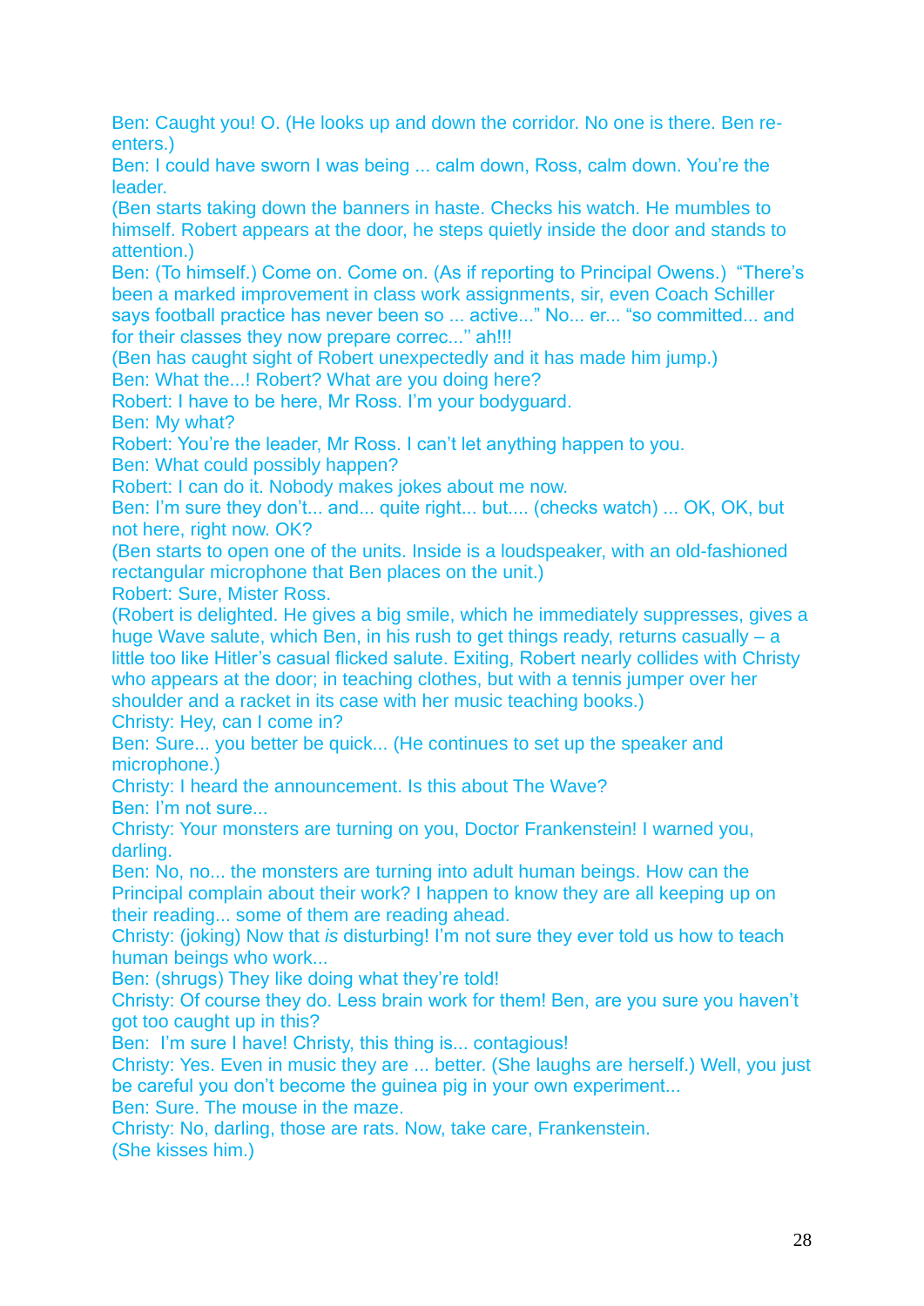Ben: Caught you! O. (He looks up and down the corridor. No one is there. Ben re-enters.)
Ben: I could have sworn I was being ... calm down, Ross, calm down. You're the leader.
(Ben starts taking down the banners in haste. Checks his watch. He mumbles to himself. Robert appears at the door, he steps quietly inside the door and stands to attention.)
Ben: (To himself.) Come on. Come on. (As if reporting to Principal Owens.) "There's been a marked improvement in class work assignments, sir, even Coach Schiller says football practice has never been so ... active..." No... er... "so committed... and for their classes they now prepare correc..." ah!!!
(Ben has caught sight of Robert unexpectedly and it has made him jump.)
Ben: What the...! Robert? What are you doing here?
Robert: I have to be here, Mr Ross. I'm your bodyguard.
Ben: My what?
Robert: You're the leader, Mr Ross. I can't let anything happen to you.
Ben: What could possibly happen?
Robert: I can do it. Nobody makes jokes about me now.
Ben: I'm sure they don't... and... quite right... but.... (checks watch) ... OK, OK, but not here, right now. OK?
(Ben starts to open one of the units. Inside is a loudspeaker, with an old-fashioned rectangular microphone that Ben places on the unit.)
Robert: Sure, Mister Ross.
(Robert is delighted. He gives a big smile, which he immediately suppresses, gives a huge Wave salute, which Ben, in his rush to get things ready, returns casually – a little too like Hitler's casual flicked salute. Exiting, Robert nearly collides with Christy who appears at the door; in teaching clothes, but with a tennis jumper over her shoulder and a racket in its case with her music teaching books.)
Christy: Hey, can I come in?
Ben: Sure... you better be quick... (He continues to set up the speaker and microphone.)
Christy: I heard the announcement. Is this about The Wave?
Ben: I'm not sure...
Christy: Your monsters are turning on you, Doctor Frankenstein! I warned you, darling.
Ben: No, no... the monsters are turning into adult human beings. How can the Principal complain about their work? I happen to know they are all keeping up on their reading... some of them are reading ahead.
Christy: (joking) Now that *is* disturbing! I'm not sure they ever told us how to teach human beings who work...
Ben: (shrugs) They like doing what they're told!
Christy: Of course they do. Less brain work for them! Ben, are you sure you haven't got too caught up in this?
Ben: I'm sure I have! Christy, this thing is... contagious!
Christy: Yes. Even in music they are ... better. (She laughs are herself.) Well, you just be careful you don't become the guinea pig in your own experiment...
Ben: Sure. The mouse in the maze.
Christy: No, darling, those are rats. Now, take care, Frankenstein.
(She kisses him.)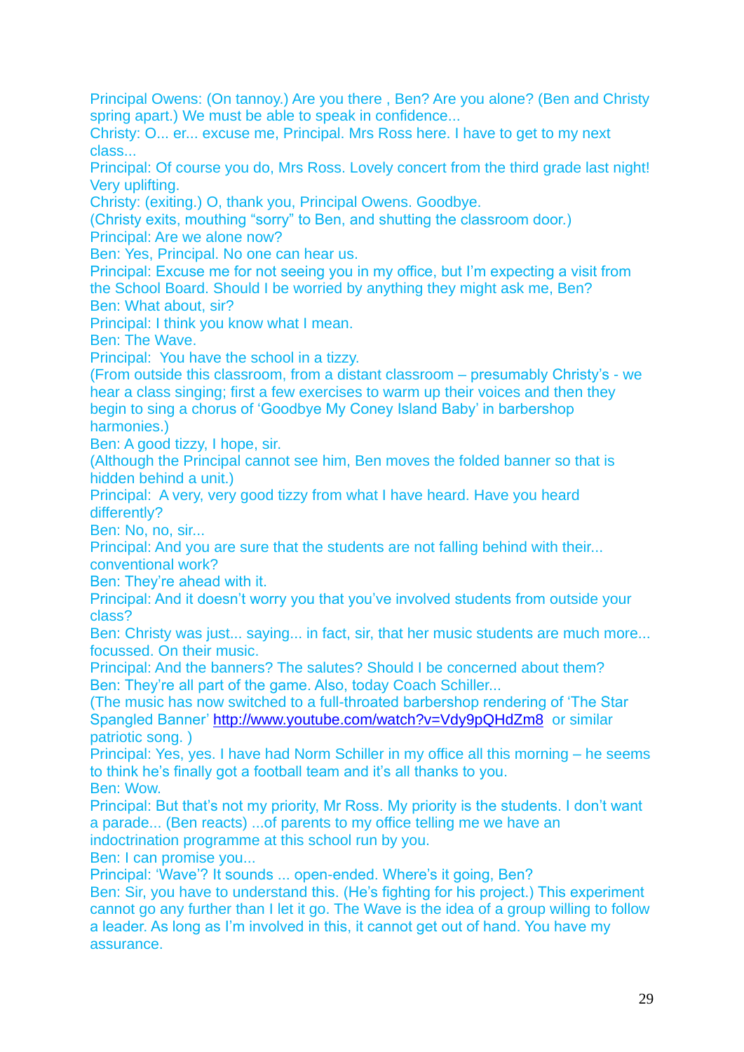Principal Owens: (On tannoy.) Are you there , Ben? Are you alone? (Ben and Christy spring apart.) We must be able to speak in confidence...

Christy: O... er... excuse me, Principal. Mrs Ross here. I have to get to my next class...

Principal: Of course you do, Mrs Ross. Lovely concert from the third grade last night! Very uplifting.

Christy: (exiting.) O, thank you, Principal Owens. Goodbye.

(Christy exits, mouthing "sorry" to Ben, and shutting the classroom door.)

Principal: Are we alone now?

Ben: Yes, Principal. No one can hear us.

Principal: Excuse me for not seeing you in my office, but I'm expecting a visit from the School Board. Should I be worried by anything they might ask me, Ben?

Ben: What about, sir?

Principal: I think you know what I mean.

Ben: The Wave.

Principal: You have the school in a tizzy.

(From outside this classroom, from a distant classroom – presumably Christy's - we hear a class singing; first a few exercises to warm up their voices and then they begin to sing a chorus of 'Goodbye My Coney Island Baby' in barbershop harmonies.)

Ben: A good tizzy, I hope, sir.

(Although the Principal cannot see him, Ben moves the folded banner so that is hidden behind a unit.)

Principal: A very, very good tizzy from what I have heard. Have you heard differently?

Ben: No, no, sir...

Principal: And you are sure that the students are not falling behind with their... conventional work?

Ben: They're ahead with it.

Principal: And it doesn't worry you that you've involved students from outside your class?

Ben: Christy was just... saying... in fact, sir, that her music students are much more... focussed. On their music.

Principal: And the banners? The salutes? Should I be concerned about them?

Ben: They're all part of the game. Also, today Coach Schiller...

(The music has now switched to a full-throated barbershop rendering of 'The Star Spangled Banner' http://www.youtube.com/watch?v=Vdy9pQHdZm8 or similar patriotic song. )

Principal: Yes, yes. I have had Norm Schiller in my office all this morning – he seems to think he's finally got a football team and it's all thanks to you.

Ben: Wow.

Principal: But that's not my priority, Mr Ross. My priority is the students. I don't want a parade... (Ben reacts) ...of parents to my office telling me we have an indoctrination programme at this school run by you.

Ben: I can promise you...

Principal: 'Wave'? It sounds ... open-ended. Where's it going, Ben?

Ben: Sir, you have to understand this. (He's fighting for his project.) This experiment cannot go any further than I let it go. The Wave is the idea of a group willing to follow a leader. As long as I'm involved in this, it cannot get out of hand. You have my assurance.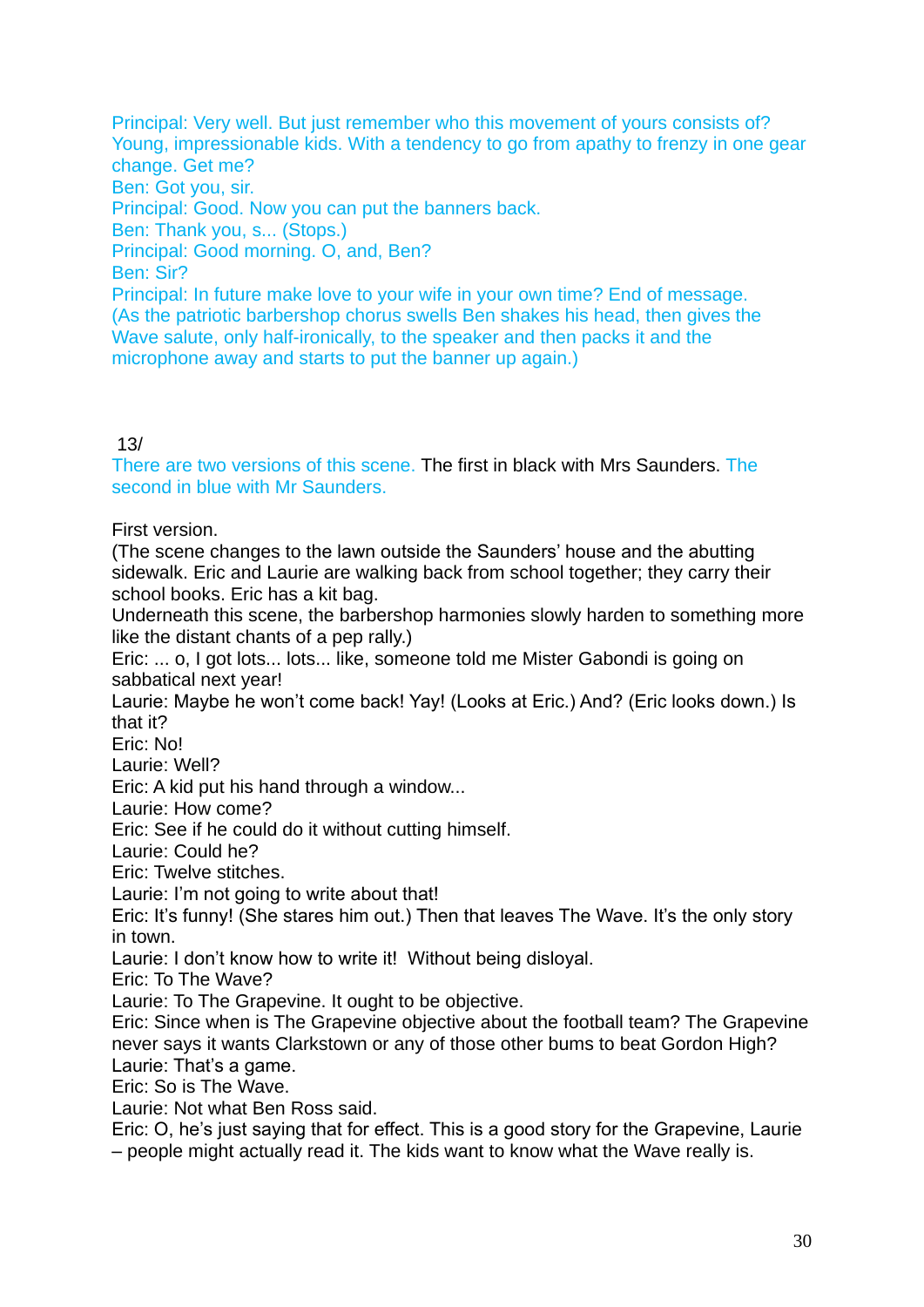Principal: Very well. But just remember who this movement of yours consists of? Young, impressionable kids. With a tendency to go from apathy to frenzy in one gear change. Get me?
Ben: Got you, sir.
Principal: Good. Now you can put the banners back.
Ben: Thank you, s... (Stops.)
Principal: Good morning. O, and, Ben?
Ben: Sir?
Principal: In future make love to your wife in your own time? End of message.
(As the patriotic barbershop chorus swells Ben shakes his head, then gives the Wave salute, only half-ironically, to the speaker and then packs it and the microphone away and starts to put the banner up again.)

13/
There are two versions of this scene. The first in black with Mrs Saunders. The second in blue with Mr Saunders.

First version.
(The scene changes to the lawn outside the Saunders' house and the abutting sidewalk. Eric and Laurie are walking back from school together; they carry their school books. Eric has a kit bag.
Underneath this scene, the barbershop harmonies slowly harden to something more like the distant chants of a pep rally.)
Eric: ... o, I got lots... lots... like, someone told me Mister Gabondi is going on sabbatical next year!
Laurie: Maybe he won't come back! Yay! (Looks at Eric.) And? (Eric looks down.) Is that it?
Eric: No!
Laurie: Well?
Eric: A kid put his hand through a window...
Laurie: How come?
Eric: See if he could do it without cutting himself.
Laurie: Could he?
Eric: Twelve stitches.
Laurie: I'm not going to write about that!
Eric: It's funny! (She stares him out.) Then that leaves The Wave. It's the only story in town.
Laurie: I don't know how to write it! Without being disloyal.
Eric: To The Wave?
Laurie: To The Grapevine. It ought to be objective.
Eric: Since when is The Grapevine objective about the football team? The Grapevine never says it wants Clarkstown or any of those other bums to beat Gordon High?
Laurie: That's a game.
Eric: So is The Wave.
Laurie: Not what Ben Ross said.
Eric: O, he's just saying that for effect. This is a good story for the Grapevine, Laurie – people might actually read it. The kids want to know what the Wave really is.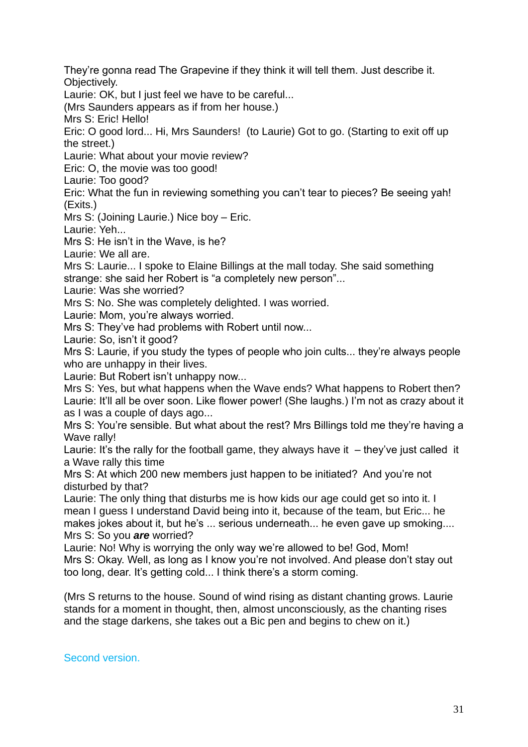They're gonna read The Grapevine if they think it will tell them. Just describe it. Objectively.

Laurie: OK, but I just feel we have to be careful...

(Mrs Saunders appears as if from her house.)

Mrs S: Eric! Hello!

Eric: O good lord... Hi, Mrs Saunders! (to Laurie) Got to go. (Starting to exit off up the street.)

Laurie: What about your movie review?

Eric: O, the movie was too good!

Laurie: Too good?

Eric: What the fun in reviewing something you can't tear to pieces? Be seeing yah! (Exits.)

Mrs S: (Joining Laurie.) Nice boy – Eric.

Laurie: Yeh...

Mrs S: He isn't in the Wave, is he?

Laurie: We all are.

Mrs S: Laurie... I spoke to Elaine Billings at the mall today. She said something strange: she said her Robert is "a completely new person"...

Laurie: Was she worried?

Mrs S: No. She was completely delighted. I was worried.

Laurie: Mom, you're always worried.

Mrs S: They've had problems with Robert until now...

Laurie: So, isn't it good?

Mrs S: Laurie, if you study the types of people who join cults... they're always people who are unhappy in their lives.

Laurie: But Robert isn't unhappy now...

Mrs S: Yes, but what happens when the Wave ends? What happens to Robert then?

Laurie: It'll all be over soon. Like flower power! (She laughs.) I'm not as crazy about it as I was a couple of days ago...

Mrs S: You're sensible. But what about the rest? Mrs Billings told me they're having a Wave rally!

Laurie: It's the rally for the football game, they always have it – they've just called it a Wave rally this time

Mrs S: At which 200 new members just happen to be initiated? And you're not disturbed by that?

Laurie: The only thing that disturbs me is how kids our age could get so into it. I mean I guess I understand David being into it, because of the team, but Eric... he makes jokes about it, but he's ... serious underneath... he even gave up smoking....

Mrs S: So you ***are*** worried?

Laurie: No! Why is worrying the only way we're allowed to be! God, Mom!

Mrs S: Okay. Well, as long as I know you're not involved. And please don't stay out too long, dear. It's getting cold... I think there's a storm coming.

(Mrs S returns to the house. Sound of wind rising as distant chanting grows. Laurie stands for a moment in thought, then, almost unconsciously, as the chanting rises and the stage darkens, she takes out a Bic pen and begins to chew on it.)

Second version.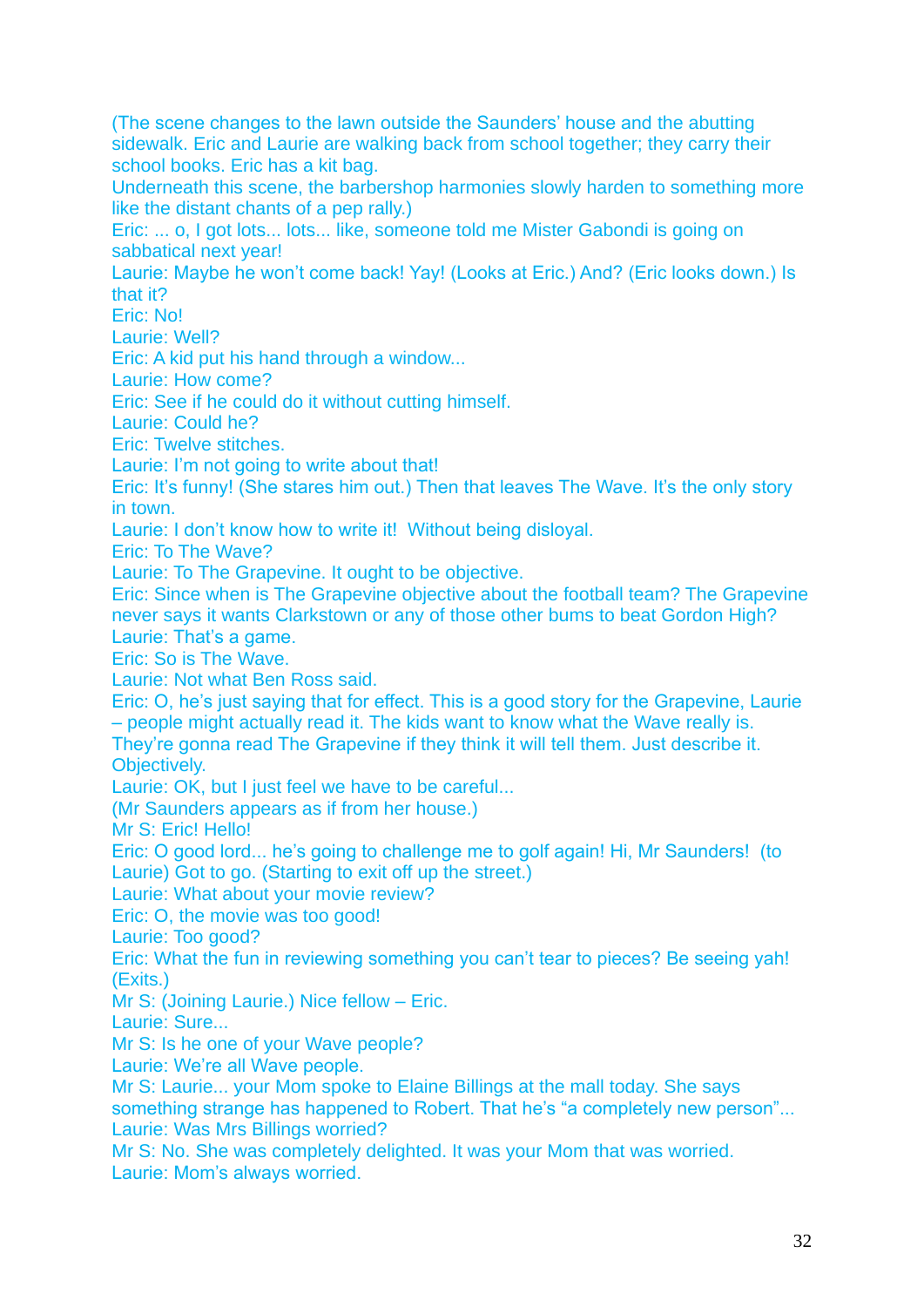(The scene changes to the lawn outside the Saunders' house and the abutting sidewalk. Eric and Laurie are walking back from school together; they carry their school books. Eric has a kit bag.

Underneath this scene, the barbershop harmonies slowly harden to something more like the distant chants of a pep rally.)

Eric: ... o, I got lots... lots... like, someone told me Mister Gabondi is going on sabbatical next year!

Laurie: Maybe he won't come back! Yay! (Looks at Eric.) And? (Eric looks down.) Is that it?

Eric: No!

Laurie: Well?

Eric: A kid put his hand through a window...

Laurie: How come?

Eric: See if he could do it without cutting himself.

Laurie: Could he?

Eric: Twelve stitches.

Laurie: I'm not going to write about that!

Eric: It's funny! (She stares him out.) Then that leaves The Wave. It's the only story in town.

Laurie: I don't know how to write it! Without being disloyal.

Eric: To The Wave?

Laurie: To The Grapevine. It ought to be objective.

Eric: Since when is The Grapevine objective about the football team? The Grapevine never says it wants Clarkstown or any of those other bums to beat Gordon High?

Laurie: That's a game.

Eric: So is The Wave.

Laurie: Not what Ben Ross said.

Eric: O, he's just saying that for effect. This is a good story for the Grapevine, Laurie – people might actually read it. The kids want to know what the Wave really is. They're gonna read The Grapevine if they think it will tell them. Just describe it. Objectively.

Laurie: OK, but I just feel we have to be careful...

(Mr Saunders appears as if from her house.)

Mr S: Eric! Hello!

Eric: O good lord... he's going to challenge me to golf again! Hi, Mr Saunders! (to Laurie) Got to go. (Starting to exit off up the street.)

Laurie: What about your movie review?

Eric: O, the movie was too good!

Laurie: Too good?

Eric: What the fun in reviewing something you can't tear to pieces? Be seeing yah! (Exits.)

Mr S: (Joining Laurie.) Nice fellow – Eric.

Laurie: Sure...

Mr S: Is he one of your Wave people?

Laurie: We're all Wave people.

Mr S: Laurie... your Mom spoke to Elaine Billings at the mall today. She says something strange has happened to Robert. That he's "a completely new person"...

Laurie: Was Mrs Billings worried?

Mr S: No. She was completely delighted. It was your Mom that was worried.

Laurie: Mom's always worried.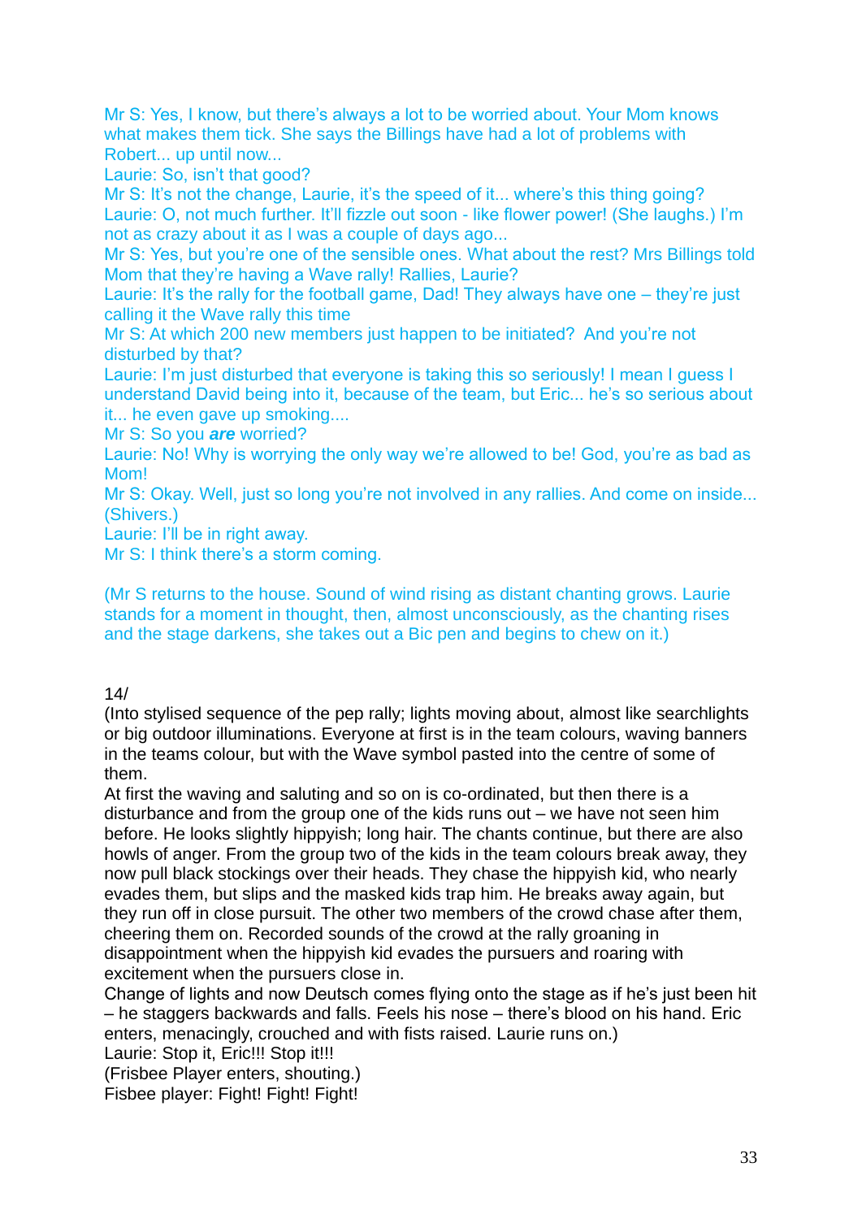Mr S: Yes, I know, but there's always a lot to be worried about. Your Mom knows what makes them tick. She says the Billings have had a lot of problems with Robert... up until now...
Laurie: So, isn't that good?
Mr S: It's not the change, Laurie, it's the speed of it... where's this thing going?
Laurie: O, not much further. It'll fizzle out soon - like flower power! (She laughs.) I'm not as crazy about it as I was a couple of days ago...
Mr S: Yes, but you're one of the sensible ones. What about the rest? Mrs Billings told Mom that they're having a Wave rally! Rallies, Laurie?
Laurie: It's the rally for the football game, Dad! They always have one – they're just calling it the Wave rally this time
Mr S: At which 200 new members just happen to be initiated? And you're not disturbed by that?
Laurie: I'm just disturbed that everyone is taking this so seriously! I mean I guess I understand David being into it, because of the team, but Eric... he's so serious about it... he even gave up smoking....
Mr S: So you ***are*** worried?
Laurie: No! Why is worrying the only way we're allowed to be! God, you're as bad as Mom!
Mr S: Okay. Well, just so long you're not involved in any rallies. And come on inside... (Shivers.)
Laurie: I'll be in right away.
Mr S: I think there's a storm coming.

(Mr S returns to the house. Sound of wind rising as distant chanting grows. Laurie stands for a moment in thought, then, almost unconsciously, as the chanting rises and the stage darkens, she takes out a Bic pen and begins to chew on it.)

14/
(Into stylised sequence of the pep rally; lights moving about, almost like searchlights or big outdoor illuminations. Everyone at first is in the team colours, waving banners in the teams colour, but with the Wave symbol pasted into the centre of some of them.
At first the waving and saluting and so on is co-ordinated, but then there is a disturbance and from the group one of the kids runs out – we have not seen him before. He looks slightly hippyish; long hair. The chants continue, but there are also howls of anger. From the group two of the kids in the team colours break away, they now pull black stockings over their heads. They chase the hippyish kid, who nearly evades them, but slips and the masked kids trap him. He breaks away again, but they run off in close pursuit. The other two members of the crowd chase after them, cheering them on. Recorded sounds of the crowd at the rally groaning in disappointment when the hippyish kid evades the pursuers and roaring with excitement when the pursuers close in.
Change of lights and now Deutsch comes flying onto the stage as if he's just been hit – he staggers backwards and falls. Feels his nose – there's blood on his hand. Eric enters, menacingly, crouched and with fists raised. Laurie runs on.)
Laurie: Stop it, Eric!!! Stop it!!!
(Frisbee Player enters, shouting.)
Fisbee player: Fight! Fight! Fight!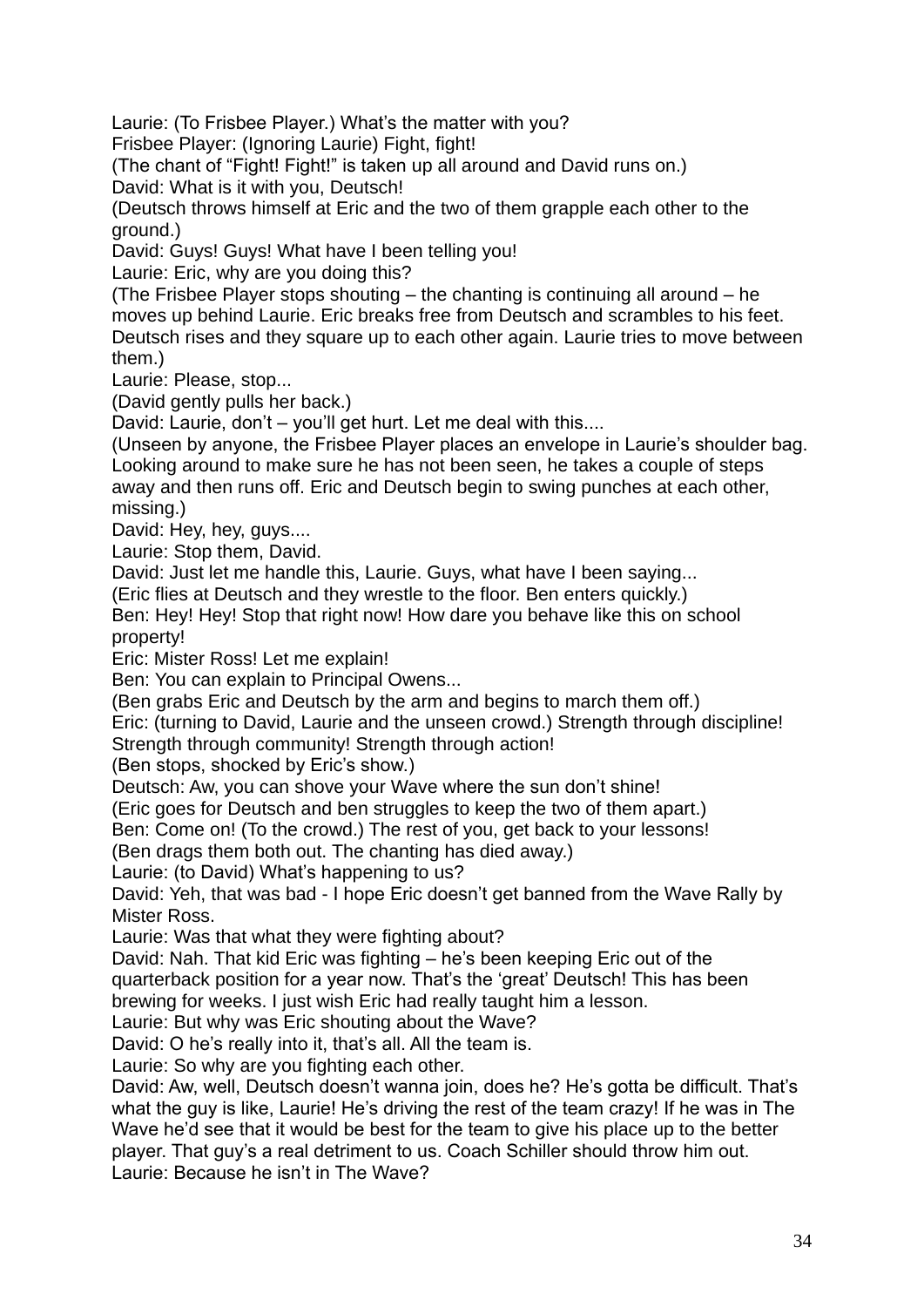Laurie: (To Frisbee Player.) What's the matter with you?

Frisbee Player: (Ignoring Laurie) Fight, fight!

(The chant of "Fight! Fight!" is taken up all around and David runs on.)

David: What is it with you, Deutsch!

(Deutsch throws himself at Eric and the two of them grapple each other to the ground.)

David: Guys! Guys! What have I been telling you!

Laurie: Eric, why are you doing this?

(The Frisbee Player stops shouting – the chanting is continuing all around – he moves up behind Laurie. Eric breaks free from Deutsch and scrambles to his feet. Deutsch rises and they square up to each other again. Laurie tries to move between them.)

Laurie: Please, stop...

(David gently pulls her back.)

David: Laurie, don't – you'll get hurt. Let me deal with this....

(Unseen by anyone, the Frisbee Player places an envelope in Laurie's shoulder bag. Looking around to make sure he has not been seen, he takes a couple of steps away and then runs off. Eric and Deutsch begin to swing punches at each other, missing.)

David: Hey, hey, guys....

Laurie: Stop them, David.

David: Just let me handle this, Laurie. Guys, what have I been saying...

(Eric flies at Deutsch and they wrestle to the floor. Ben enters quickly.)

Ben: Hey! Hey! Stop that right now! How dare you behave like this on school property!

Eric: Mister Ross! Let me explain!

Ben: You can explain to Principal Owens...

(Ben grabs Eric and Deutsch by the arm and begins to march them off.)

Eric: (turning to David, Laurie and the unseen crowd.) Strength through discipline! Strength through community! Strength through action!

(Ben stops, shocked by Eric's show.)

Deutsch: Aw, you can shove your Wave where the sun don't shine!

(Eric goes for Deutsch and ben struggles to keep the two of them apart.)

Ben: Come on! (To the crowd.) The rest of you, get back to your lessons!

(Ben drags them both out. The chanting has died away.)

Laurie: (to David) What's happening to us?

David: Yeh, that was bad - I hope Eric doesn't get banned from the Wave Rally by Mister Ross.

Laurie: Was that what they were fighting about?

David: Nah. That kid Eric was fighting – he's been keeping Eric out of the quarterback position for a year now. That's the 'great' Deutsch! This has been brewing for weeks. I just wish Eric had really taught him a lesson.

Laurie: But why was Eric shouting about the Wave?

David: O he's really into it, that's all. All the team is.

Laurie: So why are you fighting each other.

David: Aw, well, Deutsch doesn't wanna join, does he? He's gotta be difficult. That's what the guy is like, Laurie! He's driving the rest of the team crazy! If he was in The Wave he'd see that it would be best for the team to give his place up to the better player. That guy's a real detriment to us. Coach Schiller should throw him out.

Laurie: Because he isn't in The Wave?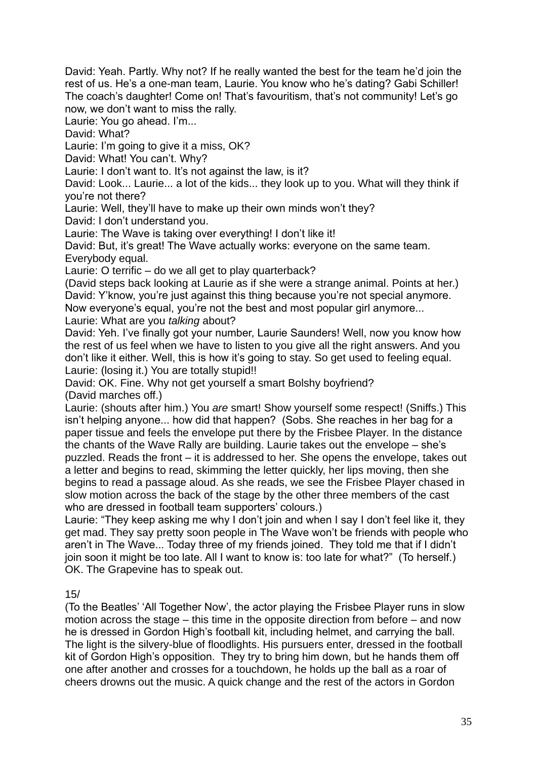David: Yeah. Partly. Why not? If he really wanted the best for the team he'd join the rest of us. He's a one-man team, Laurie. You know who he's dating? Gabi Schiller! The coach's daughter! Come on! That's favouritism, that's not community! Let's go now, we don't want to miss the rally.

Laurie: You go ahead. I'm...

David: What?

Laurie: I'm going to give it a miss, OK?

David: What! You can't. Why?

Laurie: I don't want to. It's not against the law, is it?

David: Look... Laurie... a lot of the kids... they look up to you. What will they think if you're not there?

Laurie: Well, they'll have to make up their own minds won't they?

David: I don't understand you.

Laurie: The Wave is taking over everything! I don't like it!

David: But, it's great! The Wave actually works: everyone on the same team. Everybody equal.

Laurie: O terrific – do we all get to play quarterback?

(David steps back looking at Laurie as if she were a strange animal. Points at her.)

David: Y'know, you're just against this thing because you're not special anymore. Now everyone's equal, you're not the best and most popular girl anymore...

Laurie: What are you *talking* about?

David: Yeh. I've finally got your number, Laurie Saunders! Well, now you know how the rest of us feel when we have to listen to you give all the right answers. And you don't like it either. Well, this is how it's going to stay. So get used to feeling equal.

Laurie: (losing it.) You are totally stupid!!

David: OK. Fine. Why not get yourself a smart Bolshy boyfriend?

(David marches off.)

Laurie: (shouts after him.) You *are* smart! Show yourself some respect! (Sniffs.) This isn't helping anyone... how did that happen? (Sobs. She reaches in her bag for a paper tissue and feels the envelope put there by the Frisbee Player. In the distance the chants of the Wave Rally are building. Laurie takes out the envelope – she's puzzled. Reads the front – it is addressed to her. She opens the envelope, takes out a letter and begins to read, skimming the letter quickly, her lips moving, then she begins to read a passage aloud. As she reads, we see the Frisbee Player chased in slow motion across the back of the stage by the other three members of the cast who are dressed in football team supporters' colours.)

Laurie: "They keep asking me why I don't join and when I say I don't feel like it, they get mad. They say pretty soon people in The Wave won't be friends with people who aren't in The Wave... Today three of my friends joined. They told me that if I didn't join soon it might be too late. All I want to know is: too late for what?" (To herself.) OK. The Grapevine has to speak out.

15/

(To the Beatles' 'All Together Now', the actor playing the Frisbee Player runs in slow motion across the stage – this time in the opposite direction from before – and now he is dressed in Gordon High's football kit, including helmet, and carrying the ball. The light is the silvery-blue of floodlights. His pursuers enter, dressed in the football kit of Gordon High's opposition. They try to bring him down, but he hands them off one after another and crosses for a touchdown, he holds up the ball as a roar of cheers drowns out the music. A quick change and the rest of the actors in Gordon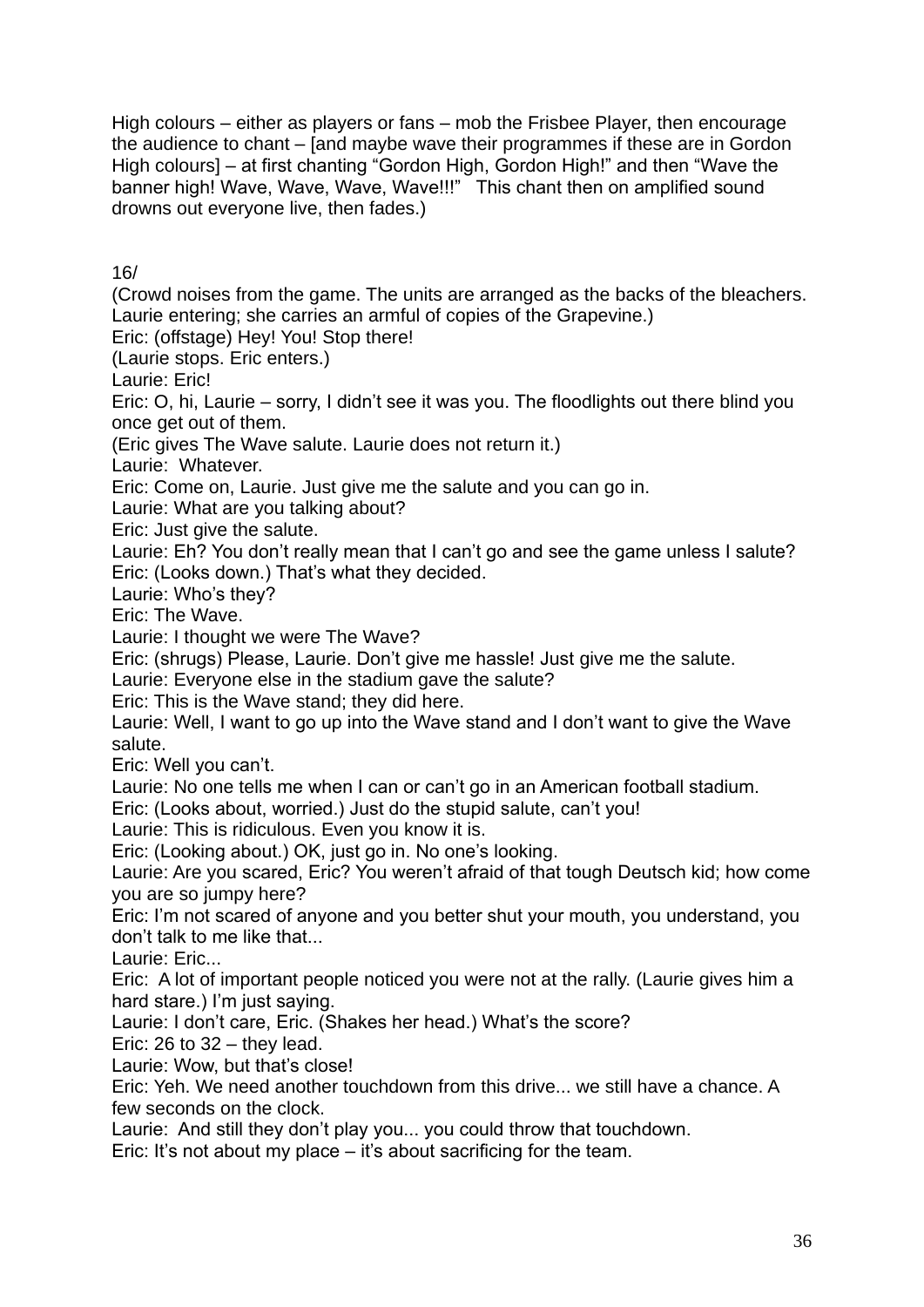High colours – either as players or fans – mob the Frisbee Player, then encourage the audience to chant – [and maybe wave their programmes if these are in Gordon High colours] – at first chanting "Gordon High, Gordon High!" and then "Wave the banner high! Wave, Wave, Wave, Wave!!!"  This chant then on amplified sound drowns out everyone live, then fades.)

16/

(Crowd noises from the game. The units are arranged as the backs of the bleachers. Laurie entering; she carries an armful of copies of the Grapevine.)

Eric: (offstage) Hey! You! Stop there!

(Laurie stops. Eric enters.)

Laurie: Eric!

Eric: O, hi, Laurie – sorry, I didn't see it was you. The floodlights out there blind you once get out of them.

(Eric gives The Wave salute. Laurie does not return it.)

Laurie:  Whatever.

Eric: Come on, Laurie. Just give me the salute and you can go in.

Laurie: What are you talking about?

Eric: Just give the salute.

Laurie: Eh? You don't really mean that I can't go and see the game unless I salute?

Eric: (Looks down.) That's what they decided.

Laurie: Who's they?

Eric: The Wave.

Laurie: I thought we were The Wave?

Eric: (shrugs) Please, Laurie. Don't give me hassle! Just give me the salute.

Laurie: Everyone else in the stadium gave the salute?

Eric: This is the Wave stand; they did here.

Laurie: Well, I want to go up into the Wave stand and I don't want to give the Wave salute.

Eric: Well you can't.

Laurie: No one tells me when I can or can't go in an American football stadium.

Eric: (Looks about, worried.) Just do the stupid salute, can't you!

Laurie: This is ridiculous. Even you know it is.

Eric: (Looking about.) OK, just go in. No one's looking.

Laurie: Are you scared, Eric? You weren't afraid of that tough Deutsch kid; how come you are so jumpy here?

Eric: I'm not scared of anyone and you better shut your mouth, you understand, you don't talk to me like that...

Laurie: Eric...

Eric:  A lot of important people noticed you were not at the rally. (Laurie gives him a hard stare.) I'm just saying.

Laurie: I don't care, Eric. (Shakes her head.) What's the score?

Eric: 26 to 32 – they lead.

Laurie: Wow, but that's close!

Eric: Yeh. We need another touchdown from this drive... we still have a chance. A few seconds on the clock.

Laurie:  And still they don't play you... you could throw that touchdown.

Eric: It's not about my place – it's about sacrificing for the team.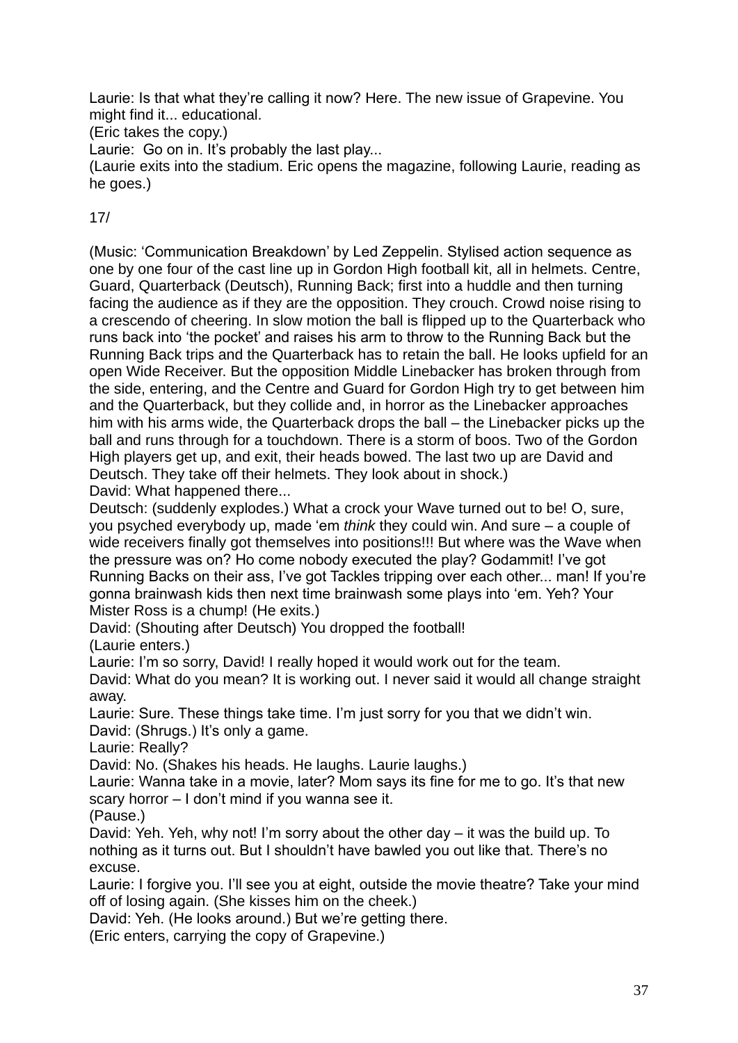Laurie: Is that what they're calling it now? Here. The new issue of Grapevine. You might find it... educational.

(Eric takes the copy.)

Laurie: Go on in. It's probably the last play...

(Laurie exits into the stadium. Eric opens the magazine, following Laurie, reading as he goes.)

17/

(Music: 'Communication Breakdown' by Led Zeppelin. Stylised action sequence as one by one four of the cast line up in Gordon High football kit, all in helmets. Centre, Guard, Quarterback (Deutsch), Running Back; first into a huddle and then turning facing the audience as if they are the opposition. They crouch. Crowd noise rising to a crescendo of cheering. In slow motion the ball is flipped up to the Quarterback who runs back into 'the pocket' and raises his arm to throw to the Running Back but the Running Back trips and the Quarterback has to retain the ball. He looks upfield for an open Wide Receiver. But the opposition Middle Linebacker has broken through from the side, entering, and the Centre and Guard for Gordon High try to get between him and the Quarterback, but they collide and, in horror as the Linebacker approaches him with his arms wide, the Quarterback drops the ball – the Linebacker picks up the ball and runs through for a touchdown. There is a storm of boos. Two of the Gordon High players get up, and exit, their heads bowed. The last two up are David and Deutsch. They take off their helmets. They look about in shock.)

David: What happened there...

Deutsch: (suddenly explodes.) What a crock your Wave turned out to be! O, sure, you psyched everybody up, made 'em *think* they could win. And sure – a couple of wide receivers finally got themselves into positions!!! But where was the Wave when the pressure was on? Ho come nobody executed the play? Godammit! I've got Running Backs on their ass, I've got Tackles tripping over each other... man! If you're gonna brainwash kids then next time brainwash some plays into 'em. Yeh? Your Mister Ross is a chump! (He exits.)

David: (Shouting after Deutsch) You dropped the football!

(Laurie enters.)

Laurie: I'm so sorry, David! I really hoped it would work out for the team.

David: What do you mean? It is working out. I never said it would all change straight away.

Laurie: Sure. These things take time. I'm just sorry for you that we didn't win.

David: (Shrugs.) It's only a game.

Laurie: Really?

David: No. (Shakes his heads. He laughs. Laurie laughs.)

Laurie: Wanna take in a movie, later? Mom says its fine for me to go. It's that new scary horror – I don't mind if you wanna see it.

(Pause.)

David: Yeh. Yeh, why not! I'm sorry about the other day – it was the build up. To nothing as it turns out. But I shouldn't have bawled you out like that. There's no excuse.

Laurie: I forgive you. I'll see you at eight, outside the movie theatre? Take your mind off of losing again. (She kisses him on the cheek.)

David: Yeh. (He looks around.) But we're getting there.

(Eric enters, carrying the copy of Grapevine.)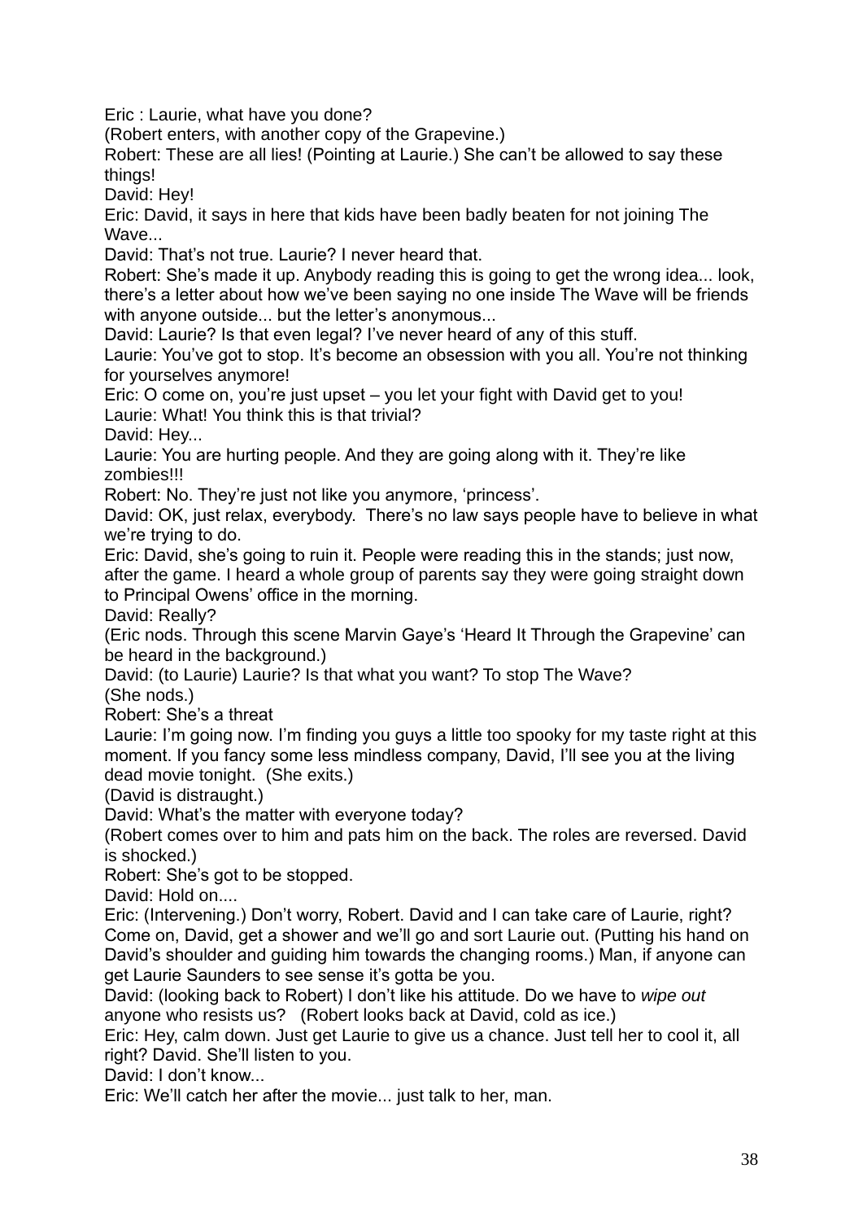Eric : Laurie, what have you done?

(Robert enters, with another copy of the Grapevine.)

Robert: These are all lies! (Pointing at Laurie.) She can't be allowed to say these things!

David: Hey!

Eric: David, it says in here that kids have been badly beaten for not joining The Wave...

David: That's not true. Laurie? I never heard that.

Robert: She's made it up. Anybody reading this is going to get the wrong idea... look, there's a letter about how we've been saying no one inside The Wave will be friends with anyone outside... but the letter's anonymous...

David: Laurie? Is that even legal? I've never heard of any of this stuff.

Laurie: You've got to stop. It's become an obsession with you all. You're not thinking for yourselves anymore!

Eric: O come on, you're just upset – you let your fight with David get to you!

Laurie: What! You think this is that trivial?

David: Hey...

Laurie: You are hurting people. And they are going along with it. They're like zombies!!!

Robert: No. They're just not like you anymore, 'princess'.

David: OK, just relax, everybody. There's no law says people have to believe in what we're trying to do.

Eric: David, she's going to ruin it. People were reading this in the stands; just now, after the game. I heard a whole group of parents say they were going straight down to Principal Owens' office in the morning.

David: Really?

(Eric nods. Through this scene Marvin Gaye's 'Heard It Through the Grapevine' can be heard in the background.)

David: (to Laurie) Laurie? Is that what you want? To stop The Wave?

(She nods.)

Robert: She's a threat

Laurie: I'm going now. I'm finding you guys a little too spooky for my taste right at this moment. If you fancy some less mindless company, David, I'll see you at the living dead movie tonight. (She exits.)

(David is distraught.)

David: What's the matter with everyone today?

(Robert comes over to him and pats him on the back. The roles are reversed. David is shocked.)

Robert: She's got to be stopped.

David: Hold on....

Eric: (Intervening.) Don't worry, Robert. David and I can take care of Laurie, right? Come on, David, get a shower and we'll go and sort Laurie out. (Putting his hand on David's shoulder and guiding him towards the changing rooms.) Man, if anyone can get Laurie Saunders to see sense it's gotta be you.

David: (looking back to Robert) I don't like his attitude. Do we have to *wipe out* anyone who resists us? (Robert looks back at David, cold as ice.)

Eric: Hey, calm down. Just get Laurie to give us a chance. Just tell her to cool it, all right? David. She'll listen to you.

David: I don't know...

Eric: We'll catch her after the movie... just talk to her, man.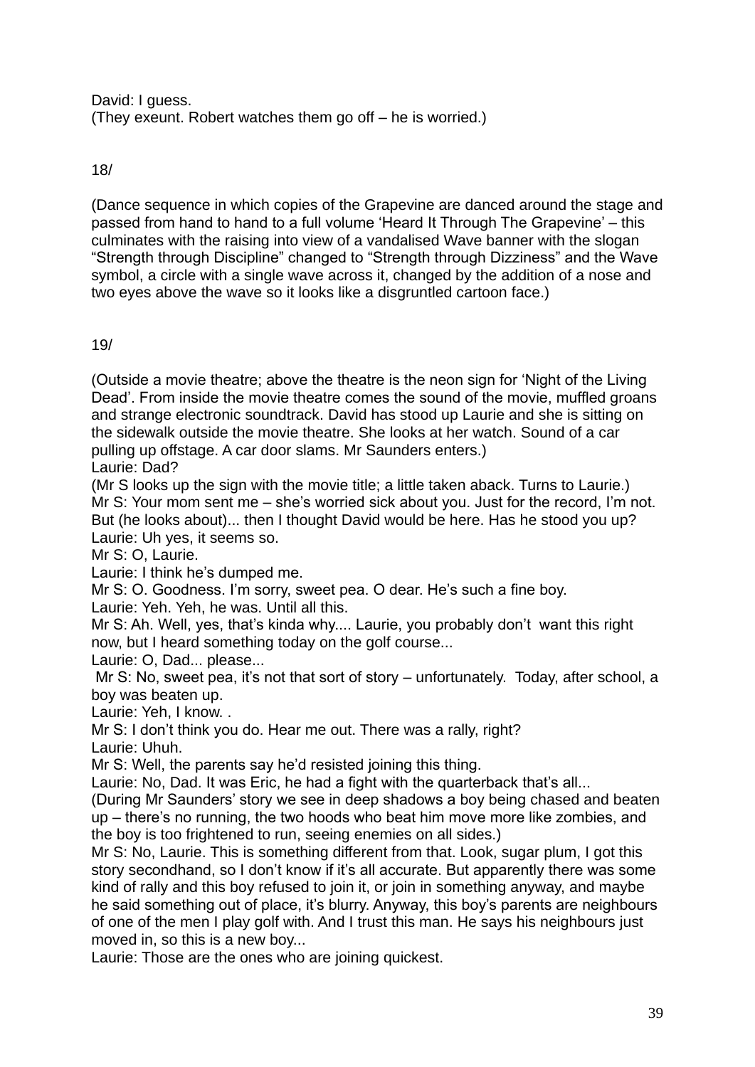David: I guess.
(They exeunt. Robert watches them go off – he is worried.)

18/

(Dance sequence in which copies of the Grapevine are danced around the stage and passed from hand to hand to a full volume 'Heard It Through The Grapevine' – this culminates with the raising into view of a vandalised Wave banner with the slogan "Strength through Discipline" changed to "Strength through Dizziness" and the Wave symbol, a circle with a single wave across it, changed by the addition of a nose and two eyes above the wave so it looks like a disgruntled cartoon face.)

19/

(Outside a movie theatre; above the theatre is the neon sign for 'Night of the Living Dead'. From inside the movie theatre comes the sound of the movie, muffled groans and strange electronic soundtrack. David has stood up Laurie and she is sitting on the sidewalk outside the movie theatre. She looks at her watch. Sound of a car pulling up offstage. A car door slams. Mr Saunders enters.)
Laurie: Dad?
(Mr S looks up the sign with the movie title; a little taken aback. Turns to Laurie.)
Mr S: Your mom sent me – she's worried sick about you. Just for the record, I'm not. But (he looks about)... then I thought David would be here. Has he stood you up?
Laurie: Uh yes, it seems so.
Mr S: O, Laurie.
Laurie: I think he's dumped me.
Mr S: O. Goodness. I'm sorry, sweet pea. O dear. He's such a fine boy.
Laurie: Yeh. Yeh, he was. Until all this.
Mr S: Ah. Well, yes, that's kinda why.... Laurie, you probably don't want this right now, but I heard something today on the golf course...
Laurie: O, Dad... please...
Mr S: No, sweet pea, it's not that sort of story – unfortunately. Today, after school, a boy was beaten up.
Laurie: Yeh, I know. .
Mr S: I don't think you do. Hear me out. There was a rally, right?
Laurie: Uhuh.
Mr S: Well, the parents say he'd resisted joining this thing.
Laurie: No, Dad. It was Eric, he had a fight with the quarterback that's all...
(During Mr Saunders' story we see in deep shadows a boy being chased and beaten up – there's no running, the two hoods who beat him move more like zombies, and the boy is too frightened to run, seeing enemies on all sides.)
Mr S: No, Laurie. This is something different from that. Look, sugar plum, I got this story secondhand, so I don't know if it's all accurate. But apparently there was some kind of rally and this boy refused to join it, or join in something anyway, and maybe he said something out of place, it's blurry. Anyway, this boy's parents are neighbours of one of the men I play golf with. And I trust this man. He says his neighbours just moved in, so this is a new boy...
Laurie: Those are the ones who are joining quickest.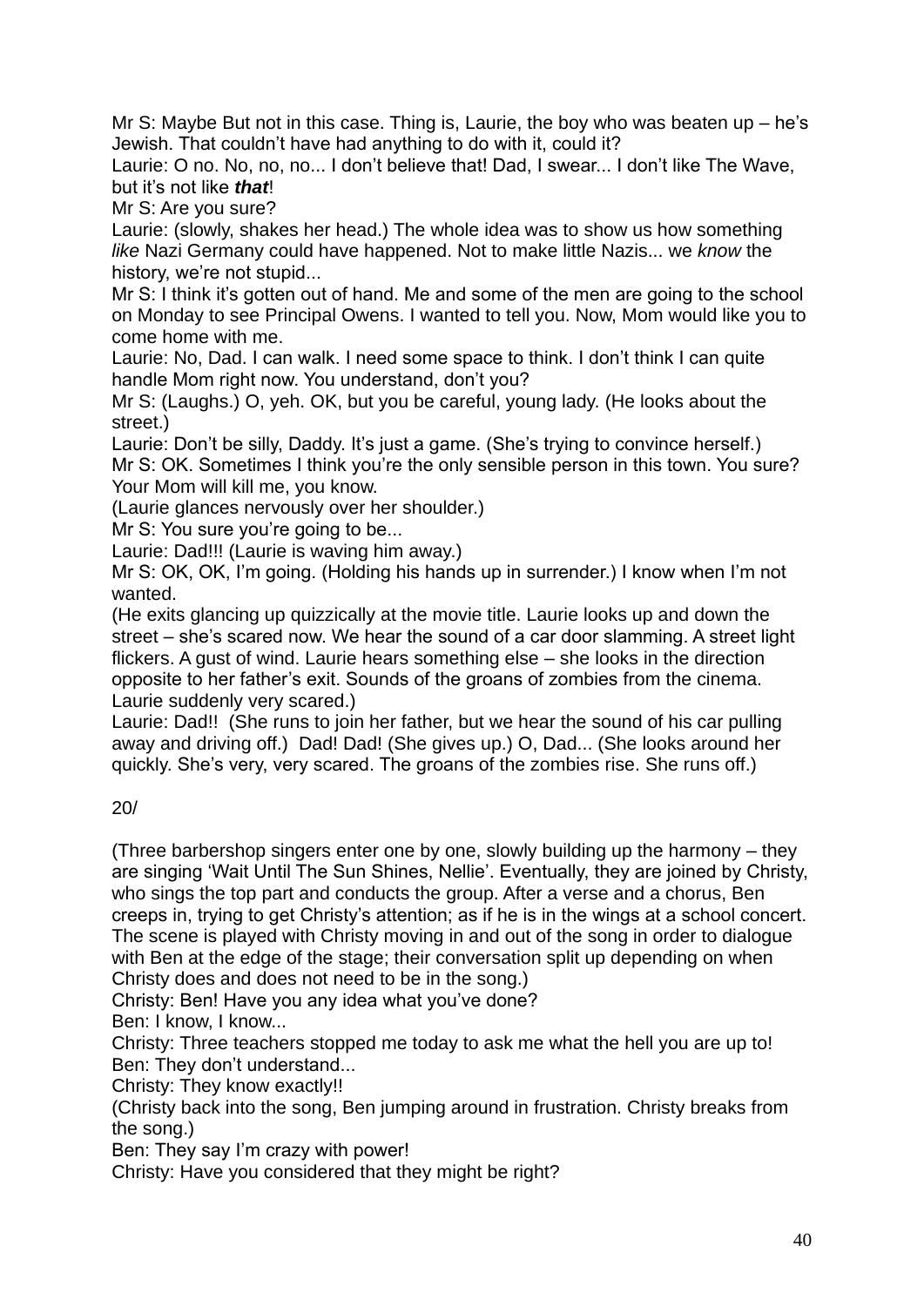Mr S: Maybe But not in this case. Thing is, Laurie, the boy who was beaten up – he's Jewish. That couldn't have had anything to do with it, could it?

Laurie: O no. No, no, no... I don't believe that! Dad, I swear... I don't like The Wave, but it's not like ***that***!

Mr S: Are you sure?

Laurie: (slowly, shakes her head.) The whole idea was to show us how something *like* Nazi Germany could have happened. Not to make little Nazis... we *know* the history, we're not stupid...

Mr S: I think it's gotten out of hand. Me and some of the men are going to the school on Monday to see Principal Owens. I wanted to tell you. Now, Mom would like you to come home with me.

Laurie: No, Dad. I can walk. I need some space to think. I don't think I can quite handle Mom right now. You understand, don't you?

Mr S: (Laughs.) O, yeh. OK, but you be careful, young lady. (He looks about the street.)

Laurie: Don't be silly, Daddy. It's just a game. (She's trying to convince herself.)

Mr S: OK. Sometimes I think you're the only sensible person in this town. You sure? Your Mom will kill me, you know.

(Laurie glances nervously over her shoulder.)

Mr S: You sure you're going to be...

Laurie: Dad!!! (Laurie is waving him away.)

Mr S: OK, OK, I'm going. (Holding his hands up in surrender.) I know when I'm not wanted.

(He exits glancing up quizzically at the movie title. Laurie looks up and down the street – she's scared now. We hear the sound of a car door slamming. A street light flickers. A gust of wind. Laurie hears something else – she looks in the direction opposite to her father's exit. Sounds of the groans of zombies from the cinema. Laurie suddenly very scared.)

Laurie: Dad!! (She runs to join her father, but we hear the sound of his car pulling away and driving off.) Dad! Dad! (She gives up.) O, Dad... (She looks around her quickly. She's very, very scared. The groans of the zombies rise. She runs off.)

20/

(Three barbershop singers enter one by one, slowly building up the harmony – they are singing 'Wait Until The Sun Shines, Nellie'. Eventually, they are joined by Christy, who sings the top part and conducts the group. After a verse and a chorus, Ben creeps in, trying to get Christy's attention; as if he is in the wings at a school concert. The scene is played with Christy moving in and out of the song in order to dialogue with Ben at the edge of the stage; their conversation split up depending on when Christy does and does not need to be in the song.)

Christy: Ben! Have you any idea what you've done?

Ben: I know, I know...

Christy: Three teachers stopped me today to ask me what the hell you are up to!

Ben: They don't understand...

Christy: They know exactly!!

(Christy back into the song, Ben jumping around in frustration. Christy breaks from the song.)

Ben: They say I'm crazy with power!

Christy: Have you considered that they might be right?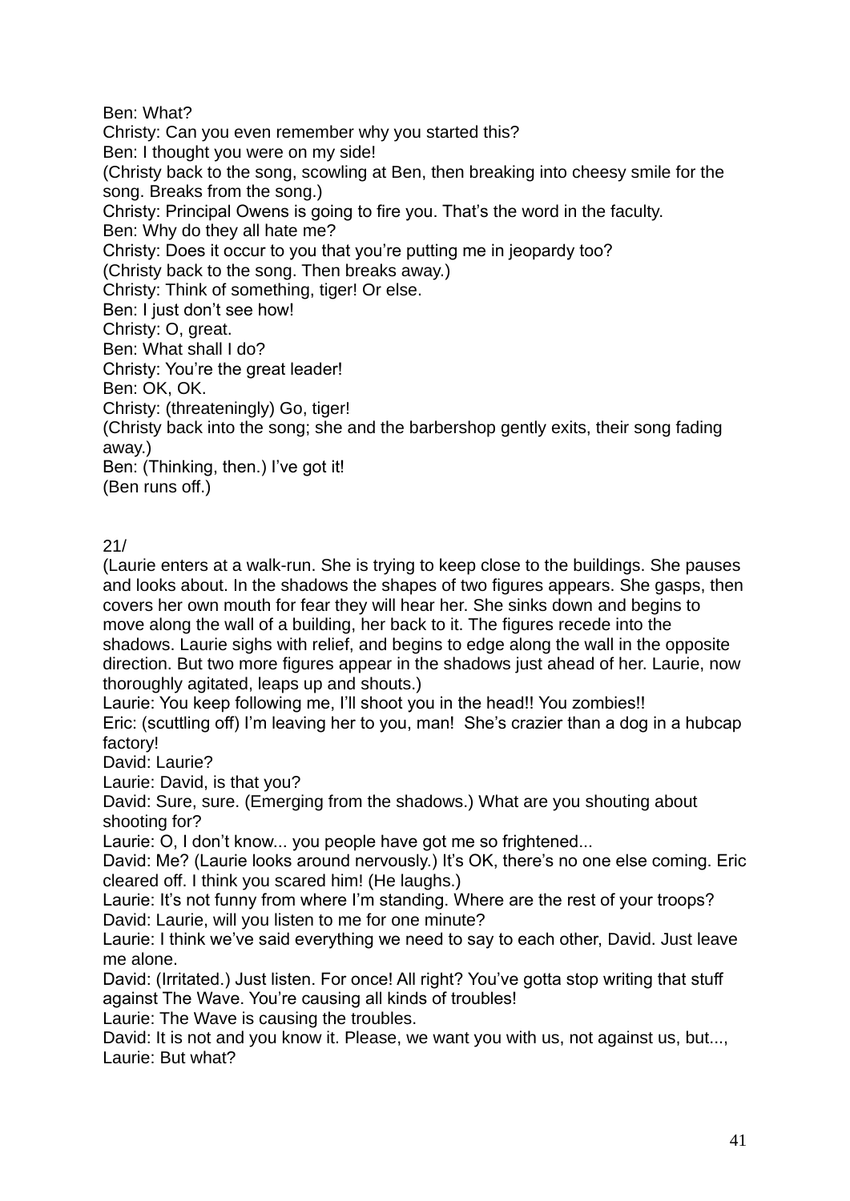Ben: What?
Christy: Can you even remember why you started this?
Ben: I thought you were on my side!
(Christy back to the song, scowling at Ben, then breaking into cheesy smile for the song. Breaks from the song.)
Christy: Principal Owens is going to fire you. That's the word in the faculty.
Ben: Why do they all hate me?
Christy: Does it occur to you that you're putting me in jeopardy too?
(Christy back to the song. Then breaks away.)
Christy: Think of something, tiger! Or else.
Ben: I just don't see how!
Christy: O, great.
Ben: What shall I do?
Christy: You're the great leader!
Ben: OK, OK.
Christy: (threateningly) Go, tiger!
(Christy back into the song; she and the barbershop gently exits, their song fading away.)
Ben: (Thinking, then.) I've got it!
(Ben runs off.)

21/
(Laurie enters at a walk-run. She is trying to keep close to the buildings. She pauses and looks about. In the shadows the shapes of two figures appears. She gasps, then covers her own mouth for fear they will hear her. She sinks down and begins to move along the wall of a building, her back to it. The figures recede into the shadows. Laurie sighs with relief, and begins to edge along the wall in the opposite direction. But two more figures appear in the shadows just ahead of her. Laurie, now thoroughly agitated, leaps up and shouts.)
Laurie: You keep following me, I'll shoot you in the head!! You zombies!!
Eric: (scuttling off) I'm leaving her to you, man! She's crazier than a dog in a hubcap factory!
David: Laurie?
Laurie: David, is that you?
David: Sure, sure. (Emerging from the shadows.) What are you shouting about shooting for?
Laurie: O, I don't know... you people have got me so frightened...
David: Me? (Laurie looks around nervously.) It's OK, there's no one else coming. Eric cleared off. I think you scared him! (He laughs.)
Laurie: It's not funny from where I'm standing. Where are the rest of your troops?
David: Laurie, will you listen to me for one minute?
Laurie: I think we've said everything we need to say to each other, David. Just leave me alone.
David: (Irritated.) Just listen. For once! All right? You've gotta stop writing that stuff against The Wave. You're causing all kinds of troubles!
Laurie: The Wave is causing the troubles.
David: It is not and you know it. Please, we want you with us, not against us, but...,
Laurie: But what?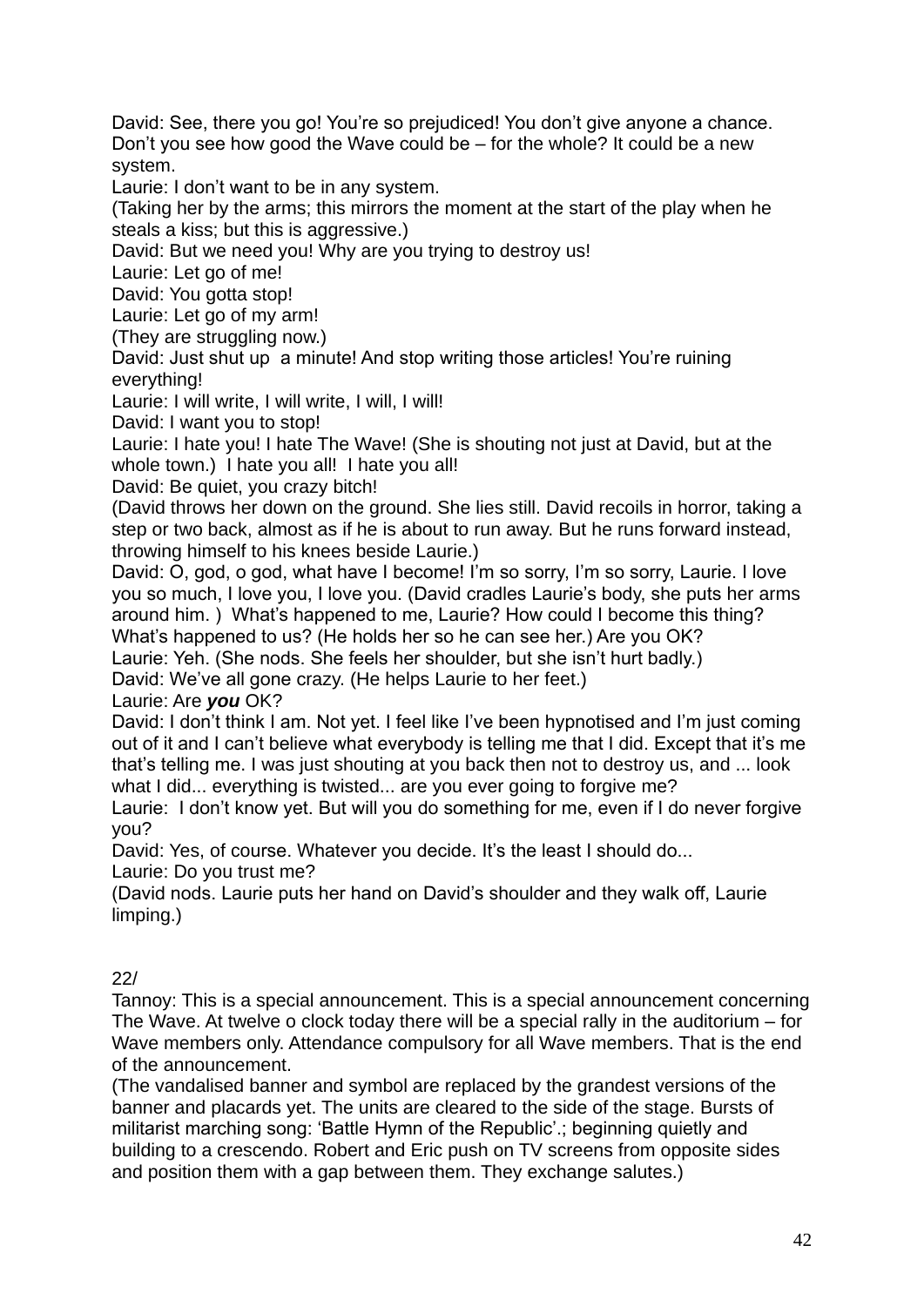David: See, there you go! You're so prejudiced! You don't give anyone a chance. Don't you see how good the Wave could be – for the whole? It could be a new system.

Laurie: I don't want to be in any system.

(Taking her by the arms; this mirrors the moment at the start of the play when he steals a kiss; but this is aggressive.)

David: But we need you! Why are you trying to destroy us!

Laurie: Let go of me!

David: You gotta stop!

Laurie: Let go of my arm!

(They are struggling now.)

David: Just shut up  a minute! And stop writing those articles! You're ruining everything!

Laurie: I will write, I will write, I will, I will!

David: I want you to stop!

Laurie: I hate you! I hate The Wave! (She is shouting not just at David, but at the whole town.)  I hate you all!  I hate you all!

David: Be quiet, you crazy bitch!

(David throws her down on the ground. She lies still. David recoils in horror, taking a step or two back, almost as if he is about to run away. But he runs forward instead, throwing himself to his knees beside Laurie.)

David: O, god, o god, what have I become! I'm so sorry, I'm so sorry, Laurie. I love you so much, I love you, I love you. (David cradles Laurie's body, she puts her arms around him. )  What's happened to me, Laurie? How could I become this thing? What's happened to us? (He holds her so he can see her.) Are you OK?

Laurie: Yeh. (She nods. She feels her shoulder, but she isn't hurt badly.)

David: We've all gone crazy. (He helps Laurie to her feet.)

Laurie: Are ***you*** OK?

David: I don't think I am. Not yet. I feel like I've been hypnotised and I'm just coming out of it and I can't believe what everybody is telling me that I did. Except that it's me that's telling me. I was just shouting at you back then not to destroy us, and ... look what I did... everything is twisted... are you ever going to forgive me?

Laurie:  I don't know yet. But will you do something for me, even if I do never forgive you?

David: Yes, of course. Whatever you decide. It's the least I should do...

Laurie: Do you trust me?

(David nods. Laurie puts her hand on David's shoulder and they walk off, Laurie limping.)

22/

Tannoy: This is a special announcement. This is a special announcement concerning The Wave. At twelve o clock today there will be a special rally in the auditorium – for Wave members only. Attendance compulsory for all Wave members. That is the end of the announcement.

(The vandalised banner and symbol are replaced by the grandest versions of the banner and placards yet. The units are cleared to the side of the stage. Bursts of militarist marching song: 'Battle Hymn of the Republic'.; beginning quietly and building to a crescendo. Robert and Eric push on TV screens from opposite sides and position them with a gap between them. They exchange salutes.)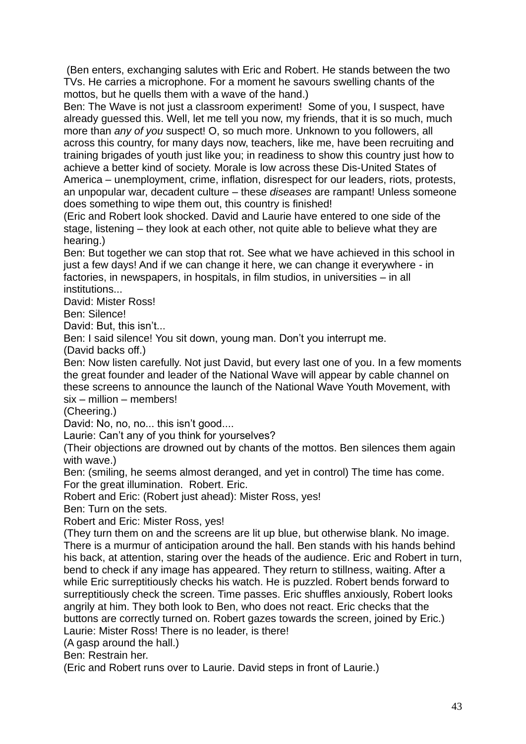(Ben enters, exchanging salutes with Eric and Robert. He stands between the two TVs. He carries a microphone. For a moment he savours swelling chants of the mottos, but he quells them with a wave of the hand.)

Ben: The Wave is not just a classroom experiment! Some of you, I suspect, have already guessed this. Well, let me tell you now, my friends, that it is so much, much more than *any of you* suspect! O, so much more. Unknown to you followers, all across this country, for many days now, teachers, like me, have been recruiting and training brigades of youth just like you; in readiness to show this country just how to achieve a better kind of society. Morale is low across these Dis-United States of America – unemployment, crime, inflation, disrespect for our leaders, riots, protests, an unpopular war, decadent culture – these *diseases* are rampant! Unless someone does something to wipe them out, this country is finished!

(Eric and Robert look shocked. David and Laurie have entered to one side of the stage, listening – they look at each other, not quite able to believe what they are hearing.)

Ben: But together we can stop that rot. See what we have achieved in this school in just a few days! And if we can change it here, we can change it everywhere - in factories, in newspapers, in hospitals, in film studios, in universities – in all institutions...

David: Mister Ross!

Ben: Silence!

David: But, this isn't...

Ben: I said silence! You sit down, young man. Don't you interrupt me.

(David backs off.)

Ben: Now listen carefully. Not just David, but every last one of you. In a few moments the great founder and leader of the National Wave will appear by cable channel on these screens to announce the launch of the National Wave Youth Movement, with six – million – members!

(Cheering.)

David: No, no, no... this isn't good....

Laurie: Can't any of you think for yourselves?

(Their objections are drowned out by chants of the mottos. Ben silences them again with wave.)

Ben: (smiling, he seems almost deranged, and yet in control) The time has come. For the great illumination. Robert. Eric.

Robert and Eric: (Robert just ahead): Mister Ross, yes!

Ben: Turn on the sets.

Robert and Eric: Mister Ross, yes!

(They turn them on and the screens are lit up blue, but otherwise blank. No image. There is a murmur of anticipation around the hall. Ben stands with his hands behind his back, at attention, staring over the heads of the audience. Eric and Robert in turn, bend to check if any image has appeared. They return to stillness, waiting. After a while Eric surreptitiously checks his watch. He is puzzled. Robert bends forward to surreptitiously check the screen. Time passes. Eric shuffles anxiously, Robert looks angrily at him. They both look to Ben, who does not react. Eric checks that the buttons are correctly turned on. Robert gazes towards the screen, joined by Eric.)

Laurie: Mister Ross! There is no leader, is there!

(A gasp around the hall.)

Ben: Restrain her.

(Eric and Robert runs over to Laurie. David steps in front of Laurie.)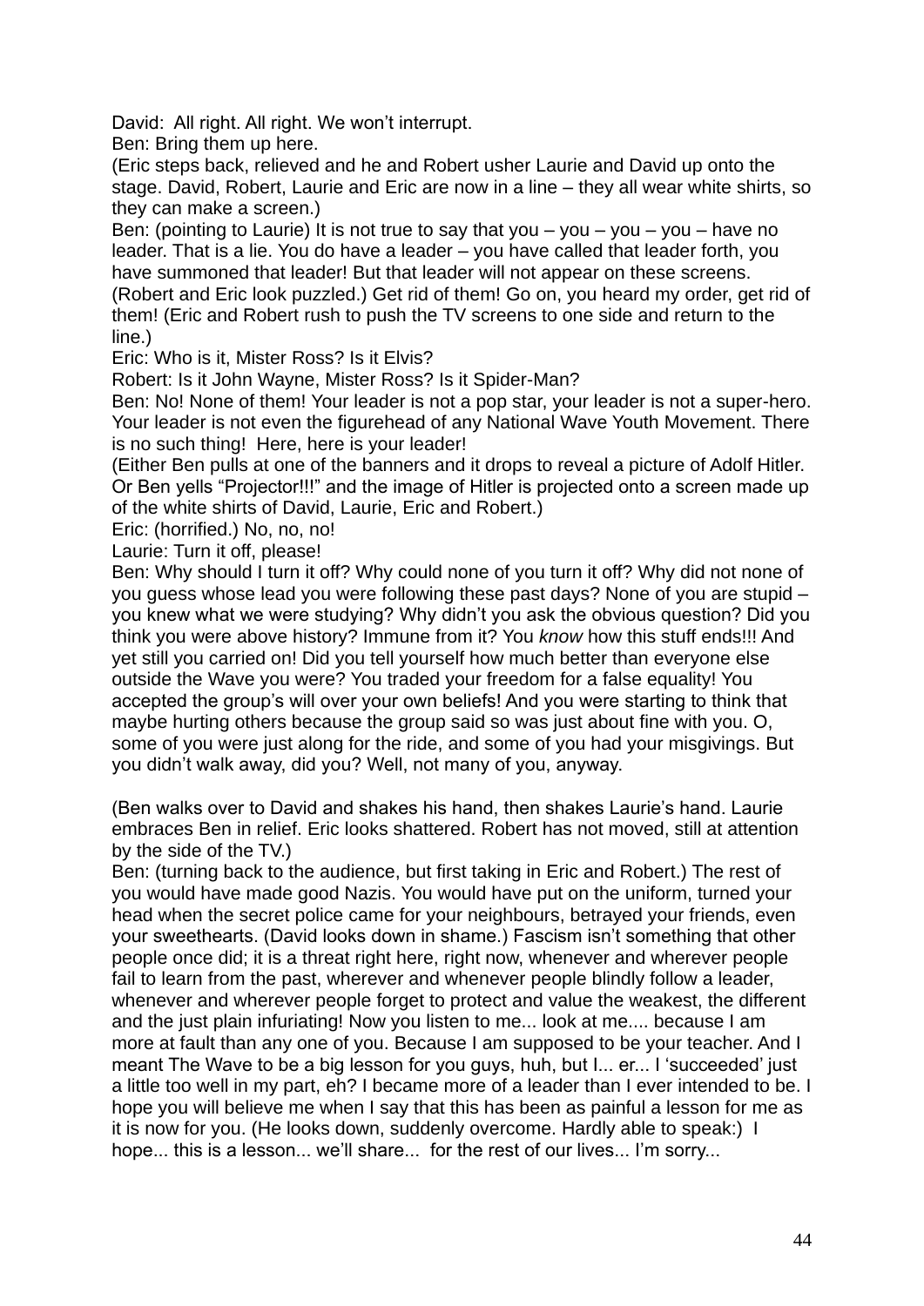David: All right. All right. We won't interrupt.

Ben: Bring them up here.

(Eric steps back, relieved and he and Robert usher Laurie and David up onto the stage. David, Robert, Laurie and Eric are now in a line – they all wear white shirts, so they can make a screen.)

Ben: (pointing to Laurie) It is not true to say that you – you – you – you – have no leader. That is a lie. You do have a leader – you have called that leader forth, you have summoned that leader! But that leader will not appear on these screens. (Robert and Eric look puzzled.) Get rid of them! Go on, you heard my order, get rid of them! (Eric and Robert rush to push the TV screens to one side and return to the line.)

Eric: Who is it, Mister Ross? Is it Elvis?

Robert: Is it John Wayne, Mister Ross? Is it Spider-Man?

Ben: No! None of them! Your leader is not a pop star, your leader is not a super-hero. Your leader is not even the figurehead of any National Wave Youth Movement. There is no such thing! Here, here is your leader!

(Either Ben pulls at one of the banners and it drops to reveal a picture of Adolf Hitler. Or Ben yells "Projector!!!" and the image of Hitler is projected onto a screen made up of the white shirts of David, Laurie, Eric and Robert.)

Eric: (horrified.) No, no, no!

Laurie: Turn it off, please!

Ben: Why should I turn it off? Why could none of you turn it off? Why did not none of you guess whose lead you were following these past days? None of you are stupid – you knew what we were studying? Why didn't you ask the obvious question? Did you think you were above history? Immune from it? You *know* how this stuff ends!!! And yet still you carried on! Did you tell yourself how much better than everyone else outside the Wave you were? You traded your freedom for a false equality! You accepted the group's will over your own beliefs! And you were starting to think that maybe hurting others because the group said so was just about fine with you. O, some of you were just along for the ride, and some of you had your misgivings. But you didn't walk away, did you? Well, not many of you, anyway.

(Ben walks over to David and shakes his hand, then shakes Laurie's hand. Laurie embraces Ben in relief. Eric looks shattered. Robert has not moved, still at attention by the side of the TV.)

Ben: (turning back to the audience, but first taking in Eric and Robert.) The rest of you would have made good Nazis. You would have put on the uniform, turned your head when the secret police came for your neighbours, betrayed your friends, even your sweethearts. (David looks down in shame.) Fascism isn't something that other people once did; it is a threat right here, right now, whenever and wherever people fail to learn from the past, wherever and whenever people blindly follow a leader, whenever and wherever people forget to protect and value the weakest, the different and the just plain infuriating! Now you listen to me... look at me.... because I am more at fault than any one of you. Because I am supposed to be your teacher. And I meant The Wave to be a big lesson for you guys, huh, but I... er... I 'succeeded' just a little too well in my part, eh? I became more of a leader than I ever intended to be. I hope you will believe me when I say that this has been as painful a lesson for me as it is now for you. (He looks down, suddenly overcome. Hardly able to speak:) I hope... this is a lesson... we'll share... for the rest of our lives... I'm sorry...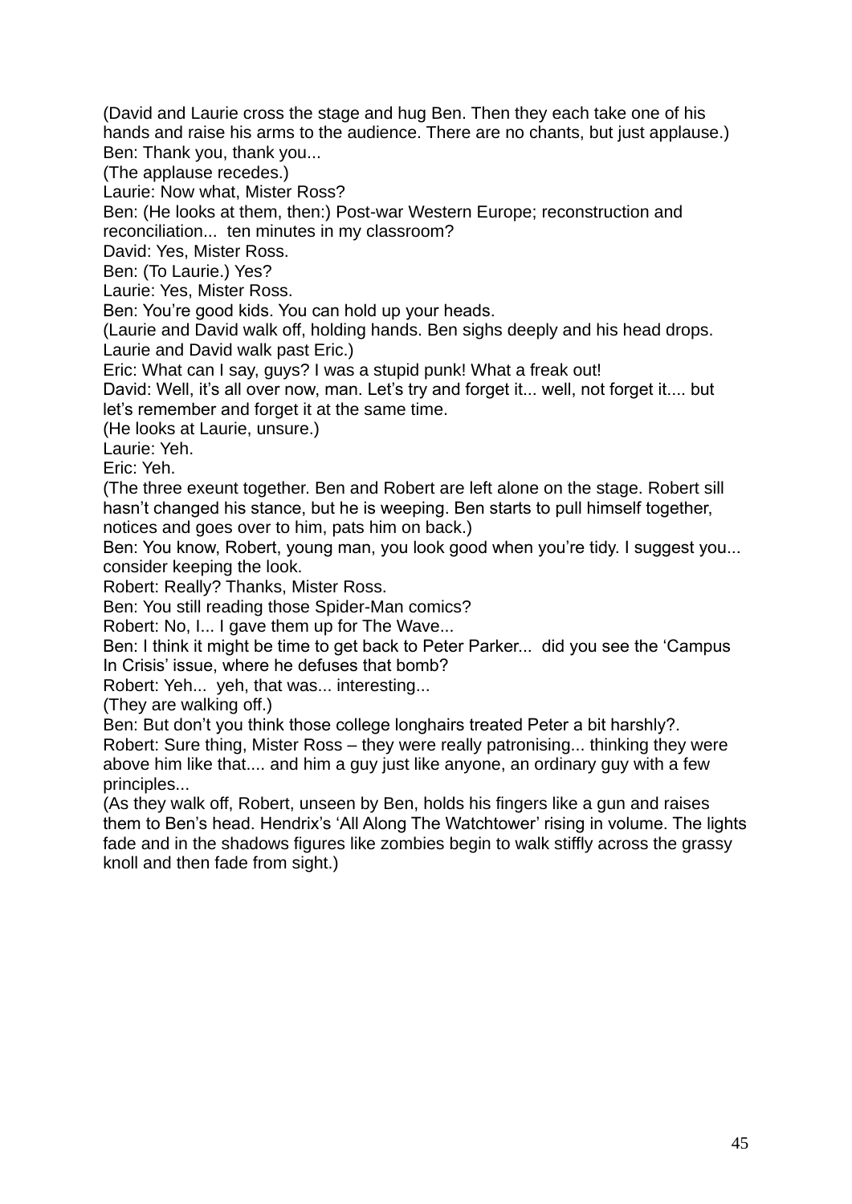(David and Laurie cross the stage and hug Ben. Then they each take one of his hands and raise his arms to the audience. There are no chants, but just applause.)

Ben: Thank you, thank you...

(The applause recedes.)

Laurie: Now what, Mister Ross?

Ben: (He looks at them, then:) Post-war Western Europe; reconstruction and reconciliation... ten minutes in my classroom?

David: Yes, Mister Ross.

Ben: (To Laurie.) Yes?

Laurie: Yes, Mister Ross.

Ben: You're good kids. You can hold up your heads.

(Laurie and David walk off, holding hands. Ben sighs deeply and his head drops. Laurie and David walk past Eric.)

Eric: What can I say, guys? I was a stupid punk! What a freak out!

David: Well, it's all over now, man. Let's try and forget it... well, not forget it.... but let's remember and forget it at the same time.

(He looks at Laurie, unsure.)

Laurie: Yeh.

Eric: Yeh.

(The three exeunt together. Ben and Robert are left alone on the stage. Robert sill hasn't changed his stance, but he is weeping. Ben starts to pull himself together, notices and goes over to him, pats him on back.)

Ben: You know, Robert, young man, you look good when you're tidy. I suggest you... consider keeping the look.

Robert: Really? Thanks, Mister Ross.

Ben: You still reading those Spider-Man comics?

Robert: No, I... I gave them up for The Wave...

Ben: I think it might be time to get back to Peter Parker... did you see the 'Campus In Crisis' issue, where he defuses that bomb?

Robert: Yeh... yeh, that was... interesting...

(They are walking off.)

Ben: But don't you think those college longhairs treated Peter a bit harshly?.

Robert: Sure thing, Mister Ross – they were really patronising... thinking they were above him like that.... and him a guy just like anyone, an ordinary guy with a few principles...

(As they walk off, Robert, unseen by Ben, holds his fingers like a gun and raises them to Ben's head. Hendrix's 'All Along The Watchtower' rising in volume. The lights fade and in the shadows figures like zombies begin to walk stiffly across the grassy knoll and then fade from sight.)